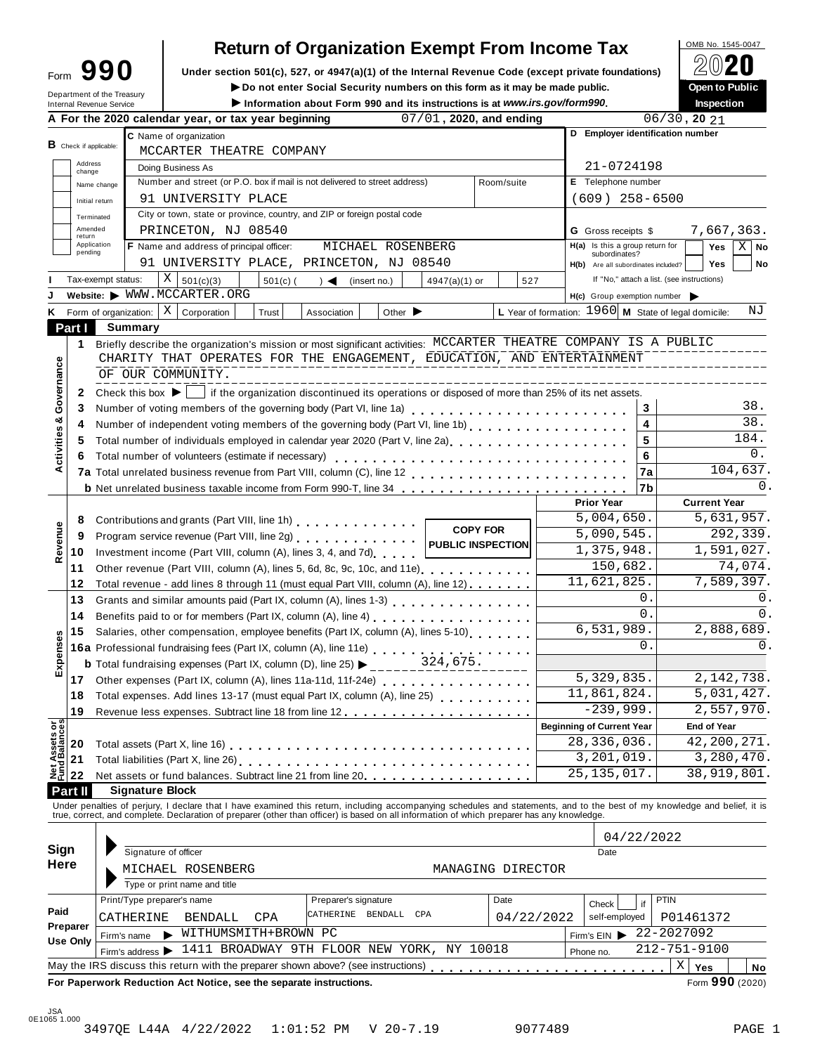# Return of Organization Exempt From Income Tax

Form **990**

Department of the Treasury
Internal Revenue Service

Under section 501(c), 527, or 4947(a)(1) of the Internal Revenue Code (except private foundations)

▶ Do not enter Social Security numbers on this form as it may be made public.

▶ Information about Form 990 and its instructions is at *www.irs.gov/form990*.

OMB No. 1545-0047

**2020**

**Open to Public Inspection**

**A** For the 2020 calendar year, or tax year beginning 07/01, 2020, and ending 06/30, 20 21

**B** Check if applicable: Address change / Name change / Initial return / Terminated / Amended return / Application pending

**C** Name of organization: MCCARTER THEATRE COMPANY

Doing Business As

Number and street (or P.O. box if mail is not delivered to street address): 91 UNIVERSITY PLACE — Room/suite

City or town, state or province, country, and ZIP or foreign postal code: PRINCETON, NJ 08540

**D** Employer identification number: 21-0724198

**E** Telephone number: (609) 258-6500

**G** Gross receipts $ 7,667,363.

**F** Name and address of principal officer: MICHAEL ROSENBERG, 91 UNIVERSITY PLACE, PRINCETON, NJ 08540

**H(a)** Is this a group return for subordinates? Yes [ ] No [X]

**H(b)** Are all subordinates included? Yes [ ] No [ ] If "No," attach a list. (see instructions)

**I** Tax-exempt status: [X] 501(c)(3) [ ] 501(c) ( ) ◀ (insert no.) [ ] 4947(a)(1) or [ ] 527

**J** Website: ▶ WWW.MCCARTER.ORG

**H(c)** Group exemption number ▶

**K** Form of organization: [X] Corporation [ ] Trust [ ] Association [ ] Other ▶

**L** Year of formation: 1960 **M** State of legal domicile: NJ

## Part I Summary

**Activities & Governance**

1 Briefly describe the organization's mission or most significant activities: MCCARTER THEATRE COMPANY IS A PUBLIC CHARITY THAT OPERATES FOR THE ENGAGEMENT, EDUCATION, AND ENTERTAINMENT OF OUR COMMUNITY.

2 Check this box ▶ [ ] if the organization discontinued its operations or disposed of more than 25% of its net assets.

| | | | |
|---|---|---|---|
| 3 | Number of voting members of the governing body (Part VI, line 1a) | 3 | 38. |
| 4 | Number of independent voting members of the governing body (Part VI, line 1b) | 4 | 38. |
| 5 | Total number of individuals employed in calendar year 2020 (Part V, line 2a) | 5 | 184. |
| 6 | Total number of volunteers (estimate if necessary) | 6 | 0. |
| 7a | Total unrelated business revenue from Part VIII, column (C), line 12 | 7a | 104,637. |
| b | Net unrelated business taxable income from Form 990-T, line 34 | 7b | 0. |

COPY FOR PUBLIC INSPECTION

| | | | Prior Year | Current Year |
|---|---|---|---|---|
| **Revenue** | 8 | Contributions and grants (Part VIII, line 1h) | 5,004,650. | 5,631,957. |
| | 9 | Program service revenue (Part VIII, line 2g) | 5,090,545. | 292,339. |
| | 10 | Investment income (Part VIII, column (A), lines 3, 4, and 7d) | 1,375,948. | 1,591,027. |
| | 11 | Other revenue (Part VIII, column (A), lines 5, 6d, 8c, 9c, 10c, and 11e) | 150,682. | 74,074. |
| | 12 | Total revenue - add lines 8 through 11 (must equal Part VIII, column (A), line 12) | 11,621,825. | 7,589,397. |
| **Expenses** | 13 | Grants and similar amounts paid (Part IX, column (A), lines 1-3) | 0. | 0. |
| | 14 | Benefits paid to or for members (Part IX, column (A), line 4) | 0. | 0. |
| | 15 | Salaries, other compensation, employee benefits (Part IX, column (A), lines 5-10) | 6,531,989. | 2,888,689. |
| | 16a | Professional fundraising fees (Part IX, column (A), line 11e) | 0. | 0. |
| | b | Total fundraising expenses (Part IX, column (D), line 25) ▶ 324,675. | | |
| | 17 | Other expenses (Part IX, column (A), lines 11a-11d, 11f-24e) | 5,329,835. | 2,142,738. |
| | 18 | Total expenses. Add lines 13-17 (must equal Part IX, column (A), line 25) | 11,861,824. | 5,031,427. |
| | 19 | Revenue less expenses. Subtract line 18 from line 12 | -239,999. | 2,557,970. |
| | | | **Beginning of Current Year** | **End of Year** |
| **Net Assets or Fund Balances** | 20 | Total assets (Part X, line 16) | 28,336,036. | 42,200,271. |
| | 21 | Total liabilities (Part X, line 26) | 3,201,019. | 3,280,470. |
| | 22 | Net assets or fund balances. Subtract line 21 from line 20 | 25,135,017. | 38,919,801. |

## Part II Signature Block

Under penalties of perjury, I declare that I have examined this return, including accompanying schedules and statements, and to the best of my knowledge and belief, it is true, correct, and complete. Declaration of preparer (other than officer) is based on all information of which preparer has any knowledge.

**Sign Here**

Signature of officer — Date: 04/22/2022

MICHAEL ROSENBERG — MANAGING DIRECTOR
Type or print name and title

| **Paid Preparer Use Only** | | | | |
|---|---|---|---|---|
| Print/Type preparer's name: CATHERINE BENDALL CPA | Preparer's signature: CATHERINE BENDALL CPA | Date: 04/22/2022 | Check [ ] if self-employed | PTIN: P01461372 |
| Firm's name ▶ WITHUMSMITH+BROWN PC | | | Firm's EIN ▶ 22-2027092 | |
| Firm's address ▶ 1411 BROADWAY 9TH FLOOR NEW YORK, NY 10018 | | | Phone no. 212-751-9100 | |

May the IRS discuss this return with the preparer shown above? (see instructions) [X] Yes [ ] No

**For Paperwork Reduction Act Notice, see the separate instructions.** Form **990** (2020)

JSA 0E1065 1.000

3497QE L44A 4/22/2022 1:01:52 PM V 20-7.19 9077489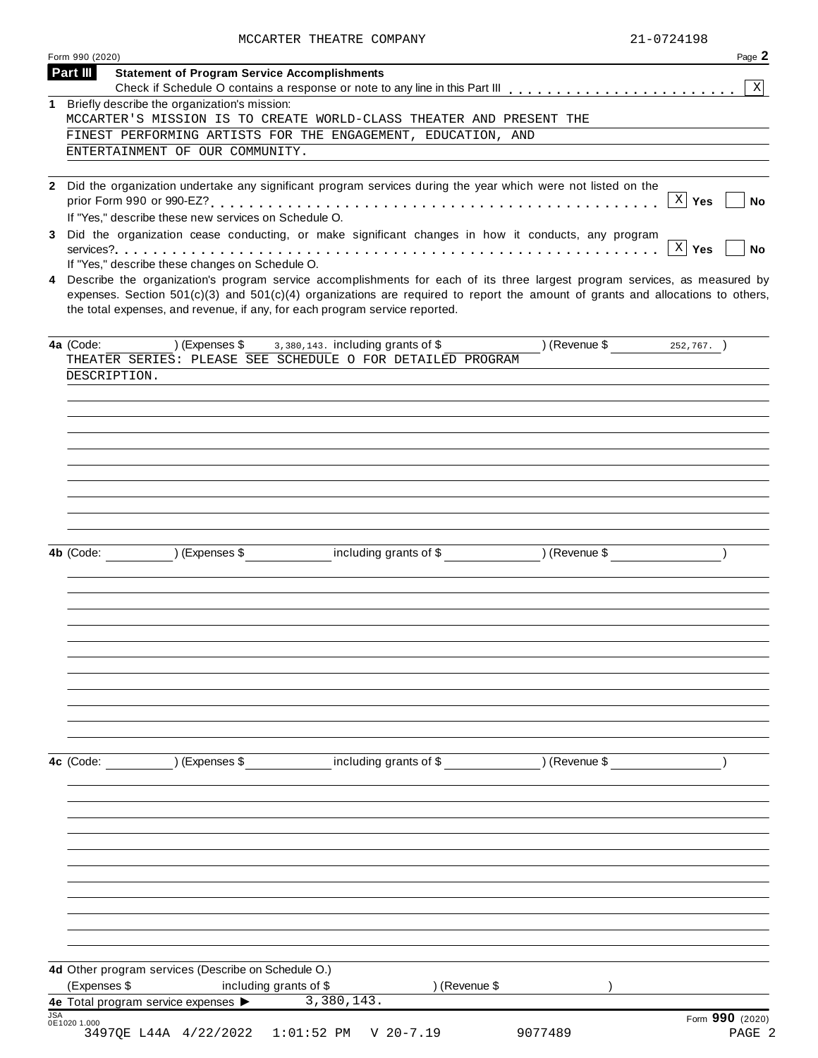MCCARTER THEATRE COMPANY 21-0724198

Form 990 (2020) Page 2

**Part III Statement of Program Service Accomplishments**

Check if Schedule O contains a response or note to any line in this Part III . . . . . . . . . . . . . . . . . . . . . . . [X]

**1** Briefly describe the organization's mission:

MCCARTER'S MISSION IS TO CREATE WORLD-CLASS THEATER AND PRESENT THE FINEST PERFORMING ARTISTS FOR THE ENGAGEMENT, EDUCATION, AND ENTERTAINMENT OF OUR COMMUNITY.

**2** Did the organization undertake any significant program services during the year which were not listed on the prior Form 990 or 990-EZ? . . . . . . . . . . . . . . . . . . . . . . . . . . . . . . . . . . . . . . . . . [X] **Yes** [ ] **No**

If "Yes," describe these new services on Schedule O.

**3** Did the organization cease conducting, or make significant changes in how it conducts, any program services? . . . . . . . . . . . . . . . . . . . . . . . . . . . . . . . . . . . . . . . . . . . . . . . . . . . . . [X] **Yes** [ ] **No**

If "Yes," describe these changes on Schedule O.

**4** Describe the organization's program service accomplishments for each of its three largest program services, as measured by expenses. Section 501(c)(3) and 501(c)(4) organizations are required to report the amount of grants and allocations to others, the total expenses, and revenue, if any, for each program service reported.

**4a** (Code: ) (Expenses $ 3,380,143. including grants of $ ) (Revenue $ 252,767. )

THEATER SERIES: PLEASE SEE SCHEDULE O FOR DETAILED PROGRAM DESCRIPTION.

**4b** (Code: ) (Expenses $ including grants of $ ) (Revenue $ )

**4c** (Code: ) (Expenses $ including grants of $ ) (Revenue $ )

**4d** Other program services (Describe on Schedule O.)

(Expenses $ including grants of $ ) (Revenue $ )

**4e** Total program service expenses ▶ 3,380,143.

Form **990** (2020)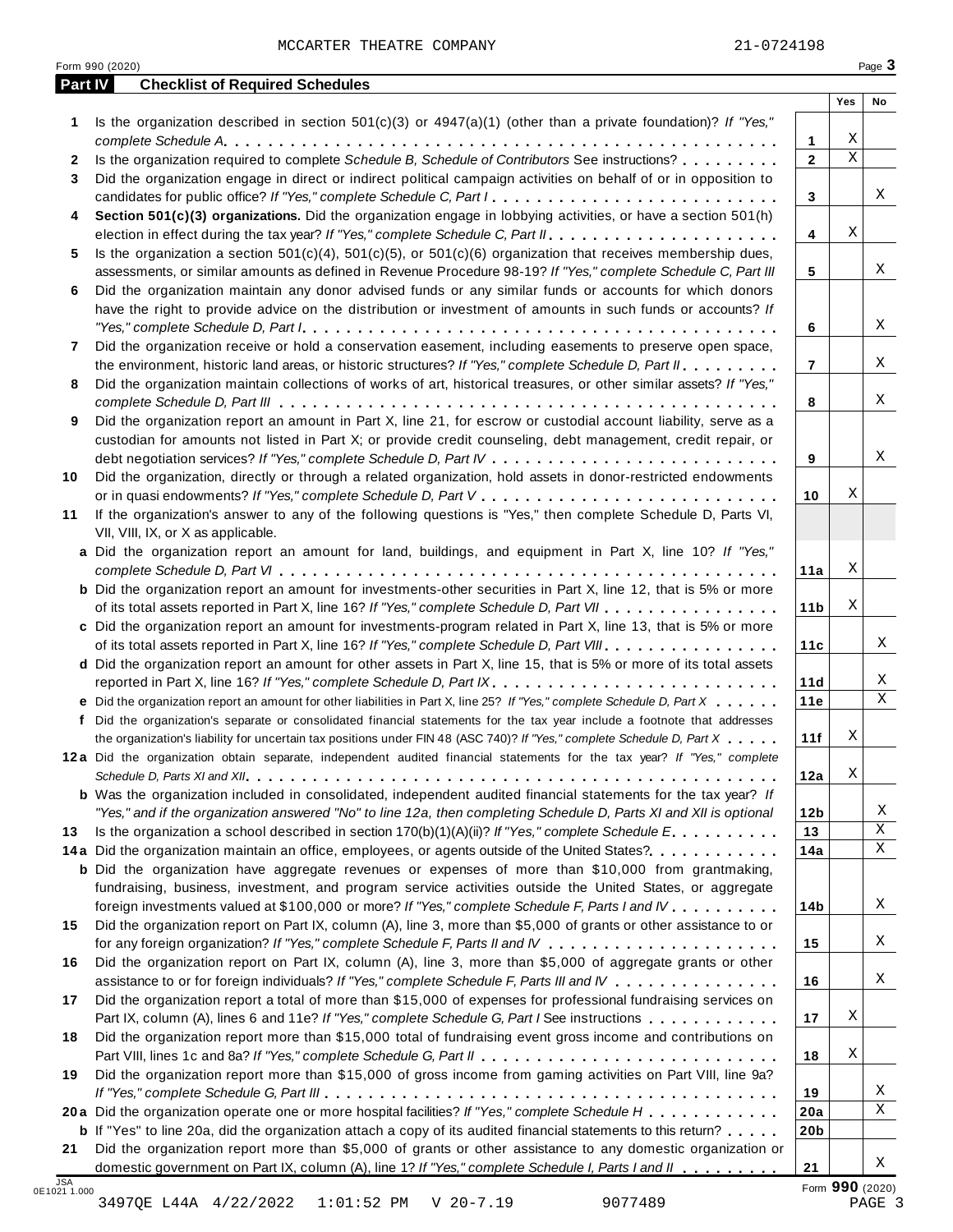MCCARTER THEATRE COMPANY 21-0724198

Form 990 (2020)

## Part IV Checklist of Required Schedules

| | | | Yes | No |
|---|---|---|---|---|
| **1** | Is the organization described in section 501(c)(3) or 4947(a)(1) (other than a private foundation)? *If "Yes," complete Schedule A* | **1** | X | |
| **2** | Is the organization required to complete *Schedule B, Schedule of Contributors* See instructions? | **2** | X | |
| **3** | Did the organization engage in direct or indirect political campaign activities on behalf of or in opposition to candidates for public office? *If "Yes," complete Schedule C, Part I* | **3** | | X |
| **4** | **Section 501(c)(3) organizations.** Did the organization engage in lobbying activities, or have a section 501(h) election in effect during the tax year? *If "Yes," complete Schedule C, Part II* | **4** | X | |
| **5** | Is the organization a section 501(c)(4), 501(c)(5), or 501(c)(6) organization that receives membership dues, assessments, or similar amounts as defined in Revenue Procedure 98-19? *If "Yes," complete Schedule C, Part III* | **5** | | X |
| **6** | Did the organization maintain any donor advised funds or any similar funds or accounts for which donors have the right to provide advice on the distribution or investment of amounts in such funds or accounts? *If "Yes," complete Schedule D, Part I* | **6** | | X |
| **7** | Did the organization receive or hold a conservation easement, including easements to preserve open space, the environment, historic land areas, or historic structures? *If "Yes," complete Schedule D, Part II* | **7** | | X |
| **8** | Did the organization maintain collections of works of art, historical treasures, or other similar assets? *If "Yes," complete Schedule D, Part III* | **8** | | X |
| **9** | Did the organization report an amount in Part X, line 21, for escrow or custodial account liability, serve as a custodian for amounts not listed in Part X; or provide credit counseling, debt management, credit repair, or debt negotiation services? *If "Yes," complete Schedule D, Part IV* | **9** | | X |
| **10** | Did the organization, directly or through a related organization, hold assets in donor-restricted endowments or in quasi endowments? *If "Yes," complete Schedule D, Part V* | **10** | X | |
| **11** | If the organization's answer to any of the following questions is "Yes," then complete Schedule D, Parts VI, VII, VIII, IX, or X as applicable. | | | |
| **a** | Did the organization report an amount for land, buildings, and equipment in Part X, line 10? *If "Yes," complete Schedule D, Part VI* | **11a** | X | |
| **b** | Did the organization report an amount for investments-other securities in Part X, line 12, that is 5% or more of its total assets reported in Part X, line 16? *If "Yes," complete Schedule D, Part VII* | **11b** | X | |
| **c** | Did the organization report an amount for investments-program related in Part X, line 13, that is 5% or more of its total assets reported in Part X, line 16? *If "Yes," complete Schedule D, Part VIII* | **11c** | | X |
| **d** | Did the organization report an amount for other assets in Part X, line 15, that is 5% or more of its total assets reported in Part X, line 16? *If "Yes," complete Schedule D, Part IX* | **11d** | | X |
| **e** | Did the organization report an amount for other liabilities in Part X, line 25? *If "Yes," complete Schedule D, Part X* | **11e** | | X |
| **f** | Did the organization's separate or consolidated financial statements for the tax year include a footnote that addresses the organization's liability for uncertain tax positions under FIN 48 (ASC 740)? *If "Yes," complete Schedule D, Part X* | **11f** | X | |
| **12a** | Did the organization obtain separate, independent audited financial statements for the tax year? *If "Yes," complete Schedule D, Parts XI and XII* | **12a** | X | |
| **b** | Was the organization included in consolidated, independent audited financial statements for the tax year? *If "Yes," and if the organization answered "No" to line 12a, then completing Schedule D, Parts XI and XII is optional* | **12b** | | X |
| **13** | Is the organization a school described in section 170(b)(1)(A)(ii)? *If "Yes," complete Schedule E* | **13** | | X |
| **14a** | Did the organization maintain an office, employees, or agents outside of the United States? | **14a** | | X |
| **b** | Did the organization have aggregate revenues or expenses of more than $10,000 from grantmaking, fundraising, business, investment, and program service activities outside the United States, or aggregate foreign investments valued at $100,000 or more? *If "Yes," complete Schedule F, Parts I and IV* | **14b** | | X |
| **15** | Did the organization report on Part IX, column (A), line 3, more than $5,000 of grants or other assistance to or for any foreign organization? *If "Yes," complete Schedule F, Parts II and IV* | **15** | | X |
| **16** | Did the organization report on Part IX, column (A), line 3, more than $5,000 of aggregate grants or other assistance to or for foreign individuals? *If "Yes," complete Schedule F, Parts III and IV* | **16** | | X |
| **17** | Did the organization report a total of more than $15,000 of expenses for professional fundraising services on Part IX, column (A), lines 6 and 11e? *If "Yes," complete Schedule G, Part I* See instructions | **17** | X | |
| **18** | Did the organization report more than $15,000 total of fundraising event gross income and contributions on Part VIII, lines 1c and 8a? *If "Yes," complete Schedule G, Part II* | **18** | X | |
| **19** | Did the organization report more than $15,000 of gross income from gaming activities on Part VIII, line 9a? *If "Yes," complete Schedule G, Part III* | **19** | | X |
| **20a** | Did the organization operate one or more hospital facilities? *If "Yes," complete Schedule H* | **20a** | | X |
| **b** | If "Yes" to line 20a, did the organization attach a copy of its audited financial statements to this return? | **20b** | | |
| **21** | Did the organization report more than $5,000 of grants or other assistance to any domestic organization or domestic government on Part IX, column (A), line 1? *If "Yes," complete Schedule I, Parts I and II* | **21** | | X |

JSA 0E1021 1.000

Form **990** (2020)

3497QE L44A 4/22/2022 1:01:52 PM V 20-7.19 9077489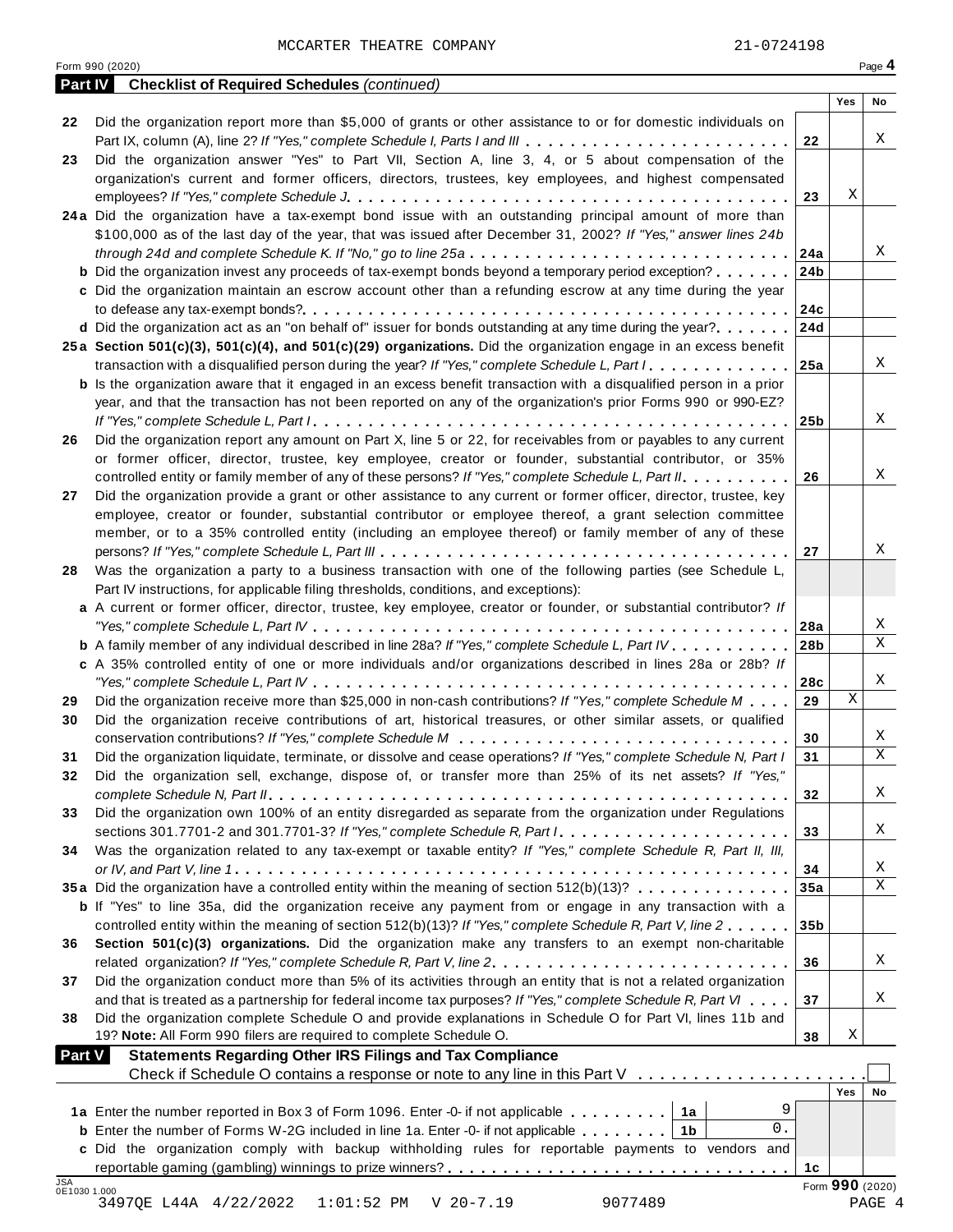MCCARTER THEATRE COMPANY 21-0724198

Form 990 (2020) Page **4**

## Part IV Checklist of Required Schedules *(continued)*

| | | | Yes | No |
|---|---|---|---|---|
| 22 | Did the organization report more than $5,000 of grants or other assistance to or for domestic individuals on Part IX, column (A), line 2? *If "Yes," complete Schedule I, Parts I and III* | 22 | | X |
| 23 | Did the organization answer "Yes" to Part VII, Section A, line 3, 4, or 5 about compensation of the organization's current and former officers, directors, trustees, key employees, and highest compensated employees? *If "Yes," complete Schedule J* | 23 | X | |
| 24a | Did the organization have a tax-exempt bond issue with an outstanding principal amount of more than $100,000 as of the last day of the year, that was issued after December 31, 2002? *If "Yes," answer lines 24b through 24d and complete Schedule K. If "No," go to line 25a* | 24a | | X |
| b | Did the organization invest any proceeds of tax-exempt bonds beyond a temporary period exception? | 24b | | |
| c | Did the organization maintain an escrow account other than a refunding escrow at any time during the year to defease any tax-exempt bonds? | 24c | | |
| d | Did the organization act as an "on behalf of" issuer for bonds outstanding at any time during the year? | 24d | | |
| 25a | **Section 501(c)(3), 501(c)(4), and 501(c)(29) organizations.** Did the organization engage in an excess benefit transaction with a disqualified person during the year? *If "Yes," complete Schedule L, Part I* | 25a | | X |
| b | Is the organization aware that it engaged in an excess benefit transaction with a disqualified person in a prior year, and that the transaction has not been reported on any of the organization's prior Forms 990 or 990-EZ? *If "Yes," complete Schedule L, Part I* | 25b | | X |
| 26 | Did the organization report any amount on Part X, line 5 or 22, for receivables from or payables to any current or former officer, director, trustee, key employee, creator or founder, substantial contributor, or 35% controlled entity or family member of any of these persons? *If "Yes," complete Schedule L, Part II* | 26 | | X |
| 27 | Did the organization provide a grant or other assistance to any current or former officer, director, trustee, key employee, creator or founder, substantial contributor or employee thereof, a grant selection committee member, or to a 35% controlled entity (including an employee thereof) or family member of any of these persons? *If "Yes," complete Schedule L, Part III* | 27 | | X |
| 28 | Was the organization a party to a business transaction with one of the following parties (see Schedule L, Part IV instructions, for applicable filing thresholds, conditions, and exceptions): | | | |
| a | A current or former officer, director, trustee, key employee, creator or founder, or substantial contributor? *If "Yes," complete Schedule L, Part IV* | 28a | | X |
| b | A family member of any individual described in line 28a? *If "Yes," complete Schedule L, Part IV* | 28b | | X |
| c | A 35% controlled entity of one or more individuals and/or organizations described in lines 28a or 28b? *If "Yes," complete Schedule L, Part IV* | 28c | | X |
| 29 | Did the organization receive more than $25,000 in non-cash contributions? *If "Yes," complete Schedule M* | 29 | X | |
| 30 | Did the organization receive contributions of art, historical treasures, or other similar assets, or qualified conservation contributions? *If "Yes," complete Schedule M* | 30 | | X |
| 31 | Did the organization liquidate, terminate, or dissolve and cease operations? *If "Yes," complete Schedule N, Part I* | 31 | | X |
| 32 | Did the organization sell, exchange, dispose of, or transfer more than 25% of its net assets? *If "Yes," complete Schedule N, Part II* | 32 | | X |
| 33 | Did the organization own 100% of an entity disregarded as separate from the organization under Regulations sections 301.7701-2 and 301.7701-3? *If "Yes," complete Schedule R, Part I* | 33 | | X |
| 34 | Was the organization related to any tax-exempt or taxable entity? *If "Yes," complete Schedule R, Part II, III, or IV, and Part V, line 1* | 34 | | X |
| 35a | Did the organization have a controlled entity within the meaning of section 512(b)(13)? | 35a | | X |
| b | If "Yes" to line 35a, did the organization receive any payment from or engage in any transaction with a controlled entity within the meaning of section 512(b)(13)? *If "Yes," complete Schedule R, Part V, line 2* | 35b | | |
| 36 | **Section 501(c)(3) organizations.** Did the organization make any transfers to an exempt non-charitable related organization? *If "Yes," complete Schedule R, Part V, line 2* | 36 | | X |
| 37 | Did the organization conduct more than 5% of its activities through an entity that is not a related organization and that is treated as a partnership for federal income tax purposes? *If "Yes," complete Schedule R, Part VI* | 37 | | X |
| 38 | Did the organization complete Schedule O and provide explanations in Schedule O for Part VI, lines 11b and 19? **Note:** All Form 990 filers are required to complete Schedule O. | 38 | X | |

## Part V Statements Regarding Other IRS Filings and Tax Compliance

Check if Schedule O contains a response or note to any line in this Part V ☐

| | | | | | Yes | No |
|---|---|---|---|---|---|---|
| 1a | Enter the number reported in Box 3 of Form 1096. Enter -0- if not applicable | 1a | 9 | | | |
| b | Enter the number of Forms W-2G included in line 1a. Enter -0- if not applicable | 1b | 0. | | | |
| c | Did the organization comply with backup withholding rules for reportable payments to vendors and reportable gaming (gambling) winnings to prize winners? | | | 1c | | |

JSA 0E1030 1.000

Form **990** (2020)

3497QE L44A 4/22/2022 1:01:52 PM V 20-7.19 9077489 PAGE 4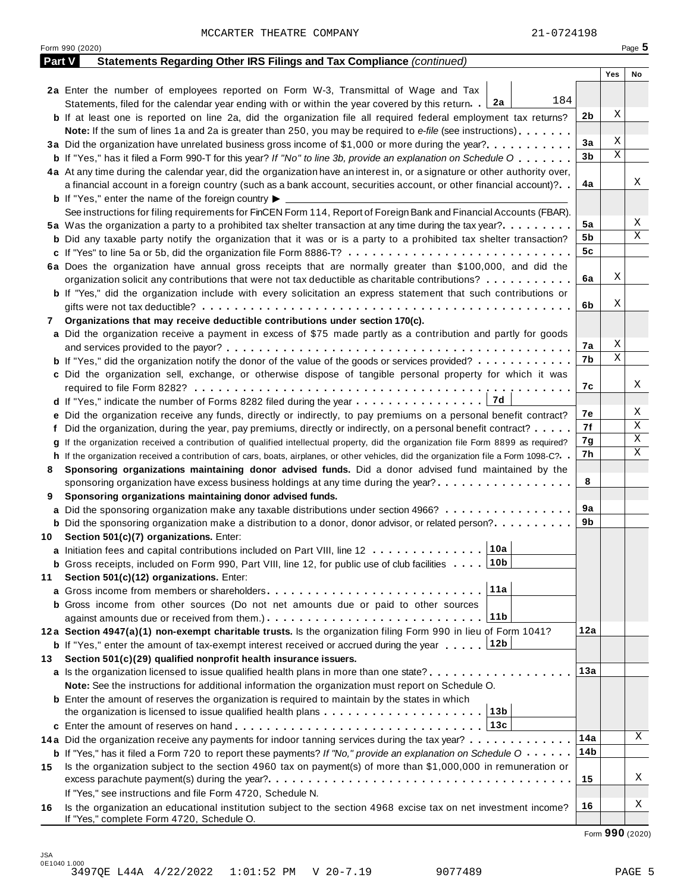MCCARTER THEATRE COMPANY 21-0724198

Form 990 (2020) Page 5

**Part V Statements Regarding Other IRS Filings and Tax Compliance** *(continued)*

| | | | Yes | No |
|---|---|---|---|---|
| **2a** | Enter the number of employees reported on Form W-3, Transmittal of Wage and Tax Statements, filed for the calendar year ending with or within the year covered by this return . . **2a** 184 | | | |
| **b** | If at least one is reported on line 2a, did the organization file all required federal employment tax returns? | **2b** | X | |
| | **Note:** If the sum of lines 1a and 2a is greater than 250, you may be required to *e-file* (see instructions) | | | |
| **3a** | Did the organization have unrelated business gross income of $1,000 or more during the year? | **3a** | X | |
| **b** | If "Yes," has it filed a Form 990-T for this year? *If "No" to line 3b, provide an explanation on Schedule O* | **3b** | X | |
| **4a** | At any time during the calendar year, did the organization have an interest in, or a signature or other authority over, a financial account in a foreign country (such as a bank account, securities account, or other financial account)? | **4a** | | X |
| **b** | If "Yes," enter the name of the foreign country ▶ | | | |
| | See instructions for filing requirements for FinCEN Form 114, Report of Foreign Bank and Financial Accounts (FBAR). | | | |
| **5a** | Was the organization a party to a prohibited tax shelter transaction at any time during the tax year? | **5a** | | X |
| **b** | Did any taxable party notify the organization that it was or is a party to a prohibited tax shelter transaction? | **5b** | | X |
| **c** | If "Yes" to line 5a or 5b, did the organization file Form 8886-T? | **5c** | | |
| **6a** | Does the organization have annual gross receipts that are normally greater than $100,000, and did the organization solicit any contributions that were not tax deductible as charitable contributions? | **6a** | X | |
| **b** | If "Yes," did the organization include with every solicitation an express statement that such contributions or gifts were not tax deductible? | **6b** | X | |
| **7** | **Organizations that may receive deductible contributions under section 170(c).** | | | |
| **a** | Did the organization receive a payment in excess of $75 made partly as a contribution and partly for goods and services provided to the payor? | **7a** | X | |
| **b** | If "Yes," did the organization notify the donor of the value of the goods or services provided? | **7b** | X | |
| **c** | Did the organization sell, exchange, or otherwise dispose of tangible personal property for which it was required to file Form 8282? | **7c** | | X |
| **d** | If "Yes," indicate the number of Forms 8282 filed during the year . . . **7d** | | | |
| **e** | Did the organization receive any funds, directly or indirectly, to pay premiums on a personal benefit contract? | **7e** | | X |
| **f** | Did the organization, during the year, pay premiums, directly or indirectly, on a personal benefit contract? | **7f** | | X |
| **g** | If the organization received a contribution of qualified intellectual property, did the organization file Form 8899 as required? | **7g** | | X |
| **h** | If the organization received a contribution of cars, boats, airplanes, or other vehicles, did the organization file a Form 1098-C? | **7h** | | X |
| **8** | **Sponsoring organizations maintaining donor advised funds.** Did a donor advised fund maintained by the sponsoring organization have excess business holdings at any time during the year? | **8** | | |
| **9** | **Sponsoring organizations maintaining donor advised funds.** | | | |
| **a** | Did the sponsoring organization make any taxable distributions under section 4966? | **9a** | | |
| **b** | Did the sponsoring organization make a distribution to a donor, donor advisor, or related person? | **9b** | | |
| **10** | **Section 501(c)(7) organizations.** Enter: | | | |
| **a** | Initiation fees and capital contributions included on Part VIII, line 12 . . . **10a** | | | |
| **b** | Gross receipts, included on Form 990, Part VIII, line 12, for public use of club facilities . . . **10b** | | | |
| **11** | **Section 501(c)(12) organizations.** Enter: | | | |
| **a** | Gross income from members or shareholders . . . **11a** | | | |
| **b** | Gross income from other sources (Do not net amounts due or paid to other sources against amounts due or received from them.) . . . **11b** | | | |
| **12a** | **Section 4947(a)(1) non-exempt charitable trusts.** Is the organization filing Form 990 in lieu of Form 1041? | **12a** | | |
| **b** | If "Yes," enter the amount of tax-exempt interest received or accrued during the year . . . **12b** | | | |
| **13** | **Section 501(c)(29) qualified nonprofit health insurance issuers.** | | | |
| **a** | Is the organization licensed to issue qualified health plans in more than one state? | **13a** | | |
| | **Note:** See the instructions for additional information the organization must report on Schedule O. | | | |
| **b** | Enter the amount of reserves the organization is required to maintain by the states in which the organization is licensed to issue qualified health plans . . . **13b** | | | |
| **c** | Enter the amount of reserves on hand . . . **13c** | | | |
| **14a** | Did the organization receive any payments for indoor tanning services during the tax year? | **14a** | | X |
| **b** | If "Yes," has it filed a Form 720 to report these payments? *If "No," provide an explanation on Schedule O* | **14b** | | |
| **15** | Is the organization subject to the section 4960 tax on payment(s) of more than $1,000,000 in remuneration or excess parachute payment(s) during the year? | **15** | | X |
| | If "Yes," see instructions and file Form 4720, Schedule N. | | | |
| **16** | Is the organization an educational institution subject to the section 4968 excise tax on net investment income? If "Yes," complete Form 4720, Schedule O. | **16** | | X |

Form **990** (2020)

JSA
0E1040 1.000
3497QE L44A 4/22/2022 1:01:52 PM V 20-7.19 9077489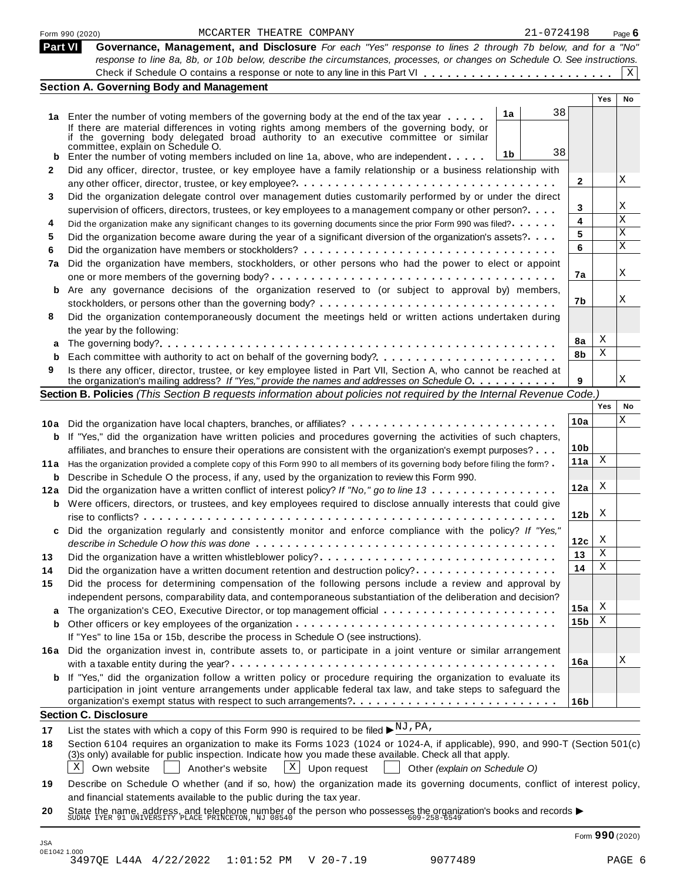Form 990 (2020) MCCARTER THEATRE COMPANY 21-0724198 Page **6**

## Part VI Governance, Management, and Disclosure

*For each "Yes" response to lines 2 through 7b below, and for a "No" response to line 8a, 8b, or 10b below, describe the circumstances, processes, or changes on Schedule O. See instructions.*

Check if Schedule O contains a response or note to any line in this Part VI . . . . . . . . . . . . . . . . . . . . . . . . [X]

### Section A. Governing Body and Management

| | | | | Yes | No |
|---|---|---|---|---|---|
| **1a** | Enter the number of voting members of the governing body at the end of the tax year . . . . . | **1a** 38 | | | |
| | If there are material differences in voting rights among members of the governing body, or if the governing body delegated broad authority to an executive committee or similar committee, explain on Schedule O. | | | | |
| **b** | Enter the number of voting members included on line 1a, above, who are independent . . . . . | **1b** 38 | | | |
| **2** | Did any officer, director, trustee, or key employee have a family relationship or a business relationship with any other officer, director, trustee, or key employee? . . . . . | | **2** | | X |
| **3** | Did the organization delegate control over management duties customarily performed by or under the direct supervision of officers, directors, trustees, or key employees to a management company or other person? . . . . | | **3** | | X |
| **4** | Did the organization make any significant changes to its governing documents since the prior Form 990 was filed? . . . . . | | **4** | | X |
| **5** | Did the organization become aware during the year of a significant diversion of the organization's assets? . . . . | | **5** | | X |
| **6** | Did the organization have members or stockholders? . . . . . | | **6** | | X |
| **7a** | Did the organization have members, stockholders, or other persons who had the power to elect or appoint one or more members of the governing body? . . . . . | | **7a** | | X |
| **b** | Are any governance decisions of the organization reserved to (or subject to approval by) members, stockholders, or persons other than the governing body? . . . . . | | **7b** | | X |
| **8** | Did the organization contemporaneously document the meetings held or written actions undertaken during the year by the following: | | | | |
| **a** | The governing body? . . . . . | | **8a** | X | |
| **b** | Each committee with authority to act on behalf of the governing body? . . . . . | | **8b** | X | |
| **9** | Is there any officer, director, trustee, or key employee listed in Part VII, Section A, who cannot be reached at the organization's mailing address? *If "Yes," provide the names and addresses on Schedule O* . . . . . | | **9** | | X |

### Section B. Policies *(This Section B requests information about policies not required by the Internal Revenue Code.)*

| | | | Yes | No |
|---|---|---|---|---|
| **10a** | Did the organization have local chapters, branches, or affiliates? . . . . . | **10a** | | X |
| **b** | If "Yes," did the organization have written policies and procedures governing the activities of such chapters, affiliates, and branches to ensure their operations are consistent with the organization's exempt purposes? . . . | **10b** | | |
| **11a** | Has the organization provided a complete copy of this Form 990 to all members of its governing body before filing the form? . | **11a** | X | |
| **b** | Describe in Schedule O the process, if any, used by the organization to review this Form 990. | | | |
| **12a** | Did the organization have a written conflict of interest policy? *If "No," go to line 13* . . . . . | **12a** | X | |
| **b** | Were officers, directors, or trustees, and key employees required to disclose annually interests that could give rise to conflicts? . . . . . | **12b** | X | |
| **c** | Did the organization regularly and consistently monitor and enforce compliance with the policy? *If "Yes," describe in Schedule O how this was done* . . . . . | **12c** | X | |
| **13** | Did the organization have a written whistleblower policy? . . . . . | **13** | X | |
| **14** | Did the organization have a written document retention and destruction policy? . . . . . | **14** | X | |
| **15** | Did the process for determining compensation of the following persons include a review and approval by independent persons, comparability data, and contemporaneous substantiation of the deliberation and decision? | | | |
| **a** | The organization's CEO, Executive Director, or top management official . . . . . | **15a** | X | |
| **b** | Other officers or key employees of the organization . . . . . | **15b** | X | |
| | If "Yes" to line 15a or 15b, describe the process in Schedule O (see instructions). | | | |
| **16a** | Did the organization invest in, contribute assets to, or participate in a joint venture or similar arrangement with a taxable entity during the year? . . . . . | **16a** | | X |
| **b** | If "Yes," did the organization follow a written policy or procedure requiring the organization to evaluate its participation in joint venture arrangements under applicable federal tax law, and take steps to safeguard the organization's exempt status with respect to such arrangements? . . . . . | **16b** | | |

### Section C. Disclosure

**17** List the states with which a copy of this Form 990 is required to be filed ▶ NJ,PA,

**18** Section 6104 requires an organization to make its Forms 1023 (1024 or 1024-A, if applicable), 990, and 990-T (Section 501(c)(3)s only) available for public inspection. Indicate how you made these available. Check all that apply.

[X] Own website [ ] Another's website [X] Upon request [ ] Other *(explain on Schedule O)*

**19** Describe on Schedule O whether (and if so, how) the organization made its governing documents, conflict of interest policy, and financial statements available to the public during the tax year.

**20** State the name, address, and telephone number of the person who possesses the organization's books and records ▶
SUDHA IYER 91 UNIVERSITY PLACE PRINCETON, NJ 08540 609-258-6549

Form **990** (2020)

JSA 0E1042 1.000
3497QE L44A 4/22/2022 1:01:52 PM V 20-7.19 9077489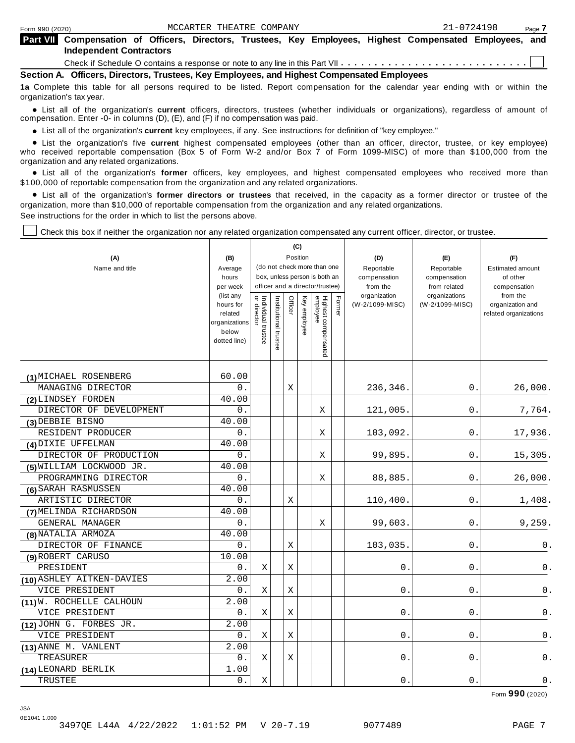Form 990 (2020) MCCARTER THEATRE COMPANY 21-0724198 Page 7

## Part VII Compensation of Officers, Directors, Trustees, Key Employees, Highest Compensated Employees, and Independent Contractors

Check if Schedule O contains a response or note to any line in this Part VII . . . . . . . . . . . . . . . . . . . . . . . . . . . . ☐

### Section A. Officers, Directors, Trustees, Key Employees, and Highest Compensated Employees

**1a** Complete this table for all persons required to be listed. Report compensation for the calendar year ending with or within the organization's tax year.

- List all of the organization's **current** officers, directors, trustees (whether individuals or organizations), regardless of amount of compensation. Enter -0- in columns (D), (E), and (F) if no compensation was paid.
- List all of the organization's **current** key employees, if any. See instructions for definition of "key employee."
- List the organization's five **current** highest compensated employees (other than an officer, director, trustee, or key employee) who received reportable compensation (Box 5 of Form W-2 and/or Box 7 of Form 1099-MISC) of more than $100,000 from the organization and any related organizations.
- List all of the organization's **former** officers, key employees, and highest compensated employees who received more than $100,000 of reportable compensation from the organization and any related organizations.
- List all of the organization's **former directors or trustees** that received, in the capacity as a former director or trustee of the organization, more than $10,000 of reportable compensation from the organization and any related organizations.

See instructions for the order in which to list the persons above.

☐ Check this box if neither the organization nor any related organization compensated any current officer, director, or trustee.

| (A) Name and title | (B) Average hours per week (list any hours for related organizations below dotted line) | (C) Position: Individual trustee or director | Institutional trustee | Officer | Key employee | Highest compensated employee | Former | (D) Reportable compensation from the organization (W-2/1099-MISC) | (E) Reportable compensation from related organizations (W-2/1099-MISC) | (F) Estimated amount of other compensation from the organization and related organizations |
|---|---|---|---|---|---|---|---|---|---|---|
| (1) MICHAEL ROSENBERG<br>MANAGING DIRECTOR | 60.00<br>0. | | | X | | | | 236,346. | 0. | 26,000. |
| (2) LINDSEY FORDEN<br>DIRECTOR OF DEVELOPMENT | 40.00<br>0. | | | | | X | | 121,005. | 0. | 7,764. |
| (3) DEBBIE BISNO<br>RESIDENT PRODUCER | 40.00<br>0. | | | | | X | | 103,092. | 0. | 17,936. |
| (4) DIXIE UFFELMAN<br>DIRECTOR OF PRODUCTION | 40.00<br>0. | | | | | X | | 99,895. | 0. | 15,305. |
| (5) WILLIAM LOCKWOOD JR.<br>PROGRAMMING DIRECTOR | 40.00<br>0. | | | | | X | | 88,885. | 0. | 26,000. |
| (6) SARAH RASMUSSEN<br>ARTISTIC DIRECTOR | 40.00<br>0. | | | X | | | | 110,400. | 0. | 1,408. |
| (7) MELINDA RICHARDSON<br>GENERAL MANAGER | 40.00<br>0. | | | | | X | | 99,603. | 0. | 9,259. |
| (8) NATALIA ARMOZA<br>DIRECTOR OF FINANCE | 40.00<br>0. | | | X | | | | 103,035. | 0. | 0. |
| (9) ROBERT CARUSO<br>PRESIDENT | 10.00<br>0. | X | | X | | | | 0. | 0. | 0. |
| (10) ASHLEY AITKEN-DAVIES<br>VICE PRESIDENT | 2.00<br>0. | X | | X | | | | 0. | 0. | 0. |
| (11) W. ROCHELLE CALHOUN<br>VICE PRESIDENT | 2.00<br>0. | X | | X | | | | 0. | 0. | 0. |
| (12) JOHN G. FORBES JR.<br>VICE PRESIDENT | 2.00<br>0. | X | | X | | | | 0. | 0. | 0. |
| (13) ANNE M. VANLENT<br>TREASURER | 2.00<br>0. | X | | X | | | | 0. | 0. | 0. |
| (14) LEONARD BERLIK<br>TRUSTEE | 1.00<br>0. | X | | | | | | 0. | 0. | 0. |

Form **990** (2020)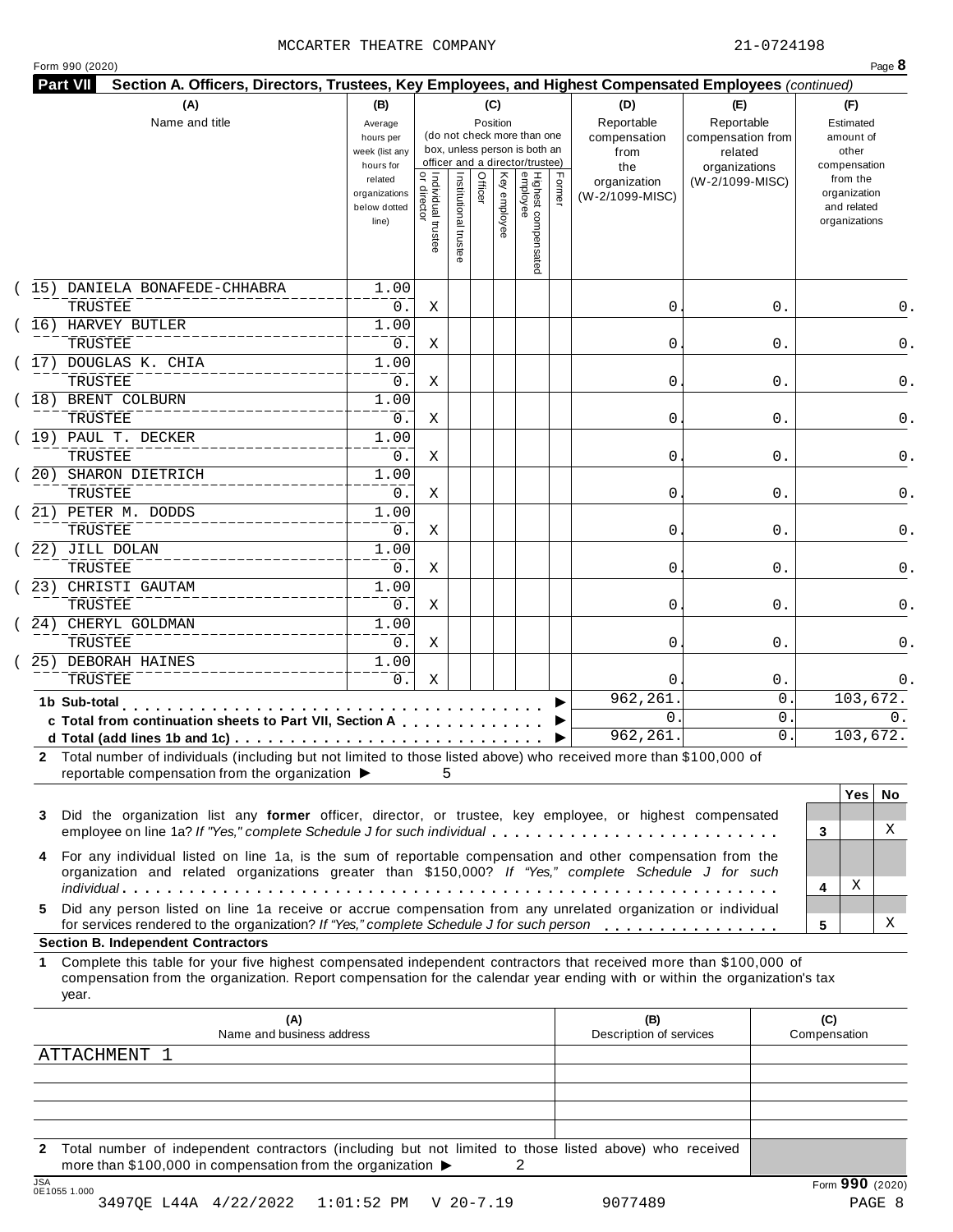MCCARTER THEATRE COMPANY 21-0724198

Form 990 (2020) Page **8**

**Part VII Section A. Officers, Directors, Trustees, Key Employees, and Highest Compensated Employees** *(continued)*

| (A) Name and title | (B) Average hours per week (list any hours for related organizations below dotted line) | (C) Position: Individual trustee or director | Institutional trustee | Officer | Key employee | Highest compensated employee | Former | (D) Reportable compensation from the organization (W-2/1099-MISC) | (E) Reportable compensation from related organizations (W-2/1099-MISC) | (F) Estimated amount of other compensation from the organization and related organizations |
|---|---|---|---|---|---|---|---|---|---|---|
| (15) DANIELA BONAFEDE-CHHABRA<br>TRUSTEE | 1.00<br>0. | X | | | | | | 0. | 0. | 0. |
| (16) HARVEY BUTLER<br>TRUSTEE | 1.00<br>0. | X | | | | | | 0. | 0. | 0. |
| (17) DOUGLAS K. CHIA<br>TRUSTEE | 1.00<br>0. | X | | | | | | 0. | 0. | 0. |
| (18) BRENT COLBURN<br>TRUSTEE | 1.00<br>0. | X | | | | | | 0. | 0. | 0. |
| (19) PAUL T. DECKER<br>TRUSTEE | 1.00<br>0. | X | | | | | | 0. | 0. | 0. |
| (20) SHARON DIETRICH<br>TRUSTEE | 1.00<br>0. | X | | | | | | 0. | 0. | 0. |
| (21) PETER M. DODDS<br>TRUSTEE | 1.00<br>0. | X | | | | | | 0. | 0. | 0. |
| (22) JILL DOLAN<br>TRUSTEE | 1.00<br>0. | X | | | | | | 0. | 0. | 0. |
| (23) CHRISTI GAUTAM<br>TRUSTEE | 1.00<br>0. | X | | | | | | 0. | 0. | 0. |
| (24) CHERYL GOLDMAN<br>TRUSTEE | 1.00<br>0. | X | | | | | | 0. | 0. | 0. |
| (25) DEBORAH HAINES<br>TRUSTEE | 1.00<br>0. | X | | | | | | 0. | 0. | 0. |
| **1b Sub-total** | | | | | | | | 962,261. | 0. | 103,672. |
| **c Total from continuation sheets to Part VII, Section A** | | | | | | | | 0. | 0. | 0. |
| **d Total (add lines 1b and 1c)** | | | | | | | | 962,261. | 0. | 103,672. |

**2** Total number of individuals (including but not limited to those listed above) who received more than $100,000 of reportable compensation from the organization ▶ 5

| | | Yes | No |
|---|---|---|---|
| **3** Did the organization list any **former** officer, director, or trustee, key employee, or highest compensated employee on line 1a? *If "Yes," complete Schedule J for such individual* | 3 | | X |
| **4** For any individual listed on line 1a, is the sum of reportable compensation and other compensation from the organization and related organizations greater than $150,000? *If "Yes," complete Schedule J for such individual* | 4 | X | |
| **5** Did any person listed on line 1a receive or accrue compensation from any unrelated organization or individual for services rendered to the organization? *If "Yes," complete Schedule J for such person* | 5 | | X |

**Section B. Independent Contractors**

**1** Complete this table for your five highest compensated independent contractors that received more than $100,000 of compensation from the organization. Report compensation for the calendar year ending with or within the organization's tax year.

| (A) Name and business address | (B) Description of services | (C) Compensation |
|---|---|---|
| ATTACHMENT 1 | | |
| | | |
| | | |
| | | |
| | | |

**2** Total number of independent contractors (including but not limited to those listed above) who received more than $100,000 in compensation from the organization ▶ 2

Form **990** (2020)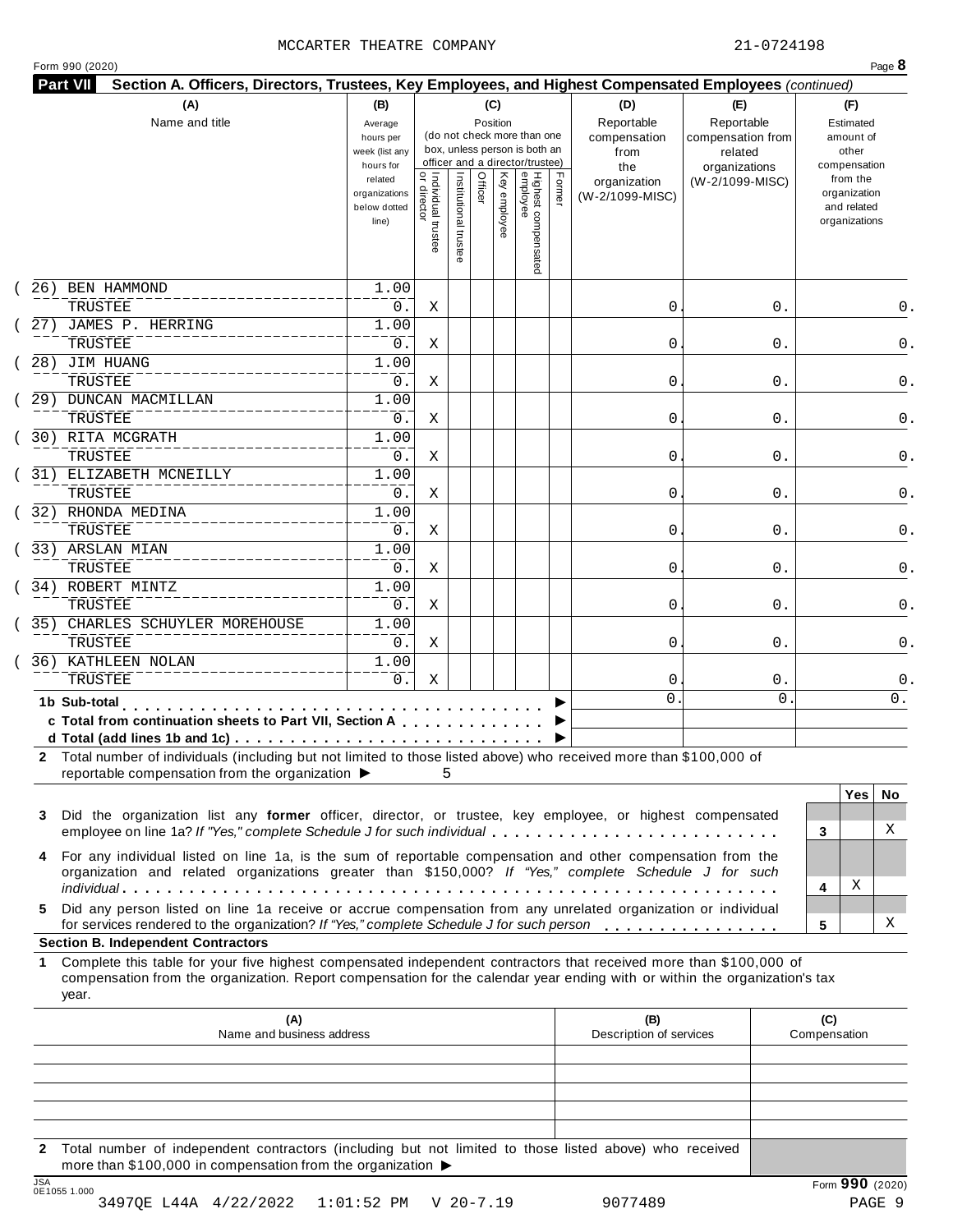MCCARTER THEATRE COMPANY 21-0724198

Form 990 (2020) Page **8**

**Part VII Section A. Officers, Directors, Trustees, Key Employees, and Highest Compensated Employees** *(continued)*

| (A) Name and title | (B) Average hours per week (list any hours for related organizations below dotted line) | (C) Position: Individual trustee or director | Institutional trustee | Officer | Key employee | Highest compensated employee | Former | (D) Reportable compensation from the organization (W-2/1099-MISC) | (E) Reportable compensation from related organizations (W-2/1099-MISC) | (F) Estimated amount of other compensation from the organization and related organizations |
|---|---|---|---|---|---|---|---|---|---|---|
| (26) BEN HAMMOND<br>TRUSTEE | 1.00<br>0. | X | | | | | | 0. | 0. | 0. |
| (27) JAMES P. HERRING<br>TRUSTEE | 1.00<br>0. | X | | | | | | 0. | 0. | 0. |
| (28) JIM HUANG<br>TRUSTEE | 1.00<br>0. | X | | | | | | 0. | 0. | 0. |
| (29) DUNCAN MACMILLAN<br>TRUSTEE | 1.00<br>0. | X | | | | | | 0. | 0. | 0. |
| (30) RITA MCGRATH<br>TRUSTEE | 1.00<br>0. | X | | | | | | 0. | 0. | 0. |
| (31) ELIZABETH MCNEILLY<br>TRUSTEE | 1.00<br>0. | X | | | | | | 0. | 0. | 0. |
| (32) RHONDA MEDINA<br>TRUSTEE | 1.00<br>0. | X | | | | | | 0. | 0. | 0. |
| (33) ARSLAN MIAN<br>TRUSTEE | 1.00<br>0. | X | | | | | | 0. | 0. | 0. |
| (34) ROBERT MINTZ<br>TRUSTEE | 1.00<br>0. | X | | | | | | 0. | 0. | 0. |
| (35) CHARLES SCHUYLER MOREHOUSE<br>TRUSTEE | 1.00<br>0. | X | | | | | | 0. | 0. | 0. |
| (36) KATHLEEN NOLAN<br>TRUSTEE | 1.00<br>0. | X | | | | | | 0. | 0. | 0. |
| **1b Sub-total** | | | | | | | | 0. | 0. | 0. |
| **c Total from continuation sheets to Part VII, Section A** | | | | | | | | | | |
| **d Total (add lines 1b and 1c)** | | | | | | | | | | |

**2** Total number of individuals (including but not limited to those listed above) who received more than $100,000 of reportable compensation from the organization ▶ 5

| | | Yes | No |
|---|---|---|---|
| **3** Did the organization list any **former** officer, director, or trustee, key employee, or highest compensated employee on line 1a? *If "Yes," complete Schedule J for such individual* | 3 | | X |
| **4** For any individual listed on line 1a, is the sum of reportable compensation and other compensation from the organization and related organizations greater than $150,000? *If "Yes," complete Schedule J for such individual* | 4 | X | |
| **5** Did any person listed on line 1a receive or accrue compensation from any unrelated organization or individual for services rendered to the organization? *If "Yes," complete Schedule J for such person* | 5 | | X |

**Section B. Independent Contractors**

**1** Complete this table for your five highest compensated independent contractors that received more than $100,000 of compensation from the organization. Report compensation for the calendar year ending with or within the organization's tax year.

| (A) Name and business address | (B) Description of services | (C) Compensation |
|---|---|---|
| | | |
| | | |
| | | |
| | | |
| | | |

**2** Total number of independent contractors (including but not limited to those listed above) who received more than $100,000 in compensation from the organization ▶

JSA 0E1055 1.000 Form **990** (2020)

3497QE L44A 4/22/2022 1:01:52 PM V 20-7.19 9077489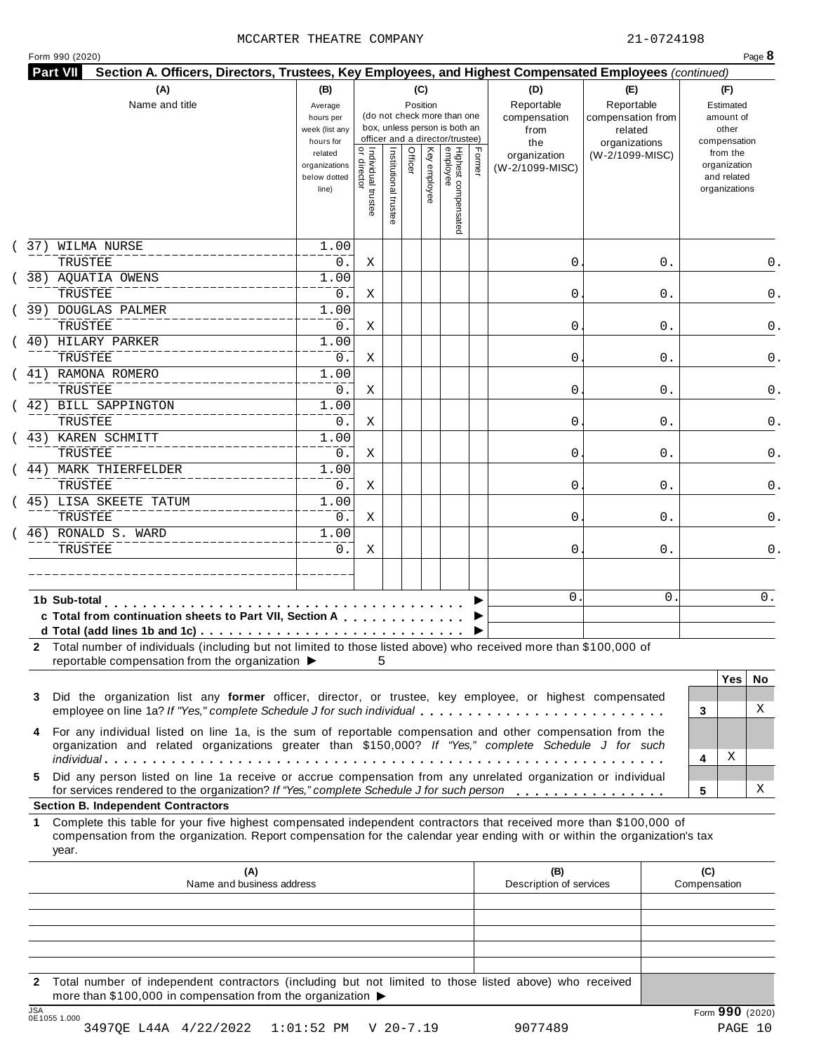MCCARTER THEATRE COMPANY 21-0724198

Form 990 (2020)

**Part VII Section A. Officers, Directors, Trustees, Key Employees, and Highest Compensated Employees** *(continued)*

| (A) Name and title | (B) Average hours per week (list any hours for related organizations below dotted line) | (C) Position: Individual trustee or director | Institutional trustee | Officer | Key employee | Highest compensated employee | Former | (D) Reportable compensation from the organization (W-2/1099-MISC) | (E) Reportable compensation from related organizations (W-2/1099-MISC) | (F) Estimated amount of other compensation from the organization and related organizations |
|---|---|---|---|---|---|---|---|---|---|---|
| (37) WILMA NURSE<br>TRUSTEE | 1.00<br>0. | X | | | | | | 0. | 0. | 0. |
| (38) AQUATIA OWENS<br>TRUSTEE | 1.00<br>0. | X | | | | | | 0. | 0. | 0. |
| (39) DOUGLAS PALMER<br>TRUSTEE | 1.00<br>0. | X | | | | | | 0. | 0. | 0. |
| (40) HILARY PARKER<br>TRUSTEE | 1.00<br>0. | X | | | | | | 0. | 0. | 0. |
| (41) RAMONA ROMERO<br>TRUSTEE | 1.00<br>0. | X | | | | | | 0. | 0. | 0. |
| (42) BILL SAPPINGTON<br>TRUSTEE | 1.00<br>0. | X | | | | | | 0. | 0. | 0. |
| (43) KAREN SCHMITT<br>TRUSTEE | 1.00<br>0. | X | | | | | | 0. | 0. | 0. |
| (44) MARK THIERFELDER<br>TRUSTEE | 1.00<br>0. | X | | | | | | 0. | 0. | 0. |
| (45) LISA SKEETE TATUM<br>TRUSTEE | 1.00<br>0. | X | | | | | | 0. | 0. | 0. |
| (46) RONALD S. WARD<br>TRUSTEE | 1.00<br>0. | X | | | | | | 0. | 0. | 0. |
| | | | | | | | | | | |
| **1b Sub-total** | | | | | | | | 0. | 0. | 0. |
| **c Total from continuation sheets to Part VII, Section A** | | | | | | | | | | |
| **d Total (add lines 1b and 1c)** | | | | | | | | | | |

**2** Total number of individuals (including but not limited to those listed above) who received more than $100,000 of reportable compensation from the organization ▶ 5

| | | Yes | No |
|---|---|---|---|
| **3** Did the organization list any **former** officer, director, or trustee, key employee, or highest compensated employee on line 1a? *If "Yes," complete Schedule J for such individual* | 3 | | X |
| **4** For any individual listed on line 1a, is the sum of reportable compensation and other compensation from the organization and related organizations greater than $150,000? *If "Yes," complete Schedule J for such individual* | 4 | X | |
| **5** Did any person listed on line 1a receive or accrue compensation from any unrelated organization or individual for services rendered to the organization? *If "Yes," complete Schedule J for such person* | 5 | | X |

**Section B. Independent Contractors**

**1** Complete this table for your five highest compensated independent contractors that received more than $100,000 of compensation from the organization. Report compensation for the calendar year ending with or within the organization's tax year.

| (A) Name and business address | (B) Description of services | (C) Compensation |
|---|---|---|
| | | |
| | | |
| | | |
| | | |
| | | |

**2** Total number of independent contractors (including but not limited to those listed above) who received more than $100,000 in compensation from the organization ▶

Form **990** (2020)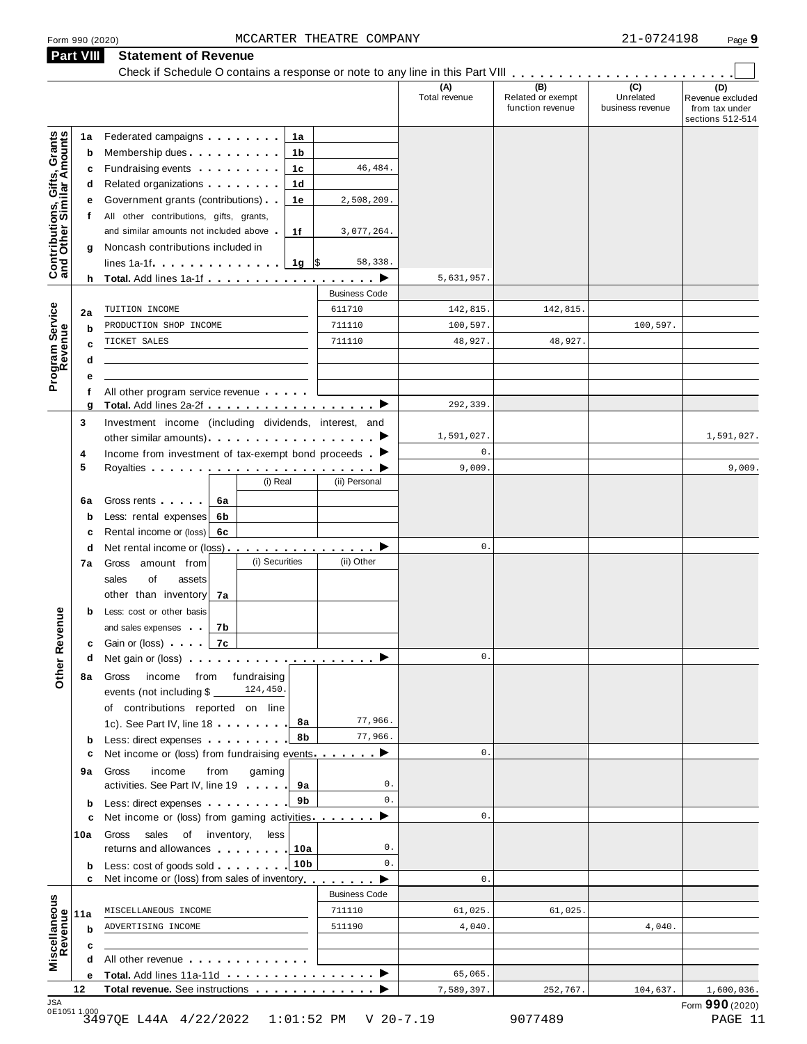Form 990 (2020) MCCARTER THEATRE COMPANY 21-0724198 Page 9

## Part VIII Statement of Revenue

Check if Schedule O contains a response or note to any line in this Part VIII . . . . . . . . . . . . . . . . . . . . . . ☐

| | | | | (A) Total revenue | (B) Related or exempt function revenue | (C) Unrelated business revenue | (D) Revenue excluded from tax under sections 512-514 |
|---|---|---|---|---|---|---|---|
| **Contributions, Gifts, Grants and Other Similar Amounts** | 1a | Federated campaigns . . . . . . . . 1a | | | | | |
| | b | Membership dues . . . . . . . . . . 1b | | | | | |
| | c | Fundraising events . . . . . . . . . 1c | 46,484. | | | | |
| | d | Related organizations . . . . . . . . 1d | | | | | |
| | e | Government grants (contributions) . . 1e | 2,508,209. | | | | |
| | f | All other contributions, gifts, grants, and similar amounts not included above . 1f | 3,077,264. | | | | |
| | g | Noncash contributions included in lines 1a-1f . . . . . . . . . . . . . 1g | $ 58,338. | | | | |
| | h | **Total.** Add lines 1a-1f . . . . . . . . . . . . . . . . . . ▶ | | 5,631,957. | | | |
| | | | Business Code | | | | |
| **Program Service Revenue** | 2a | TUITION INCOME | 611710 | 142,815. | 142,815. | | |
| | b | PRODUCTION SHOP INCOME | 711110 | 100,597. | | 100,597. | |
| | c | TICKET SALES | 711110 | 48,927. | 48,927. | | |
| | d | | | | | | |
| | e | | | | | | |
| | f | All other program service revenue . . . . . | | | | | |
| | g | **Total.** Add lines 2a-2f . . . . . . . . . . . . . . . . . . ▶ | | 292,339. | | | |
| **Other Revenue** | 3 | Investment income (including dividends, interest, and other similar amounts) . . . . . . . . . . . . . . . . . . ▶ | | 1,591,027. | | | 1,591,027. |
| | 4 | Income from investment of tax-exempt bond proceeds . ▶ | | 0. | | | |
| | 5 | Royalties . . . . . . . . . . . . . . . . . . . . . . . . ▶ | | 9,009. | | | 9,009. |
| | | | (i) Real / (ii) Personal | | | | |
| | 6a | Gross rents . . . . . 6a | | | | | |
| | b | Less: rental expenses 6b | | | | | |
| | c | Rental income or (loss) 6c | | | | | |
| | d | Net rental income or (loss) . . . . . . . . . . . . . . . . ▶ | | 0. | | | |
| | | | (i) Securities / (ii) Other | | | | |
| | 7a | Gross amount from sales of assets other than inventory 7a | | | | | |
| | b | Less: cost or other basis and sales expenses . . 7b | | | | | |
| | c | Gain or (loss) . . . . 7c | | | | | |
| | d | Net gain or (loss) . . . . . . . . . . . . . . . . . . . . ▶ | | 0. | | | |
| | 8a | Gross income from fundraising events (not including $ 124,450. of contributions reported on line 1c). See Part IV, line 18 . . . . . . . 8a | 77,966. | | | | |
| | b | Less: direct expenses . . . . . . . . 8b | 77,966. | | | | |
| | c | Net income or (loss) from fundraising events . . . . . . . ▶ | | 0. | | | |
| | 9a | Gross income from gaming activities. See Part IV, line 19 . . . . . 9a | 0. | | | | |
| | b | Less: direct expenses . . . . . . . . 9b | 0. | | | | |
| | c | Net income or (loss) from gaming activities . . . . . . . ▶ | | 0. | | | |
| | 10a | Gross sales of inventory, less returns and allowances . . . . . . . 10a | 0. | | | | |
| | b | Less: cost of goods sold . . . . . . . 10b | 0. | | | | |
| | c | Net income or (loss) from sales of inventory . . . . . . . ▶ | | 0. | | | |
| | | | Business Code | | | | |
| **Miscellaneous Revenue** | 11a | MISCELLANEOUS INCOME | 711110 | 61,025. | 61,025. | | |
| | b | ADVERTISING INCOME | 511190 | 4,040. | | 4,040. | |
| | c | | | | | | |
| | d | All other revenue . . . . . . . . . . . . . | | | | | |
| | e | **Total.** Add lines 11a-11d . . . . . . . . . . . . . . . . ▶ | | 65,065. | | | |
| | 12 | **Total revenue.** See instructions . . . . . . . . . . . . . ▶ | | 7,589,397. | 252,767. | 104,637. | 1,600,036. |

Form **990** (2020)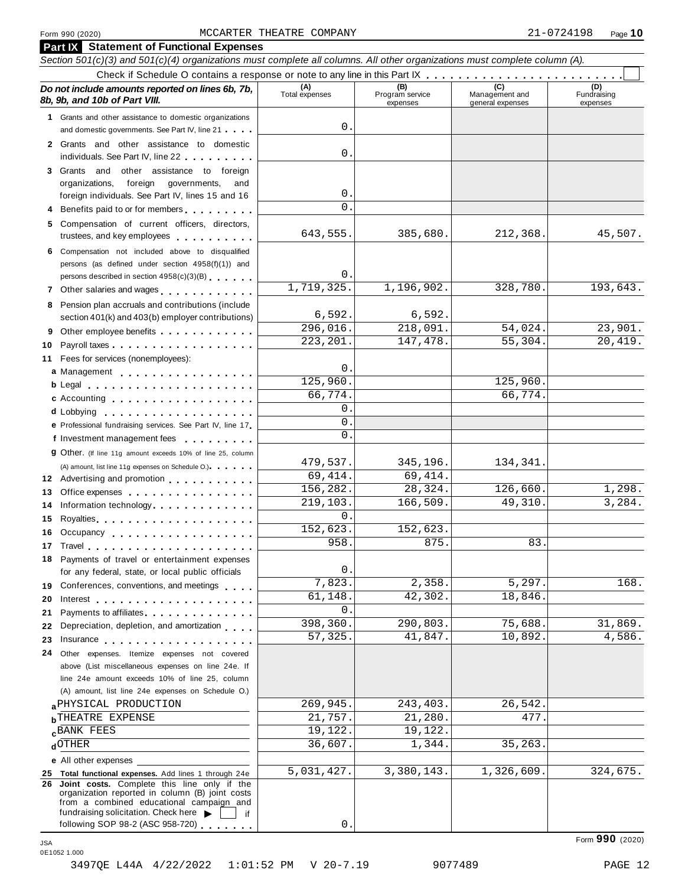Form 990 (2020) MCCARTER THEATRE COMPANY 21-0724198

## Part IX Statement of Functional Expenses

*Section 501(c)(3) and 501(c)(4) organizations must complete all columns. All other organizations must complete column (A).*

Check if Schedule O contains a response or note to any line in this Part IX . . . . . . . . . . . . . . . . . . . . . . . . ☐

| *Do not include amounts reported on lines 6b, 7b, 8b, 9b, and 10b of Part VIII.* | (A) Total expenses | (B) Program service expenses | (C) Management and general expenses | (D) Fundraising expenses |
|---|---|---|---|---|
| **1** Grants and other assistance to domestic organizations and domestic governments. See Part IV, line 21 | 0. | | | |
| **2** Grants and other assistance to domestic individuals. See Part IV, line 22 | 0. | | | |
| **3** Grants and other assistance to foreign organizations, foreign governments, and foreign individuals. See Part IV, lines 15 and 16 | 0. | | | |
| **4** Benefits paid to or for members | 0. | | | |
| **5** Compensation of current officers, directors, trustees, and key employees | 643,555. | 385,680. | 212,368. | 45,507. |
| **6** Compensation not included above to disqualified persons (as defined under section 4958(f)(1)) and persons described in section 4958(c)(3)(B) | 0. | | | |
| **7** Other salaries and wages | 1,719,325. | 1,196,902. | 328,780. | 193,643. |
| **8** Pension plan accruals and contributions (include section 401(k) and 403(b) employer contributions) | 6,592. | 6,592. | | |
| **9** Other employee benefits | 296,016. | 218,091. | 54,024. | 23,901. |
| **10** Payroll taxes | 223,201. | 147,478. | 55,304. | 20,419. |
| **11** Fees for services (nonemployees): | | | | |
| **a** Management | 0. | | | |
| **b** Legal | 125,960. | | 125,960. | |
| **c** Accounting | 66,774. | | 66,774. | |
| **d** Lobbying | 0. | | | |
| **e** Professional fundraising services. See Part IV, line 17 | 0. | | | |
| **f** Investment management fees | 0. | | | |
| **g** Other. (If line 11g amount exceeds 10% of line 25, column (A) amount, list line 11g expenses on Schedule O.) | 479,537. | 345,196. | 134,341. | |
| **12** Advertising and promotion | 69,414. | 69,414. | | |
| **13** Office expenses | 156,282. | 28,324. | 126,660. | 1,298. |
| **14** Information technology | 219,103. | 166,509. | 49,310. | 3,284. |
| **15** Royalties | 0. | | | |
| **16** Occupancy | 152,623. | 152,623. | | |
| **17** Travel | 958. | 875. | 83. | |
| **18** Payments of travel or entertainment expenses for any federal, state, or local public officials | 0. | | | |
| **19** Conferences, conventions, and meetings | 7,823. | 2,358. | 5,297. | 168. |
| **20** Interest | 61,148. | 42,302. | 18,846. | |
| **21** Payments to affiliates | 0. | | | |
| **22** Depreciation, depletion, and amortization | 398,360. | 290,803. | 75,688. | 31,869. |
| **23** Insurance | 57,325. | 41,847. | 10,892. | 4,586. |
| **24** Other expenses. Itemize expenses not covered above (List miscellaneous expenses on line 24e. If line 24e amount exceeds 10% of line 25, column (A) amount, list line 24e expenses on Schedule O.) | | | | |
| **a** PHYSICAL PRODUCTION | 269,945. | 243,403. | 26,542. | |
| **b** THEATRE EXPENSE | 21,757. | 21,280. | 477. | |
| **c** BANK FEES | 19,122. | 19,122. | | |
| **d** OTHER | 36,607. | 1,344. | 35,263. | |
| **e** All other expenses | | | | |
| **25 Total functional expenses.** Add lines 1 through 24e | 5,031,427. | 3,380,143. | 1,326,609. | 324,675. |
| **26 Joint costs.** Complete this line only if the organization reported in column (B) joint costs from a combined educational campaign and fundraising solicitation. Check here ▶ ☐ if following SOP 98-2 (ASC 958-720) | 0. | | | |

Form **990** (2020)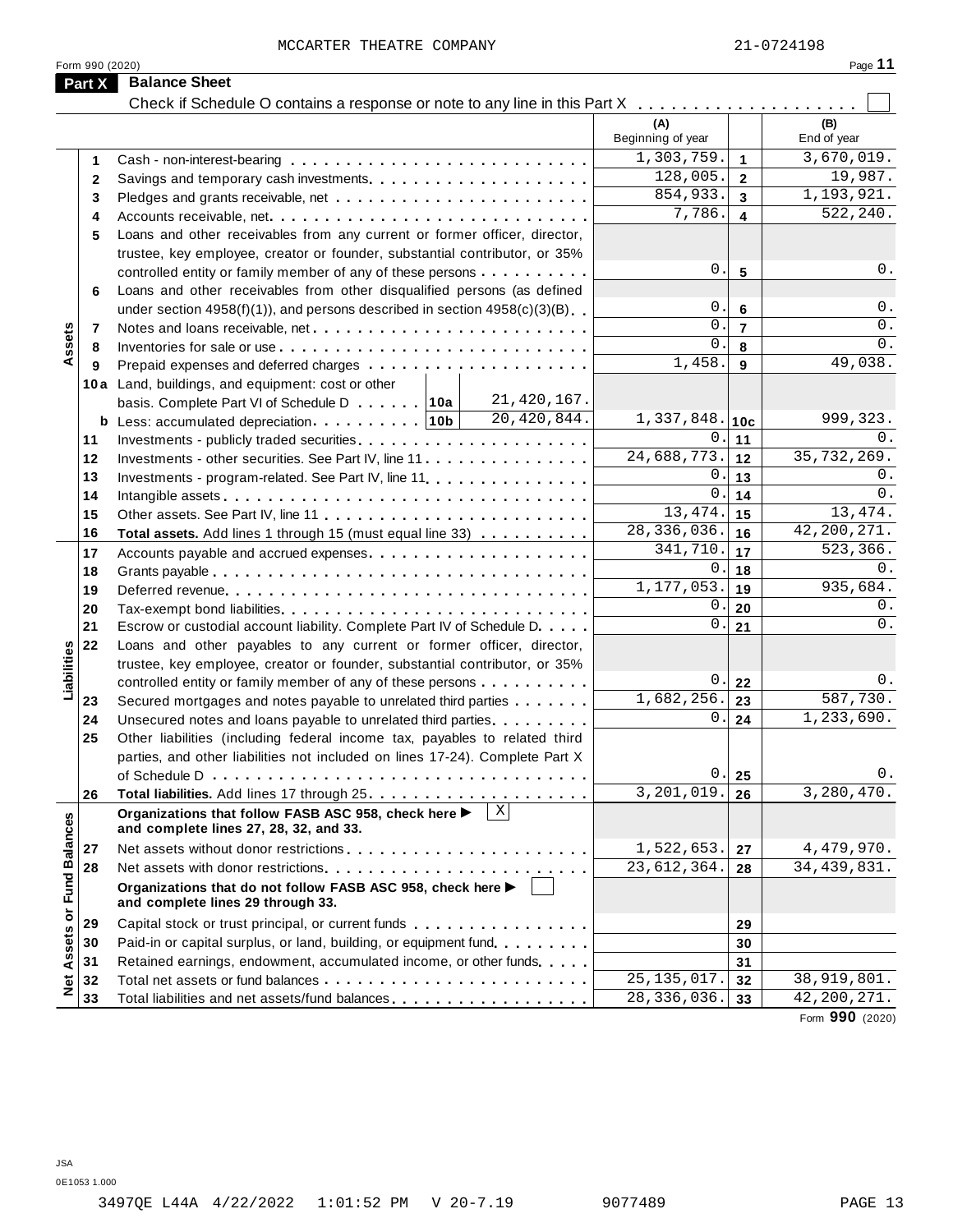MCCARTER THEATRE COMPANY 21-0724198

Form 990 (2020) Page **11**

## Part X Balance Sheet

Check if Schedule O contains a response or note to any line in this Part X . . . . . . . . . . . . . . . . . . . . ☐

| | | | (A) Beginning of year | | (B) End of year |
|---|---|---|---|---|---|
| **Assets** | 1 | Cash - non-interest-bearing | 1,303,759. | 1 | 3,670,019. |
| | 2 | Savings and temporary cash investments | 128,005. | 2 | 19,987. |
| | 3 | Pledges and grants receivable, net | 854,933. | 3 | 1,193,921. |
| | 4 | Accounts receivable, net | 7,786. | 4 | 522,240. |
| | 5 | Loans and other receivables from any current or former officer, director, trustee, key employee, creator or founder, substantial contributor, or 35% controlled entity or family member of any of these persons | 0. | 5 | 0. |
| | 6 | Loans and other receivables from other disqualified persons (as defined under section 4958(f)(1)), and persons described in section 4958(c)(3)(B) | 0. | 6 | 0. |
| | 7 | Notes and loans receivable, net | 0. | 7 | 0. |
| | 8 | Inventories for sale or use | 0. | 8 | 0. |
| | 9 | Prepaid expenses and deferred charges | 1,458. | 9 | 49,038. |
| | 10a | Land, buildings, and equipment: cost or other basis. Complete Part VI of Schedule D . . . . . . 10a 21,420,167. | | | |
| | b | Less: accumulated depreciation . . . . . . . . . 10b 20,420,844. | 1,337,848. | 10c | 999,323. |
| | 11 | Investments - publicly traded securities | 0. | 11 | 0. |
| | 12 | Investments - other securities. See Part IV, line 11 | 24,688,773. | 12 | 35,732,269. |
| | 13 | Investments - program-related. See Part IV, line 11 | 0. | 13 | 0. |
| | 14 | Intangible assets | 0. | 14 | 0. |
| | 15 | Other assets. See Part IV, line 11 | 13,474. | 15 | 13,474. |
| | 16 | **Total assets.** Add lines 1 through 15 (must equal line 33) | 28,336,036. | 16 | 42,200,271. |
| **Liabilities** | 17 | Accounts payable and accrued expenses | 341,710. | 17 | 523,366. |
| | 18 | Grants payable | 0. | 18 | 0. |
| | 19 | Deferred revenue | 1,177,053. | 19 | 935,684. |
| | 20 | Tax-exempt bond liabilities | 0. | 20 | 0. |
| | 21 | Escrow or custodial account liability. Complete Part IV of Schedule D | 0. | 21 | 0. |
| | 22 | Loans and other payables to any current or former officer, director, trustee, key employee, creator or founder, substantial contributor, or 35% controlled entity or family member of any of these persons | 0. | 22 | 0. |
| | 23 | Secured mortgages and notes payable to unrelated third parties | 1,682,256. | 23 | 587,730. |
| | 24 | Unsecured notes and loans payable to unrelated third parties | 0. | 24 | 1,233,690. |
| | 25 | Other liabilities (including federal income tax, payables to related third parties, and other liabilities not included on lines 17-24). Complete Part X of Schedule D | 0. | 25 | 0. |
| | 26 | **Total liabilities.** Add lines 17 through 25 | 3,201,019. | 26 | 3,280,470. |
| **Net Assets or Fund Balances** | | **Organizations that follow FASB ASC 958, check here ▶ [X] and complete lines 27, 28, 32, and 33.** | | | |
| | 27 | Net assets without donor restrictions | 1,522,653. | 27 | 4,479,970. |
| | 28 | Net assets with donor restrictions | 23,612,364. | 28 | 34,439,831. |
| | | **Organizations that do not follow FASB ASC 958, check here ▶ [ ] and complete lines 29 through 33.** | | | |
| | 29 | Capital stock or trust principal, or current funds | | 29 | |
| | 30 | Paid-in or capital surplus, or land, building, or equipment fund | | 30 | |
| | 31 | Retained earnings, endowment, accumulated income, or other funds | | 31 | |
| | 32 | Total net assets or fund balances | 25,135,017. | 32 | 38,919,801. |
| | 33 | Total liabilities and net assets/fund balances | 28,336,036. | 33 | 42,200,271. |

Form **990** (2020)

JSA
0E1053 1.000

3497QE L44A 4/22/2022 1:01:52 PM V 20-7.19 9077489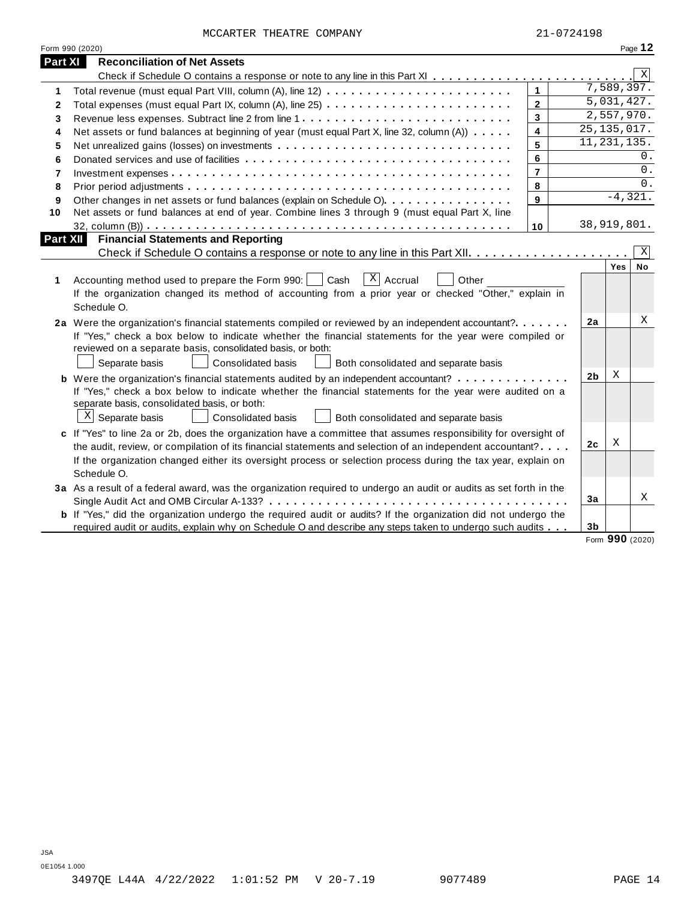MCCARTER THEATRE COMPANY 21-0724198

Form 990 (2020)

## Part XI Reconciliation of Net Assets

Check if Schedule O contains a response or note to any line in this Part XI . . . . . . . . . . . . . . . . . . . . . . . . [X]

| | | | |
|---|---|---|---|
| 1 | Total revenue (must equal Part VIII, column (A), line 12) | 1 | 7,589,397. |
| 2 | Total expenses (must equal Part IX, column (A), line 25) | 2 | 5,031,427. |
| 3 | Revenue less expenses. Subtract line 2 from line 1 | 3 | 2,557,970. |
| 4 | Net assets or fund balances at beginning of year (must equal Part X, line 32, column (A)) | 4 | 25,135,017. |
| 5 | Net unrealized gains (losses) on investments | 5 | 11,231,135. |
| 6 | Donated services and use of facilities | 6 | 0. |
| 7 | Investment expenses | 7 | 0. |
| 8 | Prior period adjustments | 8 | 0. |
| 9 | Other changes in net assets or fund balances (explain on Schedule O) | 9 | -4,321. |
| 10 | Net assets or fund balances at end of year. Combine lines 3 through 9 (must equal Part X, line 32, column (B)) | 10 | 38,919,801. |

## Part XII Financial Statements and Reporting

Check if Schedule O contains a response or note to any line in this Part XII. . . . . . . . . . . . . . . . . . . . [X]

| | | | Yes | No |
|---|---|---|---|---|
| 1 | Accounting method used to prepare the Form 990: [ ] Cash [X] Accrual [ ] Other ______ <br> If the organization changed its method of accounting from a prior year or checked "Other," explain in Schedule O. | | | |
| 2a | Were the organization's financial statements compiled or reviewed by an independent accountant? <br> If "Yes," check a box below to indicate whether the financial statements for the year were compiled or reviewed on a separate basis, consolidated basis, or both: <br> [ ] Separate basis [ ] Consolidated basis [ ] Both consolidated and separate basis | 2a | | X |
| b | Were the organization's financial statements audited by an independent accountant? <br> If "Yes," check a box below to indicate whether the financial statements for the year were audited on a separate basis, consolidated basis, or both: <br> [X] Separate basis [ ] Consolidated basis [ ] Both consolidated and separate basis | 2b | X | |
| c | If "Yes" to line 2a or 2b, does the organization have a committee that assumes responsibility for oversight of the audit, review, or compilation of its financial statements and selection of an independent accountant? <br> If the organization changed either its oversight process or selection process during the tax year, explain on Schedule O. | 2c | X | |
| 3a | As a result of a federal award, was the organization required to undergo an audit or audits as set forth in the Single Audit Act and OMB Circular A-133? | 3a | | X |
| b | If "Yes," did the organization undergo the required audit or audits? If the organization did not undergo the required audit or audits, explain why on Schedule O and describe any steps taken to undergo such audits | 3b | | |

Form **990** (2020)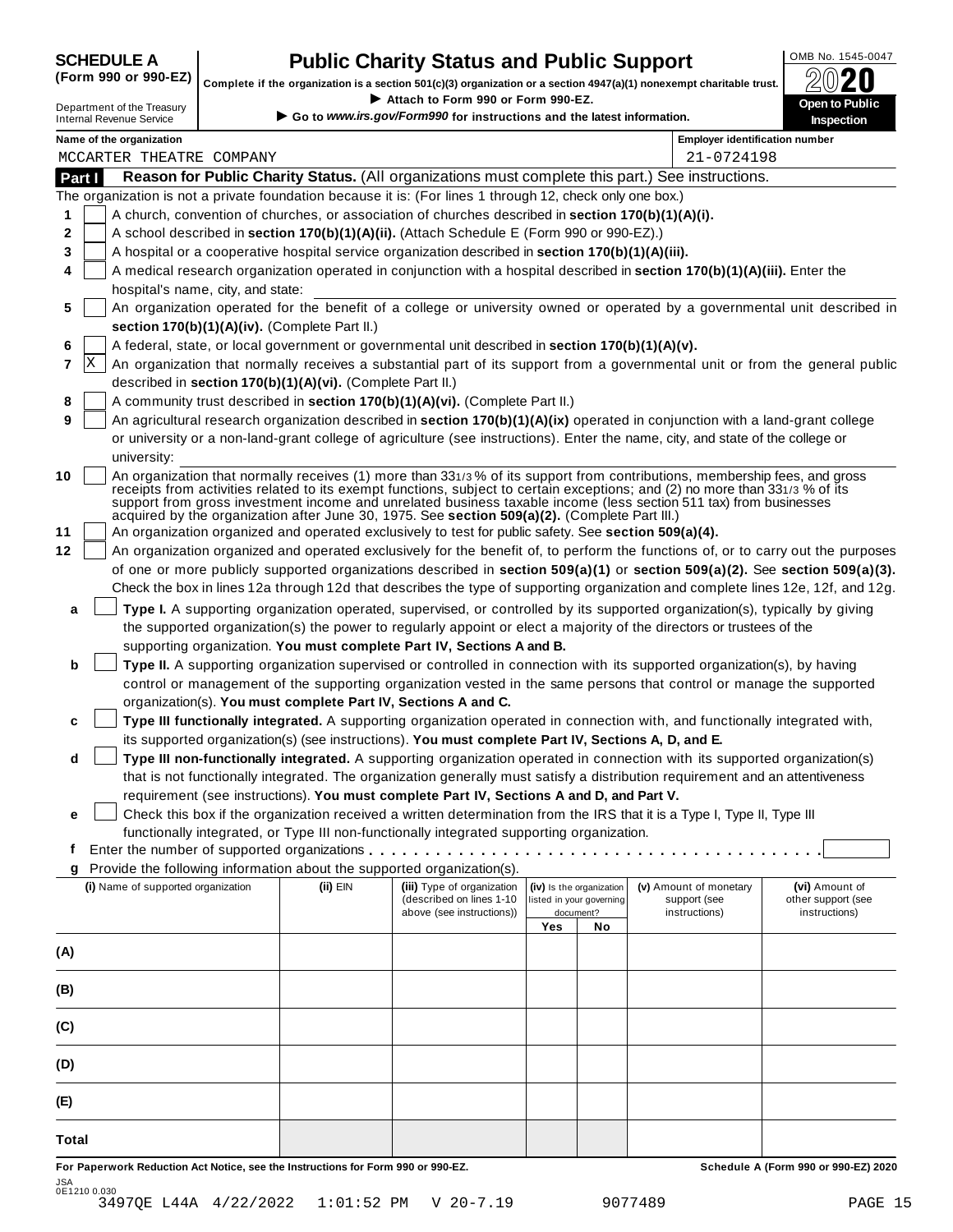**SCHEDULE A**
**(Form 990 or 990-EZ)**

Department of the Treasury
Internal Revenue Service

# Public Charity Status and Public Support

**Complete if the organization is a section 501(c)(3) organization or a section 4947(a)(1) nonexempt charitable trust.**
▶ Attach to Form 990 or Form 990-EZ.
▶ Go to *www.irs.gov/Form990* for instructions and the latest information.

OMB No. 1545-0047
2020
**Open to Public Inspection**

**Name of the organization**
MCCARTER THEATRE COMPANY

**Employer identification number**
21-0724198

**Part I** **Reason for Public Charity Status.** (All organizations must complete this part.) See instructions.

The organization is not a private foundation because it is: (For lines 1 through 12, check only one box.)

1 [ ] A church, convention of churches, or association of churches described in **section 170(b)(1)(A)(i).**

2 [ ] A school described in **section 170(b)(1)(A)(ii).** (Attach Schedule E (Form 990 or 990-EZ).)

3 [ ] A hospital or a cooperative hospital service organization described in **section 170(b)(1)(A)(iii).**

4 [ ] A medical research organization operated in conjunction with a hospital described in **section 170(b)(1)(A)(iii).** Enter the hospital's name, city, and state:

5 [ ] An organization operated for the benefit of a college or university owned or operated by a governmental unit described in **section 170(b)(1)(A)(iv).** (Complete Part II.)

6 [ ] A federal, state, or local government or governmental unit described in **section 170(b)(1)(A)(v).**

7 [X] An organization that normally receives a substantial part of its support from a governmental unit or from the general public described in **section 170(b)(1)(A)(vi).** (Complete Part II.)

8 [ ] A community trust described in **section 170(b)(1)(A)(vi).** (Complete Part II.)

9 [ ] An agricultural research organization described in **section 170(b)(1)(A)(ix)** operated in conjunction with a land-grant college or university or a non-land-grant college of agriculture (see instructions). Enter the name, city, and state of the college or university:

10 [ ] An organization that normally receives (1) more than 33 1/3 % of its support from contributions, membership fees, and gross receipts from activities related to its exempt functions, subject to certain exceptions; and (2) no more than 33 1/3 % of its support from gross investment income and unrelated business taxable income (less section 511 tax) from businesses acquired by the organization after June 30, 1975. See **section 509(a)(2).** (Complete Part III.)

11 [ ] An organization organized and operated exclusively to test for public safety. See **section 509(a)(4).**

12 [ ] An organization organized and operated exclusively for the benefit of, to perform the functions of, or to carry out the purposes of one or more publicly supported organizations described in **section 509(a)(1)** or **section 509(a)(2).** See **section 509(a)(3).** Check the box in lines 12a through 12d that describes the type of supporting organization and complete lines 12e, 12f, and 12g.

**a** [ ] **Type I.** A supporting organization operated, supervised, or controlled by its supported organization(s), typically by giving the supported organization(s) the power to regularly appoint or elect a majority of the directors or trustees of the supporting organization. **You must complete Part IV, Sections A and B.**

**b** [ ] **Type II.** A supporting organization supervised or controlled in connection with its supported organization(s), by having control or management of the supporting organization vested in the same persons that control or manage the supported organization(s). **You must complete Part IV, Sections A and C.**

**c** [ ] **Type III functionally integrated.** A supporting organization operated in connection with, and functionally integrated with, its supported organization(s) (see instructions). **You must complete Part IV, Sections A, D, and E.**

**d** [ ] **Type III non-functionally integrated.** A supporting organization operated in connection with its supported organization(s) that is not functionally integrated. The organization generally must satisfy a distribution requirement and an attentiveness requirement (see instructions). **You must complete Part IV, Sections A and D, and Part V.**

**e** [ ] Check this box if the organization received a written determination from the IRS that it is a Type I, Type II, Type III functionally integrated, or Type III non-functionally integrated supporting organization.

**f** Enter the number of supported organizations . . . . . . . . . . . . . . . . . . . . . . . . . . . . . . . . . . . . . . .

**g** Provide the following information about the supported organization(s).

| (i) Name of supported organization | (ii) EIN | (iii) Type of organization (described on lines 1-10 above (see instructions)) | (iv) Is the organization listed in your governing document? Yes | No | (v) Amount of monetary support (see instructions) | (vi) Amount of other support (see instructions) |
|---|---|---|---|---|---|---|
| (A) | | | | | | |
| (B) | | | | | | |
| (C) | | | | | | |
| (D) | | | | | | |
| (E) | | | | | | |
| Total | | | | | | |

**For Paperwork Reduction Act Notice, see the Instructions for Form 990 or 990-EZ.** **Schedule A (Form 990 or 990-EZ) 2020**

JSA
0E1210 0.030
3497QE L44A 4/22/2022 1:01:52 PM V 20-7.19 9077489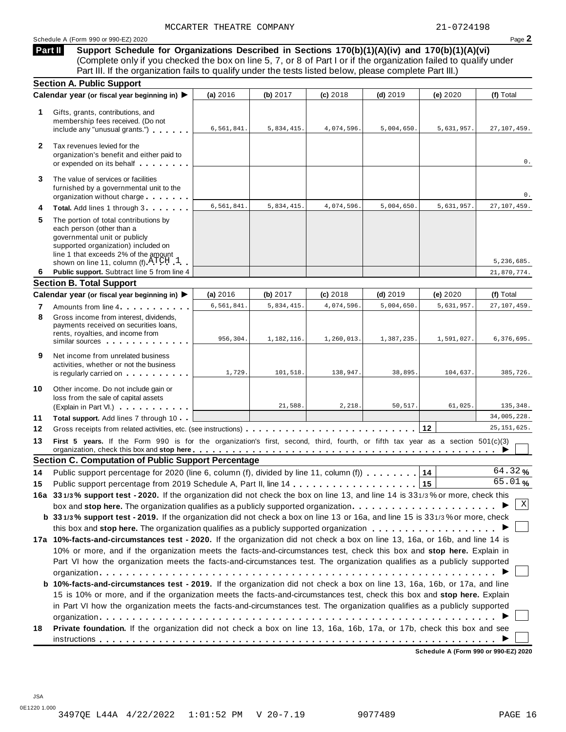MCCARTER THEATRE COMPANY 21-0724198

Schedule A (Form 990 or 990-EZ) 2020

## Part II Support Schedule for Organizations Described in Sections 170(b)(1)(A)(iv) and 170(b)(1)(A)(vi)

(Complete only if you checked the box on line 5, 7, or 8 of Part I or if the organization failed to qualify under Part III. If the organization fails to qualify under the tests listed below, please complete Part III.)

### Section A. Public Support

| Calendar year (or fiscal year beginning in) ▶ | (a) 2016 | (b) 2017 | (c) 2018 | (d) 2019 | (e) 2020 | (f) Total |
|---|---|---|---|---|---|---|
| **1** Gifts, grants, contributions, and membership fees received. (Do not include any "unusual grants.") | 6,561,841. | 5,834,415. | 4,074,596. | 5,004,650. | 5,631,957. | 27,107,459. |
| **2** Tax revenues levied for the organization's benefit and either paid to or expended on its behalf | | | | | | 0. |
| **3** The value of services or facilities furnished by a governmental unit to the organization without charge | | | | | | 0. |
| **4** **Total.** Add lines 1 through 3 | 6,561,841. | 5,834,415. | 4,074,596. | 5,004,650. | 5,631,957. | 27,107,459. |
| **5** The portion of total contributions by each person (other than a governmental unit or publicly supported organization) included on line 1 that exceeds 2% of the amount shown on line 11, column (f) ATCH 1 | | | | | | 5,236,685. |
| **6** **Public support.** Subtract line 5 from line 4 | | | | | | 21,870,774. |

### Section B. Total Support

| Calendar year (or fiscal year beginning in) ▶ | (a) 2016 | (b) 2017 | (c) 2018 | (d) 2019 | (e) 2020 | (f) Total |
|---|---|---|---|---|---|---|
| **7** Amounts from line 4 | 6,561,841. | 5,834,415. | 4,074,596. | 5,004,650. | 5,631,957. | 27,107,459. |
| **8** Gross income from interest, dividends, payments received on securities loans, rents, royalties, and income from similar sources | 956,304. | 1,182,116. | 1,260,013. | 1,387,235. | 1,591,027. | 6,376,695. |
| **9** Net income from unrelated business activities, whether or not the business is regularly carried on | 1,729. | 101,518. | 138,947. | 38,895. | 104,637. | 385,726. |
| **10** Other income. Do not include gain or loss from the sale of capital assets (Explain in Part VI.) | | 21,588. | 2,218. | 50,517. | 61,025. | 135,348. |
| **11** **Total support.** Add lines 7 through 10 | | | | | | 34,005,228. |
| **12** Gross receipts from related activities, etc. (see instructions) | | | | | 12 | 25,151,625. |

**13** **First 5 years.** If the Form 990 is for the organization's first, second, third, fourth, or fifth tax year as a section 501(c)(3) organization, check this box and **stop here** ▶ ☐

### Section C. Computation of Public Support Percentage

**14** Public support percentage for 2020 (line 6, column (f), divided by line 11, column (f)) ... **14** 64.32 %

**15** Public support percentage from 2019 Schedule A, Part II, line 14 ... **15** 65.01 %

**16a** **33 1/3 % support test - 2020.** If the organization did not check the box on line 13, and line 14 is 33 1/3 % or more, check this box and **stop here.** The organization qualifies as a publicly supported organization ▶ ☒

**b** **33 1/3 % support test - 2019.** If the organization did not check a box on line 13 or 16a, and line 15 is 33 1/3 % or more, check this box and **stop here.** The organization qualifies as a publicly supported organization ▶ ☐

**17a** **10%-facts-and-circumstances test - 2020.** If the organization did not check a box on line 13, 16a, or 16b, and line 14 is 10% or more, and if the organization meets the facts-and-circumstances test, check this box and **stop here.** Explain in Part VI how the organization meets the facts-and-circumstances test. The organization qualifies as a publicly supported organization ▶ ☐

**b** **10%-facts-and-circumstances test - 2019.** If the organization did not check a box on line 13, 16a, 16b, or 17a, and line 15 is 10% or more, and if the organization meets the facts-and-circumstances test, check this box and **stop here.** Explain in Part VI how the organization meets the facts-and-circumstances test. The organization qualifies as a publicly supported organization ▶ ☐

**18** **Private foundation.** If the organization did not check a box on line 13, 16a, 16b, 17a, or 17b, check this box and see instructions ▶ ☐

**Schedule A (Form 990 or 990-EZ) 2020**

JSA
0E1220 1.000
3497QE L44A 4/22/2022 1:01:52 PM V 20-7.19 9077489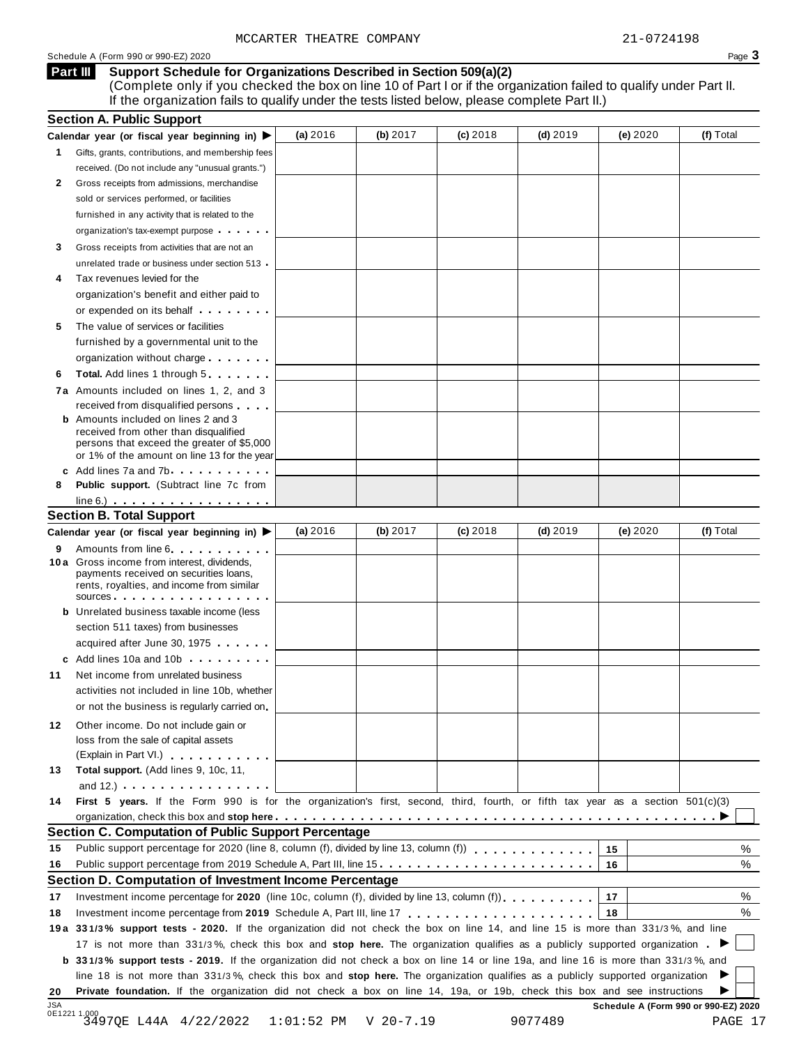MCCARTER THEATRE COMPANY 21-0724198

Schedule A (Form 990 or 990-EZ) 2020

## Part III Support Schedule for Organizations Described in Section 509(a)(2)

(Complete only if you checked the box on line 10 of Part I or if the organization failed to qualify under Part II. If the organization fails to qualify under the tests listed below, please complete Part II.)

### Section A. Public Support

| Calendar year (or fiscal year beginning in) ▶ | (a) 2016 | (b) 2017 | (c) 2018 | (d) 2019 | (e) 2020 | (f) Total |
|---|---|---|---|---|---|---|
| **1** Gifts, grants, contributions, and membership fees received. (Do not include any "unusual grants.") | | | | | | |
| **2** Gross receipts from admissions, merchandise sold or services performed, or facilities furnished in any activity that is related to the organization's tax-exempt purpose | | | | | | |
| **3** Gross receipts from activities that are not an unrelated trade or business under section 513 | | | | | | |
| **4** Tax revenues levied for the organization's benefit and either paid to or expended on its behalf | | | | | | |
| **5** The value of services or facilities furnished by a governmental unit to the organization without charge | | | | | | |
| **6** **Total.** Add lines 1 through 5 | | | | | | |
| **7a** Amounts included on lines 1, 2, and 3 received from disqualified persons | | | | | | |
| **b** Amounts included on lines 2 and 3 received from other than disqualified persons that exceed the greater of $5,000 or 1% of the amount on line 13 for the year | | | | | | |
| **c** Add lines 7a and 7b | | | | | | |
| **8** **Public support.** (Subtract line 7c from line 6.) | | | | | | |

### Section B. Total Support

| Calendar year (or fiscal year beginning in) ▶ | (a) 2016 | (b) 2017 | (c) 2018 | (d) 2019 | (e) 2020 | (f) Total |
|---|---|---|---|---|---|---|
| **9** Amounts from line 6 | | | | | | |
| **10a** Gross income from interest, dividends, payments received on securities loans, rents, royalties, and income from similar sources | | | | | | |
| **b** Unrelated business taxable income (less section 511 taxes) from businesses acquired after June 30, 1975 | | | | | | |
| **c** Add lines 10a and 10b | | | | | | |
| **11** Net income from unrelated business activities not included in line 10b, whether or not the business is regularly carried on | | | | | | |
| **12** Other income. Do not include gain or loss from the sale of capital assets (Explain in Part VI.) | | | | | | |
| **13** **Total support.** (Add lines 9, 10c, 11, and 12.) | | | | | | |

**14** **First 5 years.** If the Form 990 is for the organization's first, second, third, fourth, or fifth tax year as a section 501(c)(3) organization, check this box and **stop here** ▶ ☐

### Section C. Computation of Public Support Percentage

| | | | |
|---|---|---|---|
| **15** | Public support percentage for 2020 (line 8, column (f), divided by line 13, column (f)) | 15 | % |
| **16** | Public support percentage from 2019 Schedule A, Part III, line 15 | 16 | % |

### Section D. Computation of Investment Income Percentage

| | | | |
|---|---|---|---|
| **17** | Investment income percentage for **2020** (line 10c, column (f), divided by line 13, column (f)) | 17 | % |
| **18** | Investment income percentage from **2019** Schedule A, Part III, line 17 | 18 | % |

**19a** **33 1/3% support tests - 2020.** If the organization did not check the box on line 14, and line 15 is more than 33 1/3%, and line 17 is not more than 33 1/3%, check this box and **stop here.** The organization qualifies as a publicly supported organization ▶ ☐

**b** **33 1/3% support tests - 2019.** If the organization did not check a box on line 14 or line 19a, and line 16 is more than 33 1/3%, and line 18 is not more than 33 1/3%, check this box and **stop here.** The organization qualifies as a publicly supported organization ▶ ☐

**20** **Private foundation.** If the organization did not check a box on line 14, 19a, or 19b, check this box and see instructions ▶ ☐

Schedule A (Form 990 or 990-EZ) 2020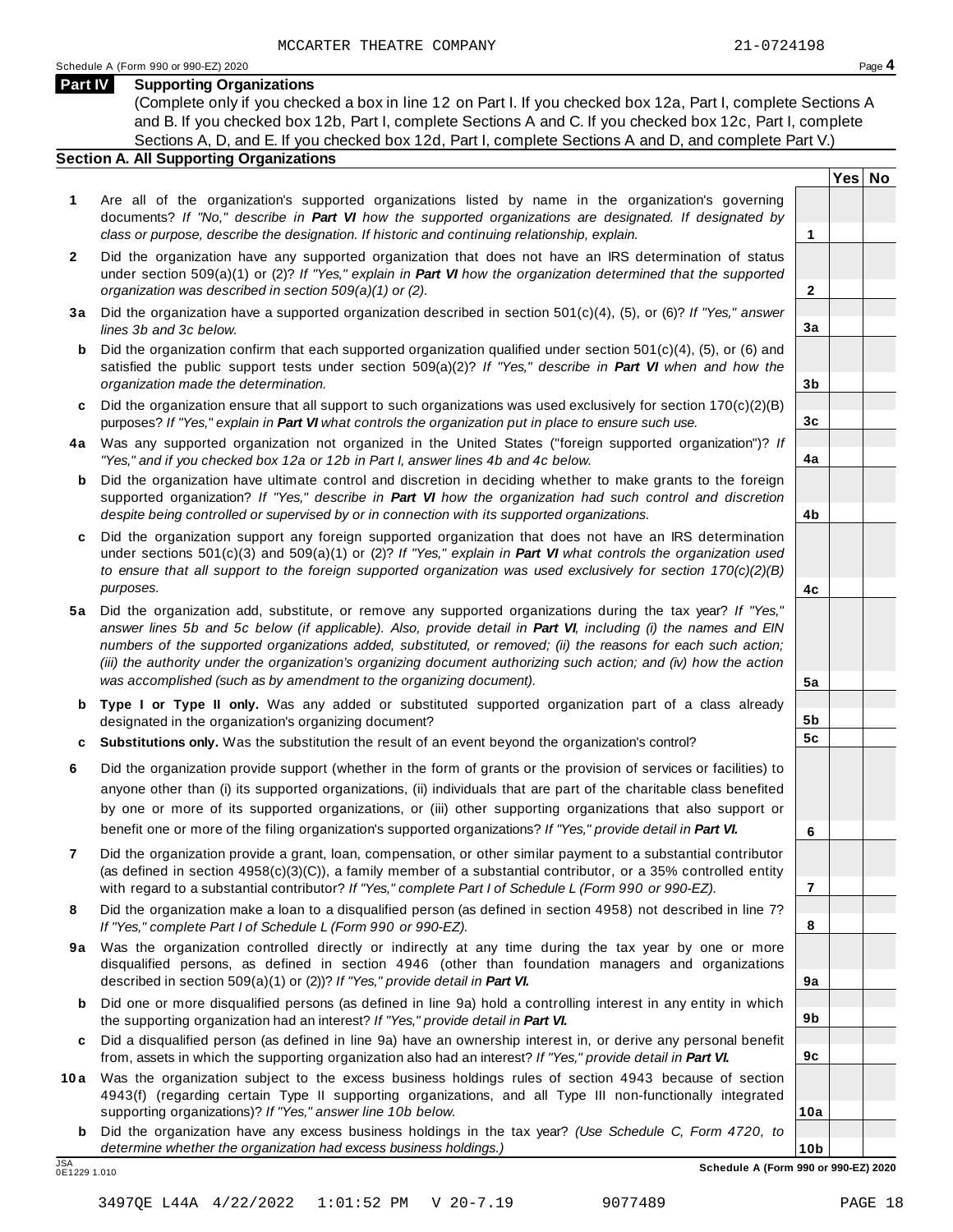MCCARTER THEATRE COMPANY 21-0724198

Schedule A (Form 990 or 990-EZ) 2020 Page **4**

## Part IV Supporting Organizations

(Complete only if you checked a box in line 12 on Part I. If you checked box 12a, Part I, complete Sections A and B. If you checked box 12b, Part I, complete Sections A and C. If you checked box 12c, Part I, complete Sections A, D, and E. If you checked box 12d, Part I, complete Sections A and D, and complete Part V.)

### Section A. All Supporting Organizations

| | | | Yes | No |
|---|---|---|---|---|
| **1** | Are all of the organization's supported organizations listed by name in the organization's governing documents? *If "No," describe in **Part VI** how the supported organizations are designated. If designated by class or purpose, describe the designation. If historic and continuing relationship, explain.* | **1** | | |
| **2** | Did the organization have any supported organization that does not have an IRS determination of status under section 509(a)(1) or (2)? *If "Yes," explain in **Part VI** how the organization determined that the supported organization was described in section 509(a)(1) or (2).* | **2** | | |
| **3a** | Did the organization have a supported organization described in section 501(c)(4), (5), or (6)? *If "Yes," answer lines 3b and 3c below.* | **3a** | | |
| **b** | Did the organization confirm that each supported organization qualified under section 501(c)(4), (5), or (6) and satisfied the public support tests under section 509(a)(2)? *If "Yes," describe in **Part VI** when and how the organization made the determination.* | **3b** | | |
| **c** | Did the organization ensure that all support to such organizations was used exclusively for section 170(c)(2)(B) purposes? *If "Yes," explain in **Part VI** what controls the organization put in place to ensure such use.* | **3c** | | |
| **4a** | Was any supported organization not organized in the United States ("foreign supported organization")? *If "Yes," and if you checked box 12a or 12b in Part I, answer lines 4b and 4c below.* | **4a** | | |
| **b** | Did the organization have ultimate control and discretion in deciding whether to make grants to the foreign supported organization? *If "Yes," describe in **Part VI** how the organization had such control and discretion despite being controlled or supervised by or in connection with its supported organizations.* | **4b** | | |
| **c** | Did the organization support any foreign supported organization that does not have an IRS determination under sections 501(c)(3) and 509(a)(1) or (2)? *If "Yes," explain in **Part VI** what controls the organization used to ensure that all support to the foreign supported organization was used exclusively for section 170(c)(2)(B) purposes.* | **4c** | | |
| **5a** | Did the organization add, substitute, or remove any supported organizations during the tax year? *If "Yes," answer lines 5b and 5c below (if applicable). Also, provide detail in **Part VI**, including (i) the names and EIN numbers of the supported organizations added, substituted, or removed; (ii) the reasons for each such action; (iii) the authority under the organization's organizing document authorizing such action; and (iv) how the action was accomplished (such as by amendment to the organizing document).* | **5a** | | |
| **b** | **Type I or Type II only.** Was any added or substituted supported organization part of a class already designated in the organization's organizing document? | **5b** | | |
| **c** | **Substitutions only.** Was the substitution the result of an event beyond the organization's control? | **5c** | | |
| **6** | Did the organization provide support (whether in the form of grants or the provision of services or facilities) to anyone other than (i) its supported organizations, (ii) individuals that are part of the charitable class benefited by one or more of its supported organizations, or (iii) other supporting organizations that also support or benefit one or more of the filing organization's supported organizations? *If "Yes," provide detail in **Part VI.*** | **6** | | |
| **7** | Did the organization provide a grant, loan, compensation, or other similar payment to a substantial contributor (as defined in section 4958(c)(3)(C)), a family member of a substantial contributor, or a 35% controlled entity with regard to a substantial contributor? *If "Yes," complete Part I of Schedule L (Form 990 or 990-EZ).* | **7** | | |
| **8** | Did the organization make a loan to a disqualified person (as defined in section 4958) not described in line 7? *If "Yes," complete Part I of Schedule L (Form 990 or 990-EZ).* | **8** | | |
| **9a** | Was the organization controlled directly or indirectly at any time during the tax year by one or more disqualified persons, as defined in section 4946 (other than foundation managers and organizations described in section 509(a)(1) or (2))? *If "Yes," provide detail in **Part VI.*** | **9a** | | |
| **b** | Did one or more disqualified persons (as defined in line 9a) hold a controlling interest in any entity in which the supporting organization had an interest? *If "Yes," provide detail in **Part VI.*** | **9b** | | |
| **c** | Did a disqualified person (as defined in line 9a) have an ownership interest in, or derive any personal benefit from, assets in which the supporting organization also had an interest? *If "Yes," provide detail in **Part VI.*** | **9c** | | |
| **10a** | Was the organization subject to the excess business holdings rules of section 4943 because of section 4943(f) (regarding certain Type II supporting organizations, and all Type III non-functionally integrated supporting organizations)? *If "Yes," answer line 10b below.* | **10a** | | |
| **b** | Did the organization have any excess business holdings in the tax year? *(Use Schedule C, Form 4720, to determine whether the organization had excess business holdings.)* | **10b** | | |

JSA
0E1229 1.010

**Schedule A (Form 990 or 990-EZ) 2020**

3497QE L44A 4/22/2022 1:01:52 PM V 20-7.19 9077489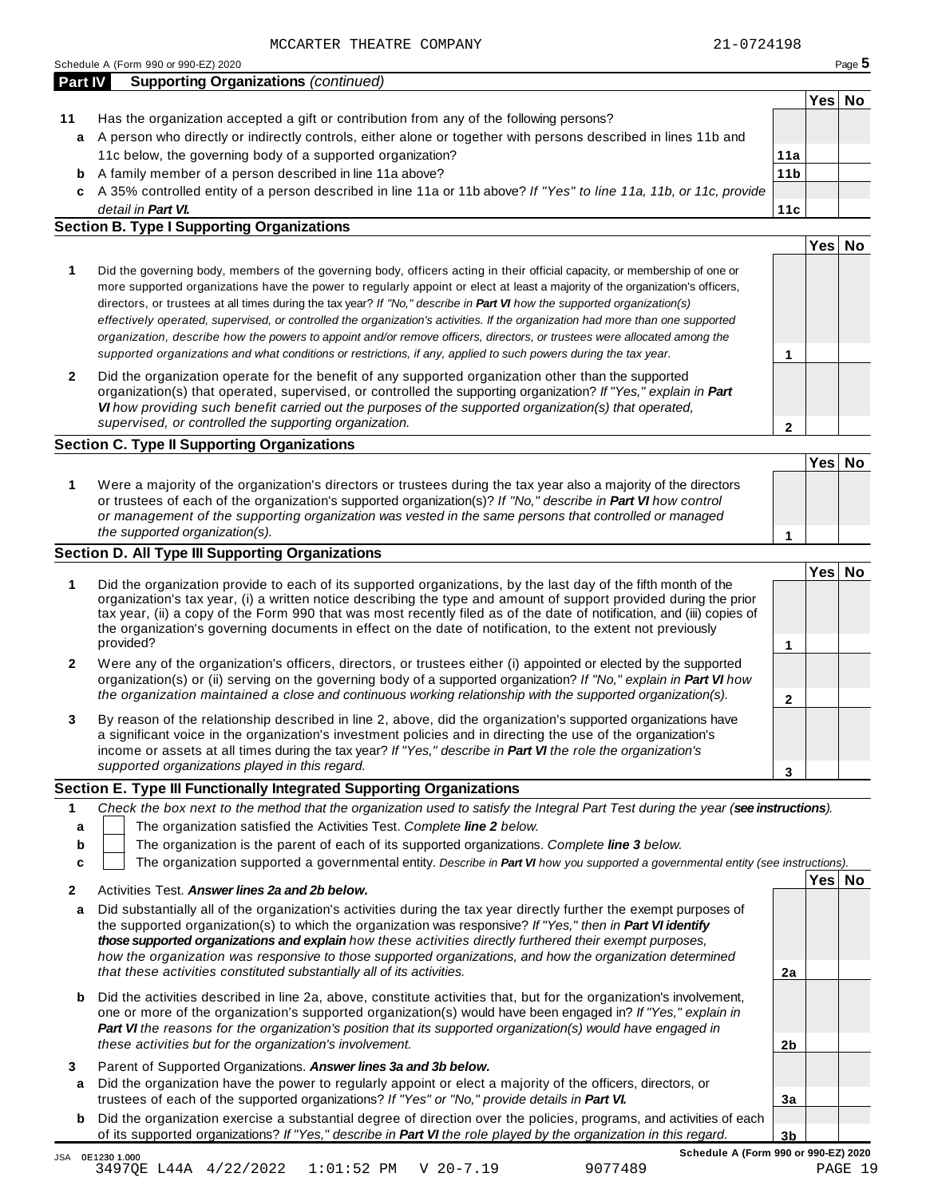MCCARTER THEATRE COMPANY 21-0724198

Schedule A (Form 990 or 990-EZ) 2020

## Part IV Supporting Organizations *(continued)*

| | | | Yes | No |
|---|---|---|---|---|
| **11** | Has the organization accepted a gift or contribution from any of the following persons? | | | |
| **a** | A person who directly or indirectly controls, either alone or together with persons described in lines 11b and 11c below, the governing body of a supported organization? | **11a** | | |
| **b** | A family member of a person described in line 11a above? | **11b** | | |
| **c** | A 35% controlled entity of a person described in line 11a or 11b above? *If "Yes" to line 11a, 11b, or 11c, provide detail in **Part VI.*** | **11c** | | |

### Section B. Type I Supporting Organizations

| | | | Yes | No |
|---|---|---|---|---|
| **1** | Did the governing body, members of the governing body, officers acting in their official capacity, or membership of one or more supported organizations have the power to regularly appoint or elect at least a majority of the organization's officers, directors, or trustees at all times during the tax year? *If "No," describe in **Part VI** how the supported organization(s) effectively operated, supervised, or controlled the organization's activities. If the organization had more than one supported organization, describe how the powers to appoint and/or remove officers, directors, or trustees were allocated among the supported organizations and what conditions or restrictions, if any, applied to such powers during the tax year.* | **1** | | |
| **2** | Did the organization operate for the benefit of any supported organization other than the supported organization(s) that operated, supervised, or controlled the supporting organization? *If "Yes," explain in **Part VI** how providing such benefit carried out the purposes of the supported organization(s) that operated, supervised, or controlled the supporting organization.* | **2** | | |

### Section C. Type II Supporting Organizations

| | | | Yes | No |
|---|---|---|---|---|
| **1** | Were a majority of the organization's directors or trustees during the tax year also a majority of the directors or trustees of each of the organization's supported organization(s)? *If "No," describe in **Part VI** how control or management of the supporting organization was vested in the same persons that controlled or managed the supported organization(s).* | **1** | | |

### Section D. All Type III Supporting Organizations

| | | | Yes | No |
|---|---|---|---|---|
| **1** | Did the organization provide to each of its supported organizations, by the last day of the fifth month of the organization's tax year, (i) a written notice describing the type and amount of support provided during the prior tax year, (ii) a copy of the Form 990 that was most recently filed as of the date of notification, and (iii) copies of the organization's governing documents in effect on the date of notification, to the extent not previously provided? | **1** | | |
| **2** | Were any of the organization's officers, directors, or trustees either (i) appointed or elected by the supported organization(s) or (ii) serving on the governing body of a supported organization? *If "No," explain in **Part VI** how the organization maintained a close and continuous working relationship with the supported organization(s).* | **2** | | |
| **3** | By reason of the relationship described in line 2, above, did the organization's supported organizations have a significant voice in the organization's investment policies and in directing the use of the organization's income or assets at all times during the tax year? *If "Yes," describe in **Part VI** the role the organization's supported organizations played in this regard.* | **3** | | |

### Section E. Type III Functionally Integrated Supporting Organizations

**1** *Check the box next to the method that the organization used to satisfy the Integral Part Test during the year (**see instructions**).*

- **a** ☐ The organization satisfied the Activities Test. *Complete **line 2** below.*
- **b** ☐ The organization is the parent of each of its supported organizations. *Complete **line 3** below.*
- **c** ☐ The organization supported a governmental entity. *Describe in **Part VI** how you supported a governmental entity (see instructions).*

| | | | Yes | No |
|---|---|---|---|---|
| **2** | Activities Test. ***Answer lines 2a and 2b below.*** | | | |
| **a** | Did substantially all of the organization's activities during the tax year directly further the exempt purposes of the supported organization(s) to which the organization was responsive? *If "Yes," then in **Part VI identify those supported organizations and explain** how these activities directly furthered their exempt purposes, how the organization was responsive to those supported organizations, and how the organization determined that these activities constituted substantially all of its activities.* | **2a** | | |
| **b** | Did the activities described in line 2a, above, constitute activities that, but for the organization's involvement, one or more of the organization's supported organization(s) would have been engaged in? *If "Yes," explain in **Part VI** the reasons for the organization's position that its supported organization(s) would have engaged in these activities but for the organization's involvement.* | **2b** | | |
| **3** | Parent of Supported Organizations. ***Answer lines 3a and 3b below.*** | | | |
| **a** | Did the organization have the power to regularly appoint or elect a majority of the officers, directors, or trustees of each of the supported organizations? *If "Yes" or "No," provide details in **Part VI.*** | **3a** | | |
| **b** | Did the organization exercise a substantial degree of direction over the policies, programs, and activities of each of its supported organizations? *If "Yes," describe in **Part VI** the role played by the organization in this regard.* | **3b** | | |

Schedule A (Form 990 or 990-EZ) 2020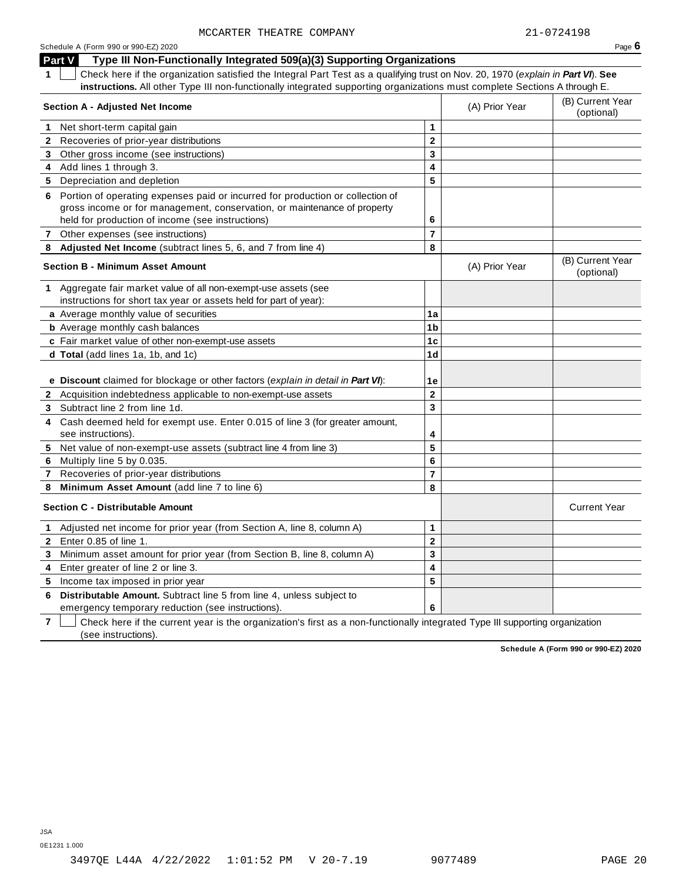MCCARTER THEATRE COMPANY 21-0724198

Schedule A (Form 990 or 990-EZ) 2020 Page **6**

## Part V Type III Non-Functionally Integrated 509(a)(3) Supporting Organizations

**1** ☐ Check here if the organization satisfied the Integral Part Test as a qualifying trust on Nov. 20, 1970 (*explain in **Part VI***). **See instructions.** All other Type III non-functionally integrated supporting organizations must complete Sections A through E.

| Section A - Adjusted Net Income | | (A) Prior Year | (B) Current Year (optional) |
|---|---|---|---|
| **1** Net short-term capital gain | 1 | | |
| **2** Recoveries of prior-year distributions | 2 | | |
| **3** Other gross income (see instructions) | 3 | | |
| **4** Add lines 1 through 3. | 4 | | |
| **5** Depreciation and depletion | 5 | | |
| **6** Portion of operating expenses paid or incurred for production or collection of gross income or for management, conservation, or maintenance of property held for production of income (see instructions) | 6 | | |
| **7** Other expenses (see instructions) | 7 | | |
| **8** **Adjusted Net Income** (subtract lines 5, 6, and 7 from line 4) | 8 | | |

| Section B - Minimum Asset Amount | | (A) Prior Year | (B) Current Year (optional) |
|---|---|---|---|
| **1** Aggregate fair market value of all non-exempt-use assets (see instructions for short tax year or assets held for part of year): | | | |
| **a** Average monthly value of securities | 1a | | |
| **b** Average monthly cash balances | 1b | | |
| **c** Fair market value of other non-exempt-use assets | 1c | | |
| **d** **Total** (add lines 1a, 1b, and 1c) | 1d | | |
| **e** **Discount** claimed for blockage or other factors (*explain in detail in **Part VI***): | 1e | | |
| **2** Acquisition indebtedness applicable to non-exempt-use assets | 2 | | |
| **3** Subtract line 2 from line 1d. | 3 | | |
| **4** Cash deemed held for exempt use. Enter 0.015 of line 3 (for greater amount, see instructions). | 4 | | |
| **5** Net value of non-exempt-use assets (subtract line 4 from line 3) | 5 | | |
| **6** Multiply line 5 by 0.035. | 6 | | |
| **7** Recoveries of prior-year distributions | 7 | | |
| **8** **Minimum Asset Amount** (add line 7 to line 6) | 8 | | |

| Section C - Distributable Amount | | | Current Year |
|---|---|---|---|
| **1** Adjusted net income for prior year (from Section A, line 8, column A) | 1 | | |
| **2** Enter 0.85 of line 1. | 2 | | |
| **3** Minimum asset amount for prior year (from Section B, line 8, column A) | 3 | | |
| **4** Enter greater of line 2 or line 3. | 4 | | |
| **5** Income tax imposed in prior year | 5 | | |
| **6** **Distributable Amount.** Subtract line 5 from line 4, unless subject to emergency temporary reduction (see instructions). | 6 | | |

**7** ☐ Check here if the current year is the organization's first as a non-functionally integrated Type III supporting organization (see instructions).

**Schedule A (Form 990 or 990-EZ) 2020**

JSA
0E1231 1.000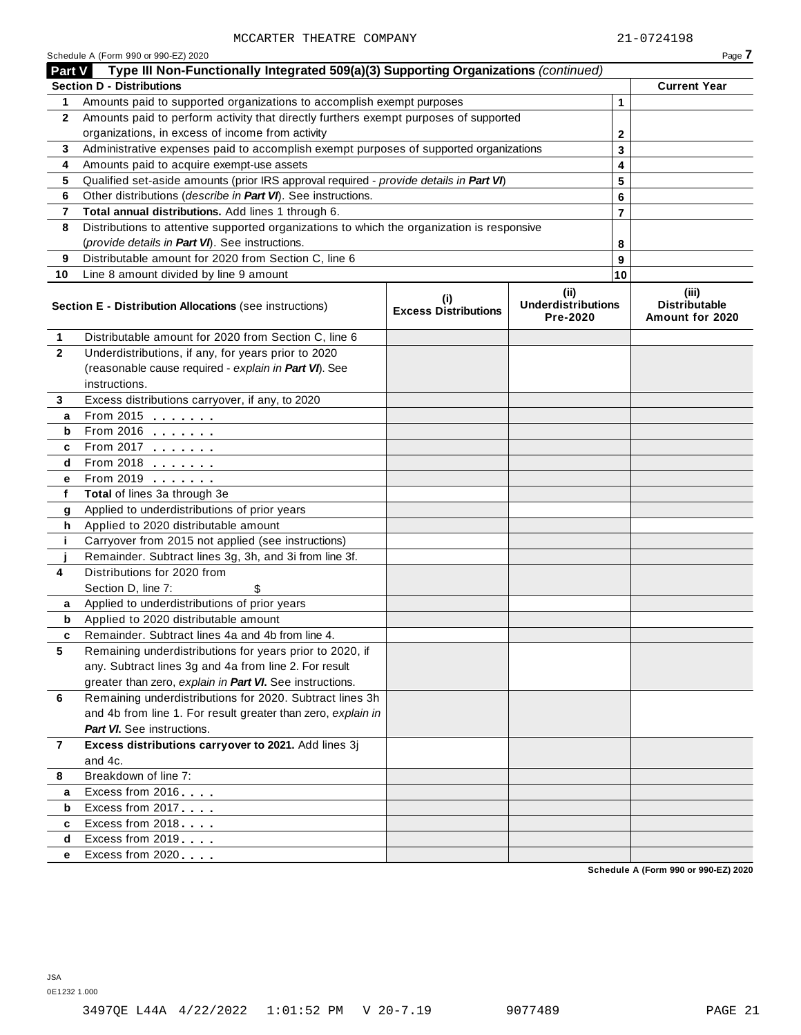MCCARTER THEATRE COMPANY 21-0724198

Schedule A (Form 990 or 990-EZ) 2020

## Part V Type III Non-Functionally Integrated 509(a)(3) Supporting Organizations *(continued)*

| **Section D - Distributions** | | | **Current Year** |
|---|---|---|---|
| **1** | Amounts paid to supported organizations to accomplish exempt purposes | 1 | |
| **2** | Amounts paid to perform activity that directly furthers exempt purposes of supported organizations, in excess of income from activity | 2 | |
| **3** | Administrative expenses paid to accomplish exempt purposes of supported organizations | 3 | |
| **4** | Amounts paid to acquire exempt-use assets | 4 | |
| **5** | Qualified set-aside amounts (prior IRS approval required - *provide details in **Part VI***) | 5 | |
| **6** | Other distributions (*describe in **Part VI***). See instructions. | 6 | |
| **7** | **Total annual distributions.** Add lines 1 through 6. | 7 | |
| **8** | Distributions to attentive supported organizations to which the organization is responsive (*provide details in **Part VI***). See instructions. | 8 | |
| **9** | Distributable amount for 2020 from Section C, line 6 | 9 | |
| **10** | Line 8 amount divided by line 9 amount | 10 | |

| | **Section E - Distribution Allocations** (see instructions) | **(i) Excess Distributions** | **(ii) Underdistributions Pre-2020** | **(iii) Distributable Amount for 2020** |
|---|---|---|---|---|
| **1** | Distributable amount for 2020 from Section C, line 6 | | | |
| **2** | Underdistributions, if any, for years prior to 2020 (reasonable cause required - *explain in **Part VI***). See instructions. | | | |
| **3** | Excess distributions carryover, if any, to 2020 | | | |
| **a** | From 2015 | | | |
| **b** | From 2016 | | | |
| **c** | From 2017 | | | |
| **d** | From 2018 | | | |
| **e** | From 2019 | | | |
| **f** | **Total** of lines 3a through 3e | | | |
| **g** | Applied to underdistributions of prior years | | | |
| **h** | Applied to 2020 distributable amount | | | |
| **i** | Carryover from 2015 not applied (see instructions) | | | |
| **j** | Remainder. Subtract lines 3g, 3h, and 3i from line 3f. | | | |
| **4** | Distributions for 2020 from Section D, line 7: $ | | | |
| **a** | Applied to underdistributions of prior years | | | |
| **b** | Applied to 2020 distributable amount | | | |
| **c** | Remainder. Subtract lines 4a and 4b from line 4. | | | |
| **5** | Remaining underdistributions for years prior to 2020, if any. Subtract lines 3g and 4a from line 2. For result greater than zero, *explain in **Part VI***. See instructions. | | | |
| **6** | Remaining underdistributions for 2020. Subtract lines 3h and 4b from line 1. For result greater than zero, *explain in **Part VI***. See instructions. | | | |
| **7** | **Excess distributions carryover to 2021.** Add lines 3j and 4c. | | | |
| **8** | Breakdown of line 7: | | | |
| **a** | Excess from 2016 | | | |
| **b** | Excess from 2017 | | | |
| **c** | Excess from 2018 | | | |
| **d** | Excess from 2019 | | | |
| **e** | Excess from 2020 | | | |

**Schedule A (Form 990 or 990-EZ) 2020**

JSA
0E1232 1.000

3497QE L44A 4/22/2022 1:01:52 PM V 20-7.19 9077489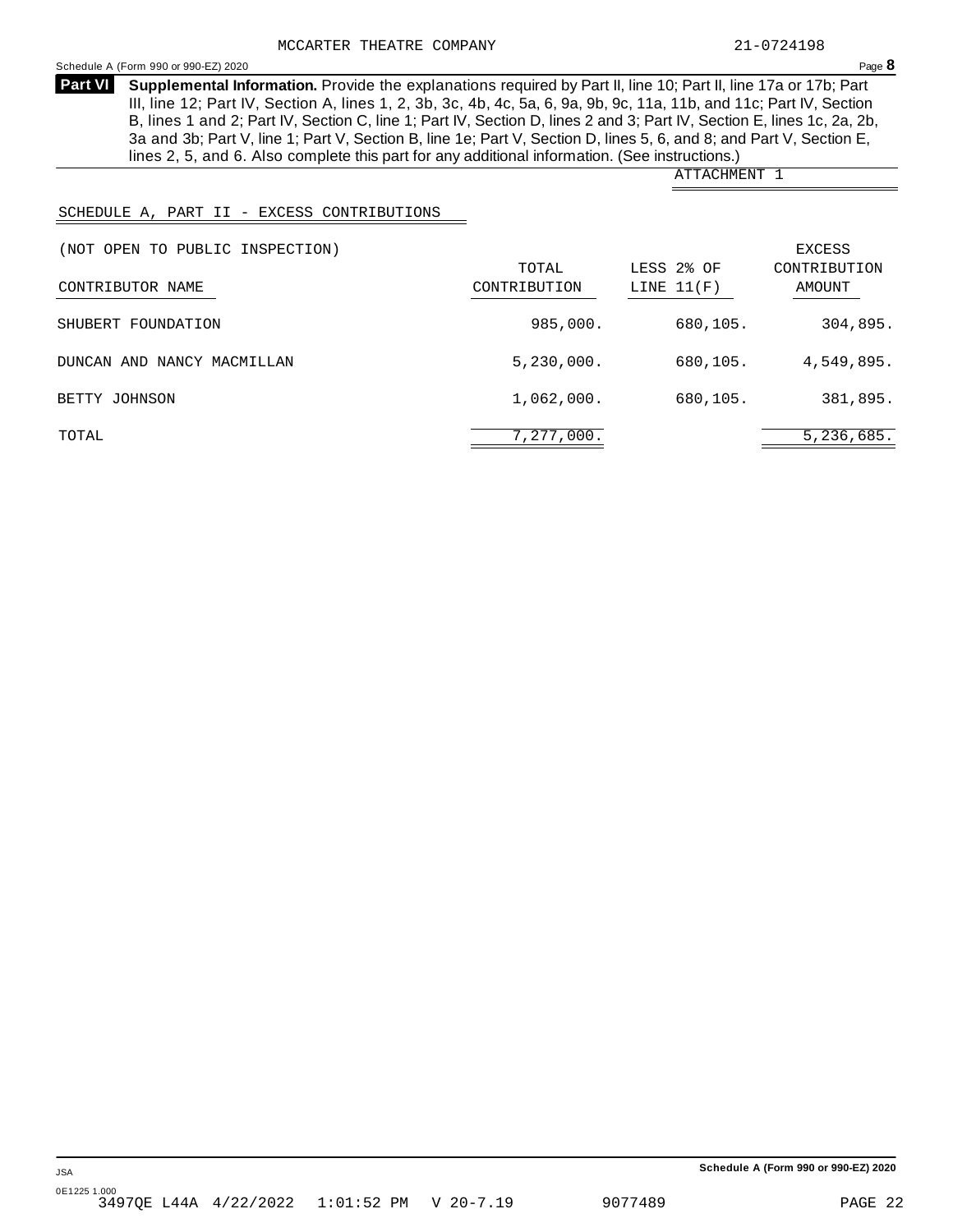MCCARTER THEATRE COMPANY 21-0724198

Schedule A (Form 990 or 990-EZ) 2020

**Part VI** **Supplemental Information.** Provide the explanations required by Part II, line 10; Part II, line 17a or 17b; Part III, line 12; Part IV, Section A, lines 1, 2, 3b, 3c, 4b, 4c, 5a, 6, 9a, 9b, 9c, 11a, 11b, and 11c; Part IV, Section B, lines 1 and 2; Part IV, Section C, line 1; Part IV, Section D, lines 2 and 3; Part IV, Section E, lines 1c, 2a, 2b, 3a and 3b; Part V, line 1; Part V, Section B, line 1e; Part V, Section D, lines 5, 6, and 8; and Part V, Section E, lines 2, 5, and 6. Also complete this part for any additional information. (See instructions.)

ATTACHMENT 1

SCHEDULE A, PART II - EXCESS CONTRIBUTIONS

(NOT OPEN TO PUBLIC INSPECTION)

| CONTRIBUTOR NAME | TOTAL CONTRIBUTION | LESS 2% OF LINE 11(F) | EXCESS CONTRIBUTION AMOUNT |
|---|---|---|---|
| SHUBERT FOUNDATION | 985,000. | 680,105. | 304,895. |
| DUNCAN AND NANCY MACMILLAN | 5,230,000. | 680,105. | 4,549,895. |
| BETTY JOHNSON | 1,062,000. | 680,105. | 381,895. |
| TOTAL | 7,277,000. | | 5,236,685. |

JSA
0E1225 1.000

Schedule A (Form 990 or 990-EZ) 2020

3497QE L44A 4/22/2022 1:01:52 PM V 20-7.19 9077489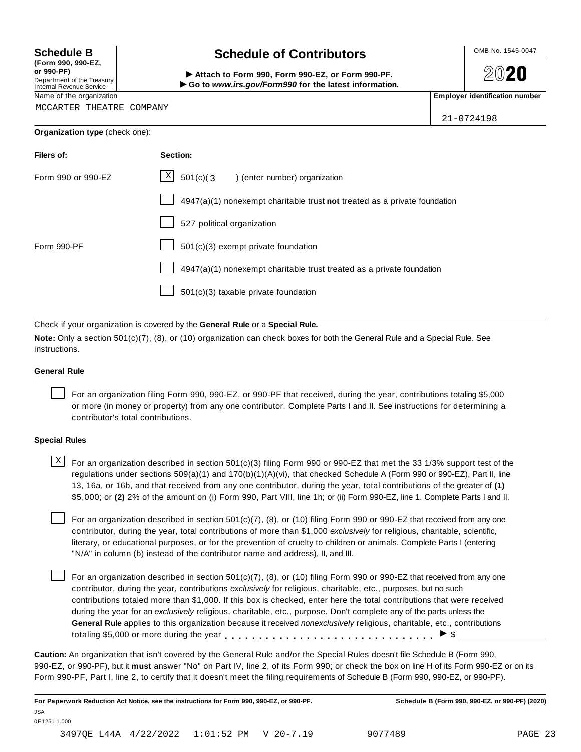**Schedule B**
**(Form 990, 990-EZ, or 990-PF)**
Department of the Treasury
Internal Revenue Service

# Schedule of Contributors

► **Attach to Form 990, Form 990-EZ, or Form 990-PF.**
► **Go to *www.irs.gov/Form990* for the latest information.**

OMB No. 1545-0047

**2020**

Name of the organization
MCCARTER THEATRE COMPANY

**Employer identification number**
21-0724198

**Organization type** (check one):

| **Filers of:** | **Section:** |
| --- | --- |
| Form 990 or 990-EZ | [X] 501(c)( 3 ) (enter number) organization |
| | [ ] 4947(a)(1) nonexempt charitable trust **not** treated as a private foundation |
| | [ ] 527 political organization |
| Form 990-PF | [ ] 501(c)(3) exempt private foundation |
| | [ ] 4947(a)(1) nonexempt charitable trust treated as a private foundation |
| | [ ] 501(c)(3) taxable private foundation |

Check if your organization is covered by the **General Rule** or a **Special Rule.**

**Note:** Only a section 501(c)(7), (8), or (10) organization can check boxes for both the General Rule and a Special Rule. See instructions.

### General Rule

[ ] For an organization filing Form 990, 990-EZ, or 990-PF that received, during the year, contributions totaling $5,000 or more (in money or property) from any one contributor. Complete Parts I and II. See instructions for determining a contributor's total contributions.

### Special Rules

[X] For an organization described in section 501(c)(3) filing Form 990 or 990-EZ that met the 33 1/3% support test of the regulations under sections 509(a)(1) and 170(b)(1)(A)(vi), that checked Schedule A (Form 990 or 990-EZ), Part II, line 13, 16a, or 16b, and that received from any one contributor, during the year, total contributions of the greater of **(1)** $5,000; or **(2)** 2% of the amount on (i) Form 990, Part VIII, line 1h; or (ii) Form 990-EZ, line 1. Complete Parts I and II.

[ ] For an organization described in section 501(c)(7), (8), or (10) filing Form 990 or 990-EZ that received from any one contributor, during the year, total contributions of more than $1,000 *exclusively* for religious, charitable, scientific, literary, or educational purposes, or for the prevention of cruelty to children or animals. Complete Parts I (entering "N/A" in column (b) instead of the contributor name and address), II, and III.

[ ] For an organization described in section 501(c)(7), (8), or (10) filing Form 990 or 990-EZ that received from any one contributor, during the year, contributions *exclusively* for religious, charitable, etc., purposes, but no such contributions totaled more than $1,000. If this box is checked, enter here the total contributions that were received during the year for an *exclusively* religious, charitable, etc., purpose. Don't complete any of the parts unless the **General Rule** applies to this organization because it received *nonexclusively* religious, charitable, etc., contributions totaling $5,000 or more during the year . . . . . . . . . . . . . . . . . . . . . . . . . . . . . ► $ ____________

**Caution:** An organization that isn't covered by the General Rule and/or the Special Rules doesn't file Schedule B (Form 990, 990-EZ, or 990-PF), but it **must** answer "No" on Part IV, line 2, of its Form 990; or check the box on line H of its Form 990-EZ or on its Form 990-PF, Part I, line 2, to certify that it doesn't meet the filing requirements of Schedule B (Form 990, 990-EZ, or 990-PF).

**For Paperwork Reduction Act Notice, see the instructions for Form 990, 990-EZ, or 990-PF.** **Schedule B (Form 990, 990-EZ, or 990-PF) (2020)**

JSA
0E1251 1.000

3497QE L44A 4/22/2022 1:01:52 PM V 20-7.19 9077489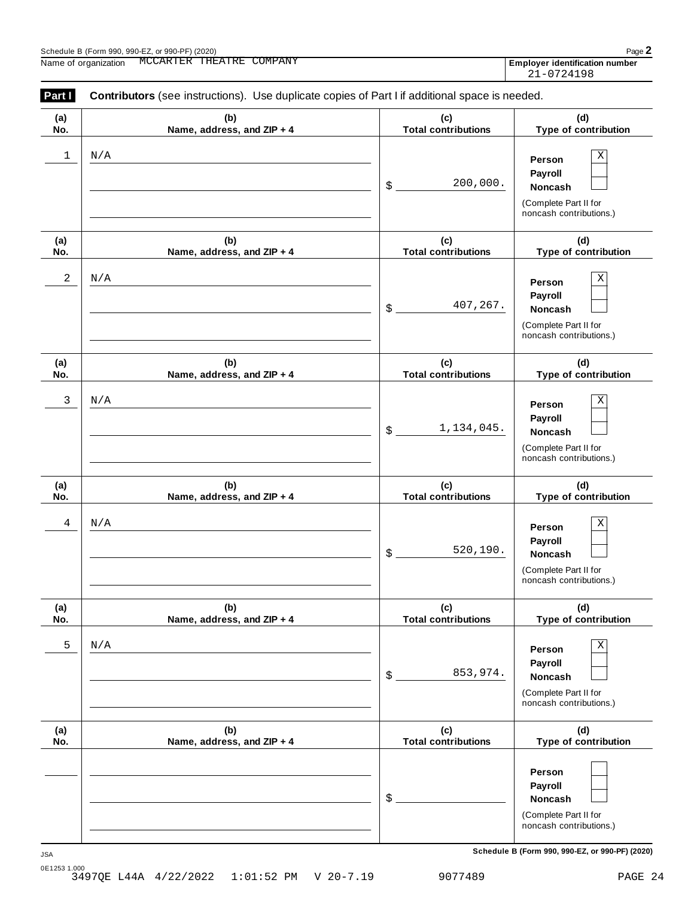Schedule B (Form 990, 990-EZ, or 990-PF) (2020)

Name of organization MCCARTER THEATRE COMPANY

**Employer identification number** 21-0724198

**Part I** **Contributors** (see instructions). Use duplicate copies of Part I if additional space is needed.

| (a) No. | (b) Name, address, and ZIP + 4 | (c) Total contributions | (d) Type of contribution |
|---|---|---|---|
| 1 | N/A | $ 200,000. | Person [X] Payroll [ ] Noncash [ ] (Complete Part II for noncash contributions.) |
| 2 | N/A | $ 407,267. | Person [X] Payroll [ ] Noncash [ ] (Complete Part II for noncash contributions.) |
| 3 | N/A | $ 1,134,045. | Person [X] Payroll [ ] Noncash [ ] (Complete Part II for noncash contributions.) |
| 4 | N/A | $ 520,190. | Person [X] Payroll [ ] Noncash [ ] (Complete Part II for noncash contributions.) |
| 5 | N/A | $ 853,974. | Person [X] Payroll [ ] Noncash [ ] (Complete Part II for noncash contributions.) |
| | | $ | Person [ ] Payroll [ ] Noncash [ ] (Complete Part II for noncash contributions.) |

JSA

0E1253 1.000

3497QE L44A 4/22/2022 1:01:52 PM V 20-7.19 9077489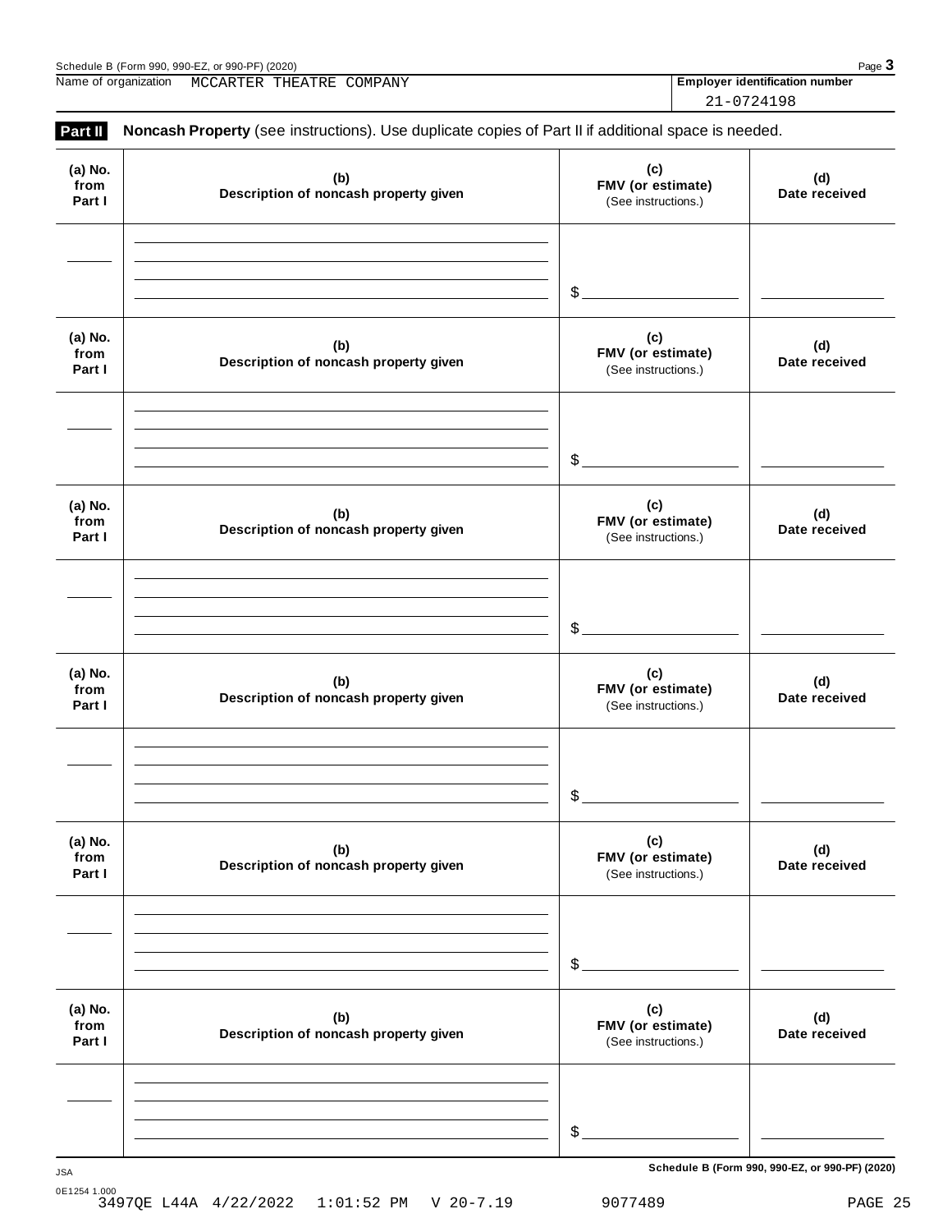Name of organization MCCARTER THEATRE COMPANY

**Employer identification number** 21-0724198

**Part II** **Noncash Property** (see instructions). Use duplicate copies of Part II if additional space is needed.

| (a) No. from Part I | (b) Description of noncash property given | (c) FMV (or estimate) (See instructions.) | (d) Date received |
|---|---|---|---|
| | | $ | |

| (a) No. from Part I | (b) Description of noncash property given | (c) FMV (or estimate) (See instructions.) | (d) Date received |
|---|---|---|---|
| | | $ | |

| (a) No. from Part I | (b) Description of noncash property given | (c) FMV (or estimate) (See instructions.) | (d) Date received |
|---|---|---|---|
| | | $ | |

| (a) No. from Part I | (b) Description of noncash property given | (c) FMV (or estimate) (See instructions.) | (d) Date received |
|---|---|---|---|
| | | $ | |

| (a) No. from Part I | (b) Description of noncash property given | (c) FMV (or estimate) (See instructions.) | (d) Date received |
|---|---|---|---|
| | | $ | |

| (a) No. from Part I | (b) Description of noncash property given | (c) FMV (or estimate) (See instructions.) | (d) Date received |
|---|---|---|---|
| | | $ | |

JSA 0E1254 1.000 3497QE L44A 4/22/2022 1:01:52 PM V 20-7.19 9077489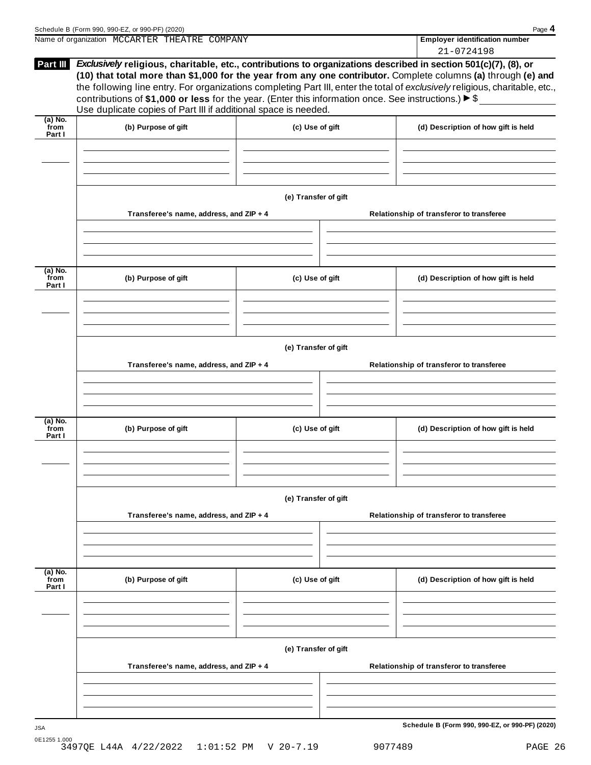Name of organization MCCARTER THEATRE COMPANY

**Employer identification number** 21-0724198

**Part III** ***Exclusively*** **religious, charitable, etc., contributions to organizations described in section 501(c)(7), (8), or (10) that total more than $1,000 for the year from any one contributor.** Complete columns **(a)** through **(e) and** the following line entry. For organizations completing Part III, enter the total of *exclusively* religious, charitable, etc., contributions of **$1,000 or less** for the year. (Enter this information once. See instructions.) ▶ $ ____________

Use duplicate copies of Part III if additional space is needed.

| (a) No. from Part I | (b) Purpose of gift | (c) Use of gift | (d) Description of how gift is held |
|---|---|---|---|
| | | | |

**(e) Transfer of gift**

| Transferee's name, address, and ZIP + 4 | Relationship of transferor to transferee |
|---|---|
| | |

| (a) No. from Part I | (b) Purpose of gift | (c) Use of gift | (d) Description of how gift is held |
|---|---|---|---|
| | | | |

**(e) Transfer of gift**

| Transferee's name, address, and ZIP + 4 | Relationship of transferor to transferee |
|---|---|
| | |

| (a) No. from Part I | (b) Purpose of gift | (c) Use of gift | (d) Description of how gift is held |
|---|---|---|---|
| | | | |

**(e) Transfer of gift**

| Transferee's name, address, and ZIP + 4 | Relationship of transferor to transferee |
|---|---|
| | |

| (a) No. from Part I | (b) Purpose of gift | (c) Use of gift | (d) Description of how gift is held |
|---|---|---|---|
| | | | |

**(e) Transfer of gift**

| Transferee's name, address, and ZIP + 4 | Relationship of transferor to transferee |
|---|---|
| | |

**Schedule B (Form 990, 990-EZ, or 990-PF) (2020)**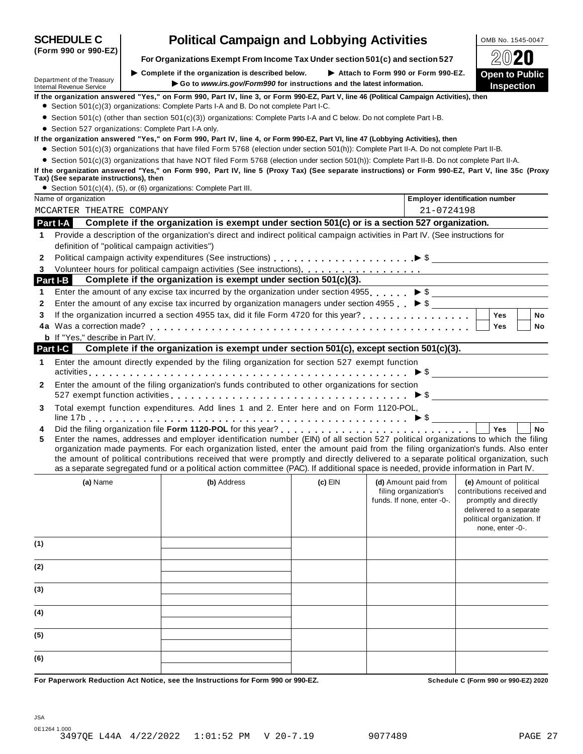**SCHEDULE C (Form 990 or 990-EZ)**

# Political Campaign and Lobbying Activities

**For Organizations Exempt From Income Tax Under section 501(c) and section 527**

► Complete if the organization is described below. ► Attach to Form 990 or Form 990-EZ.

► Go to *www.irs.gov/Form990* for instructions and the latest information.

Department of the Treasury
Internal Revenue Service

OMB No. 1545-0047

2020

**Open to Public Inspection**

**If the organization answered "Yes," on Form 990, Part IV, line 3, or Form 990-EZ, Part V, line 46 (Political Campaign Activities), then**

- Section 501(c)(3) organizations: Complete Parts I-A and B. Do not complete Part I-C.
- Section 501(c) (other than section 501(c)(3)) organizations: Complete Parts I-A and C below. Do not complete Part I-B.
- Section 527 organizations: Complete Part I-A only.

**If the organization answered "Yes," on Form 990, Part IV, line 4, or Form 990-EZ, Part VI, line 47 (Lobbying Activities), then**

- Section 501(c)(3) organizations that have filed Form 5768 (election under section 501(h)): Complete Part II-A. Do not complete Part II-B.
- Section 501(c)(3) organizations that have NOT filed Form 5768 (election under section 501(h)): Complete Part II-B. Do not complete Part II-A.

**If the organization answered "Yes," on Form 990, Part IV, line 5 (Proxy Tax) (See separate instructions) or Form 990-EZ, Part V, line 35c (Proxy Tax) (See separate instructions), then**

- Section 501(c)(4), (5), or (6) organizations: Complete Part III.

| Name of organization | Employer identification number |
|---|---|
| MCCARTER THEATRE COMPANY | 21-0724198 |

## Part I-A Complete if the organization is exempt under section 501(c) or is a section 527 organization.

1. Provide a description of the organization's direct and indirect political campaign activities in Part IV. (See instructions for definition of "political campaign activities")
2. Political campaign activity expenditures (See instructions) ► $
3. Volunteer hours for political campaign activities (See instructions)

## Part I-B Complete if the organization is exempt under section 501(c)(3).

1. Enter the amount of any excise tax incurred by the organization under section 4955 ► $
2. Enter the amount of any excise tax incurred by organization managers under section 4955 ► $
3. If the organization incurred a section 4955 tax, did it file Form 4720 for this year? ☐ Yes ☐ No

4a Was a correction made? ☐ Yes ☐ No

**b** If "Yes," describe in Part IV.

## Part I-C Complete if the organization is exempt under section 501(c), except section 501(c)(3).

1. Enter the amount directly expended by the filing organization for section 527 exempt function activities ► $
2. Enter the amount of the filing organization's funds contributed to other organizations for section 527 exempt function activities ► $
3. Total exempt function expenditures. Add lines 1 and 2. Enter here and on Form 1120-POL, line 17b ► $
4. Did the filing organization file **Form 1120-POL** for this year? ☐ Yes ☐ No
5. Enter the names, addresses and employer identification number (EIN) of all section 527 political organizations to which the filing organization made payments. For each organization listed, enter the amount paid from the filing organization's funds. Also enter the amount of political contributions received that were promptly and directly delivered to a separate political organization, such as a separate segregated fund or a political action committee (PAC). If additional space is needed, provide information in Part IV.

| | (a) Name | (b) Address | (c) EIN | (d) Amount paid from filing organization's funds. If none, enter -0-. | (e) Amount of political contributions received and promptly and directly delivered to a separate political organization. If none, enter -0-. |
|---|---|---|---|---|---|
| (1) | | | | | |
| (2) | | | | | |
| (3) | | | | | |
| (4) | | | | | |
| (5) | | | | | |
| (6) | | | | | |

**For Paperwork Reduction Act Notice, see the Instructions for Form 990 or 990-EZ.** **Schedule C (Form 990 or 990-EZ) 2020**

JSA
0E1264 1.000
3497QE L44A 4/22/2022 1:01:52 PM V 20-7.19 9077489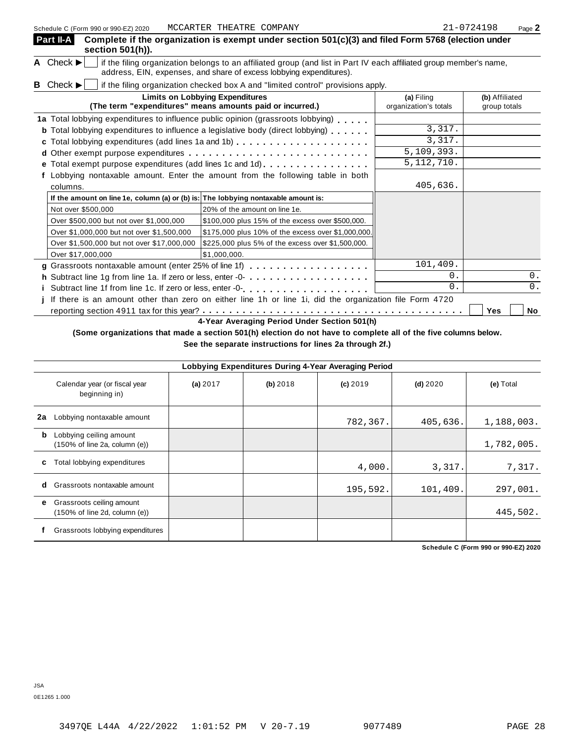Schedule C (Form 990 or 990-EZ) 2020 MCCARTER THEATRE COMPANY 21-0724198 Page **2**

**Part II-A** **Complete if the organization is exempt under section 501(c)(3) and filed Form 5768 (election under section 501(h)).**

**A** Check ► ☐ if the filing organization belongs to an affiliated group (and list in Part IV each affiliated group member's name, address, EIN, expenses, and share of excess lobbying expenditures).

**B** Check ► ☐ if the filing organization checked box A and "limited control" provisions apply.

| Limits on Lobbying Expenditures (The term "expenditures" means amounts paid or incurred.) | (a) Filing organization's totals | (b) Affiliated group totals |
|---|---|---|
| **1a** Total lobbying expenditures to influence public opinion (grassroots lobbying) | | |
| **b** Total lobbying expenditures to influence a legislative body (direct lobbying) | 3,317. | |
| **c** Total lobbying expenditures (add lines 1a and 1b) | 3,317. | |
| **d** Other exempt purpose expenditures | 5,109,393. | |
| **e** Total exempt purpose expenditures (add lines 1c and 1d) | 5,112,710. | |
| **f** Lobbying nontaxable amount. Enter the amount from the following table in both columns. | 405,636. | |

| If the amount on line 1e, column (a) or (b) is: | The lobbying nontaxable amount is: |
|---|---|
| Not over $500,000 | 20% of the amount on line 1e. |
| Over $500,000 but not over $1,000,000 | $100,000 plus 15% of the excess over $500,000. |
| Over $1,000,000 but not over $1,500,000 | $175,000 plus 10% of the excess over $1,000,000. |
| Over $1,500,000 but not over $17,000,000 | $225,000 plus 5% of the excess over $1,500,000. |
| Over $17,000,000 | $1,000,000. |

| | (a) | (b) |
|---|---|---|
| **g** Grassroots nontaxable amount (enter 25% of line 1f) | 101,409. | |
| **h** Subtract line 1g from line 1a. If zero or less, enter -0- | 0. | 0. |
| **i** Subtract line 1f from line 1c. If zero or less, enter -0- | 0. | 0. |

**j** If there is an amount other than zero on either line 1h or line 1i, did the organization file Form 4720 reporting section 4911 tax for this year? ☐ Yes ☐ No

**4-Year Averaging Period Under Section 501(h)**

**(Some organizations that made a section 501(h) election do not have to complete all of the five columns below. See the separate instructions for lines 2a through 2f.)**

| Lobbying Expenditures During 4-Year Averaging Period | | | | | |
|---|---|---|---|---|---|
| Calendar year (or fiscal year beginning in) | (a) 2017 | (b) 2018 | (c) 2019 | (d) 2020 | (e) Total |
| **2a** Lobbying nontaxable amount | | | 782,367. | 405,636. | 1,188,003. |
| **b** Lobbying ceiling amount (150% of line 2a, column (e)) | | | | | 1,782,005. |
| **c** Total lobbying expenditures | | | 4,000. | 3,317. | 7,317. |
| **d** Grassroots nontaxable amount | | | 195,592. | 101,409. | 297,001. |
| **e** Grassroots ceiling amount (150% of line 2d, column (e)) | | | | | 445,502. |
| **f** Grassroots lobbying expenditures | | | | | |

**Schedule C (Form 990 or 990-EZ) 2020**

JSA
0E1265 1.000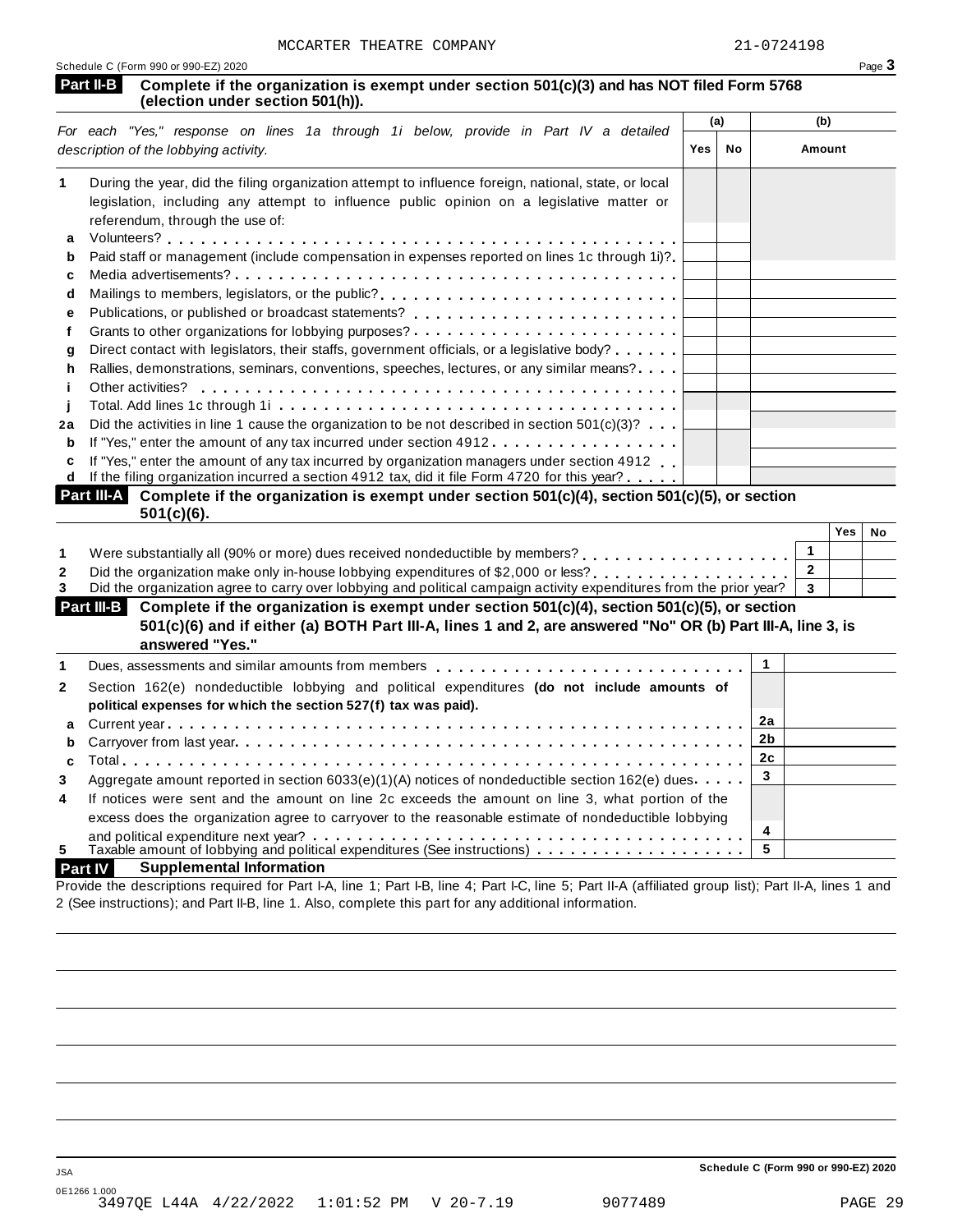MCCARTER THEATRE COMPANY 21-0724198

Schedule C (Form 990 or 990-EZ) 2020 Page **3**

**Part II-B** **Complete if the organization is exempt under section 501(c)(3) and has NOT filed Form 5768 (election under section 501(h)).**

| *For each "Yes," response on lines 1a through 1i below, provide in Part IV a detailed description of the lobbying activity.* | (a) Yes | (a) No | (b) Amount |
|---|---|---|---|
| **1** During the year, did the filing organization attempt to influence foreign, national, state, or local legislation, including any attempt to influence public opinion on a legislative matter or referendum, through the use of: | | | |
| **a** Volunteers? | | | |
| **b** Paid staff or management (include compensation in expenses reported on lines 1c through 1i)? | | | |
| **c** Media advertisements? | | | |
| **d** Mailings to members, legislators, or the public? | | | |
| **e** Publications, or published or broadcast statements? | | | |
| **f** Grants to other organizations for lobbying purposes? | | | |
| **g** Direct contact with legislators, their staffs, government officials, or a legislative body? | | | |
| **h** Rallies, demonstrations, seminars, conventions, speeches, lectures, or any similar means? | | | |
| **i** Other activities? | | | |
| **j** Total. Add lines 1c through 1i | | | |
| **2a** Did the activities in line 1 cause the organization to be not described in section 501(c)(3)? | | | |
| **b** If "Yes," enter the amount of any tax incurred under section 4912 | | | |
| **c** If "Yes," enter the amount of any tax incurred by organization managers under section 4912 | | | |
| **d** If the filing organization incurred a section 4912 tax, did it file Form 4720 for this year? | | | |

**Part III-A** **Complete if the organization is exempt under section 501(c)(4), section 501(c)(5), or section 501(c)(6).**

| | | Yes | No |
|---|---|---|---|
| **1** Were substantially all (90% or more) dues received nondeductible by members? | **1** | | |
| **2** Did the organization make only in-house lobbying expenditures of $2,000 or less? | **2** | | |
| **3** Did the organization agree to carry over lobbying and political campaign activity expenditures from the prior year? | **3** | | |

**Part III-B** **Complete if the organization is exempt under section 501(c)(4), section 501(c)(5), or section 501(c)(6) and if either (a) BOTH Part III-A, lines 1 and 2, are answered "No" OR (b) Part III-A, line 3, is answered "Yes."**

| | | |
|---|---|---|
| **1** Dues, assessments and similar amounts from members | **1** | |
| **2** Section 162(e) nondeductible lobbying and political expenditures **(do not include amounts of political expenses for which the section 527(f) tax was paid).** | | |
| **a** Current year | **2a** | |
| **b** Carryover from last year | **2b** | |
| **c** Total | **2c** | |
| **3** Aggregate amount reported in section 6033(e)(1)(A) notices of nondeductible section 162(e) dues | **3** | |
| **4** If notices were sent and the amount on line 2c exceeds the amount on line 3, what portion of the excess does the organization agree to carryover to the reasonable estimate of nondeductible lobbying and political expenditure next year? | **4** | |
| **5** Taxable amount of lobbying and political expenditures (See instructions) | **5** | |

**Part IV** **Supplemental Information**

Provide the descriptions required for Part I-A, line 1; Part I-B, line 4; Part I-C, line 5; Part II-A (affiliated group list); Part II-A, lines 1 and 2 (See instructions); and Part II-B, line 1. Also, complete this part for any additional information.

**Schedule C (Form 990 or 990-EZ) 2020**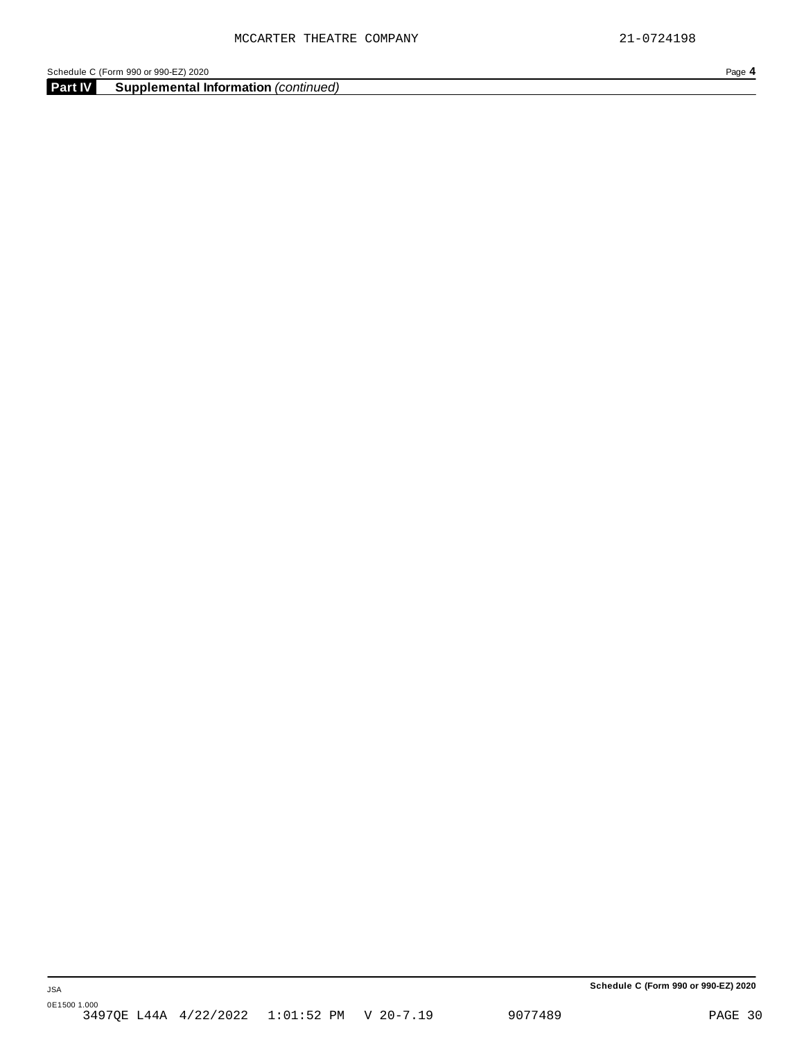**Part IV Supplemental Information** *(continued)*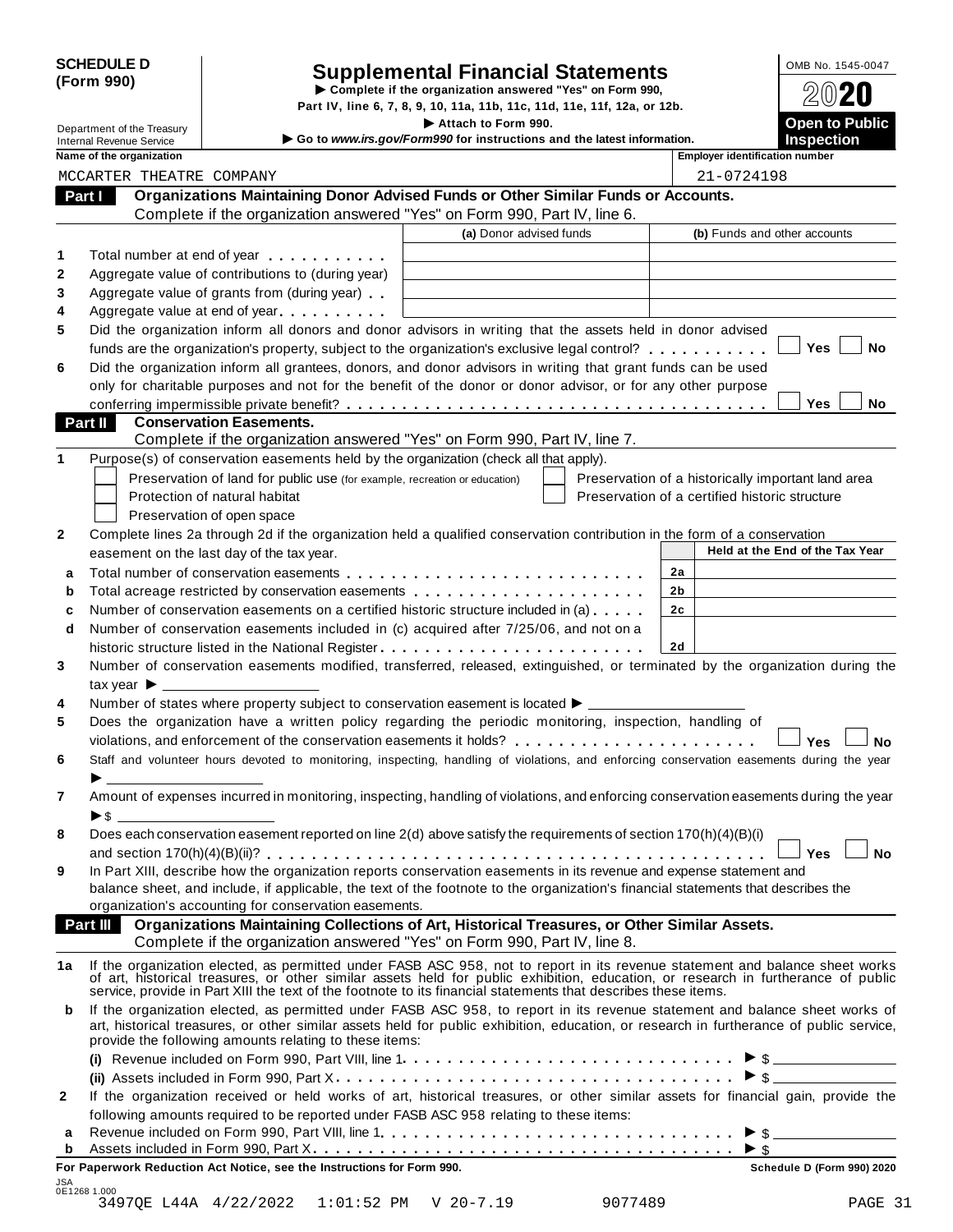**SCHEDULE D (Form 990)**

Department of the Treasury
Internal Revenue Service

# Supplemental Financial Statements

▶ Complete if the organization answered "Yes" on Form 990, Part IV, line 6, 7, 8, 9, 10, 11a, 11b, 11c, 11d, 11e, 11f, 12a, or 12b.

▶ Attach to Form 990.

▶ Go to *www.irs.gov/Form990* for instructions and the latest information.

OMB No. 1545-0047

2020

**Open to Public Inspection**

**Name of the organization:** MCCARTER THEATRE COMPANY

**Employer identification number:** 21-0724198

## Part I — Organizations Maintaining Donor Advised Funds or Other Similar Funds or Accounts.

Complete if the organization answered "Yes" on Form 990, Part IV, line 6.

| | | (a) Donor advised funds | (b) Funds and other accounts |
|---|---|---|---|
| 1 | Total number at end of year | | |
| 2 | Aggregate value of contributions to (during year) | | |
| 3 | Aggregate value of grants from (during year) | | |
| 4 | Aggregate value at end of year | | |

5 Did the organization inform all donors and donor advisors in writing that the assets held in donor advised funds are the organization's property, subject to the organization's exclusive legal control? ☐ Yes ☐ No

6 Did the organization inform all grantees, donors, and donor advisors in writing that grant funds can be used only for charitable purposes and not for the benefit of the donor or donor advisor, or for any other purpose conferring impermissible private benefit? ☐ Yes ☐ No

## Part II — Conservation Easements.

Complete if the organization answered "Yes" on Form 990, Part IV, line 7.

1 Purpose(s) of conservation easements held by the organization (check all that apply).

- ☐ Preservation of land for public use (for example, recreation or education)
- ☐ Protection of natural habitat
- ☐ Preservation of open space
- ☐ Preservation of a historically important land area
- ☐ Preservation of a certified historic structure

2 Complete lines 2a through 2d if the organization held a qualified conservation contribution in the form of a conservation easement on the last day of the tax year.

| | | | Held at the End of the Tax Year |
|---|---|---|---|
| a | Total number of conservation easements | 2a | |
| b | Total acreage restricted by conservation easements | 2b | |
| c | Number of conservation easements on a certified historic structure included in (a) | 2c | |
| d | Number of conservation easements included in (c) acquired after 7/25/06, and not on a historic structure listed in the National Register | 2d | |

3 Number of conservation easements modified, transferred, released, extinguished, or terminated by the organization during the tax year ▶ \_\_\_\_\_\_\_\_

4 Number of states where property subject to conservation easement is located ▶ \_\_\_\_\_\_\_\_

5 Does the organization have a written policy regarding the periodic monitoring, inspection, handling of violations, and enforcement of the conservation easements it holds? ☐ Yes ☐ No

6 Staff and volunteer hours devoted to monitoring, inspecting, handling of violations, and enforcing conservation easements during the year ▶ \_\_\_\_\_\_\_\_

7 Amount of expenses incurred in monitoring, inspecting, handling of violations, and enforcing conservation easements during the year ▶ $ \_\_\_\_\_\_\_\_

8 Does each conservation easement reported on line 2(d) above satisfy the requirements of section 170(h)(4)(B)(i) and section 170(h)(4)(B)(ii)? ☐ Yes ☐ No

9 In Part XIII, describe how the organization reports conservation easements in its revenue and expense statement and balance sheet, and include, if applicable, the text of the footnote to the organization's financial statements that describes the organization's accounting for conservation easements.

## Part III — Organizations Maintaining Collections of Art, Historical Treasures, or Other Similar Assets.

Complete if the organization answered "Yes" on Form 990, Part IV, line 8.

1a If the organization elected, as permitted under FASB ASC 958, not to report in its revenue statement and balance sheet works of art, historical treasures, or other similar assets held for public exhibition, education, or research in furtherance of public service, provide in Part XIII the text of the footnote to its financial statements that describes these items.

b If the organization elected, as permitted under FASB ASC 958, to report in its revenue statement and balance sheet works of art, historical treasures, or other similar assets held for public exhibition, education, or research in furtherance of public service, provide the following amounts relating to these items:

(i) Revenue included on Form 990, Part VIII, line 1 ▶ $ \_\_\_\_\_\_\_\_

(ii) Assets included in Form 990, Part X ▶ $ \_\_\_\_\_\_\_\_

2 If the organization received or held works of art, historical treasures, or other similar assets for financial gain, provide the following amounts required to be reported under FASB ASC 958 relating to these items:

a Revenue included on Form 990, Part VIII, line 1 ▶ $ \_\_\_\_\_\_\_\_

b Assets included in Form 990, Part X ▶ $ \_\_\_\_\_\_\_\_

**For Paperwork Reduction Act Notice, see the Instructions for Form 990.** **Schedule D (Form 990) 2020**

JSA 0E1268 1.000
3497QE L44A 4/22/2022 1:01:52 PM V 20-7.19 9077489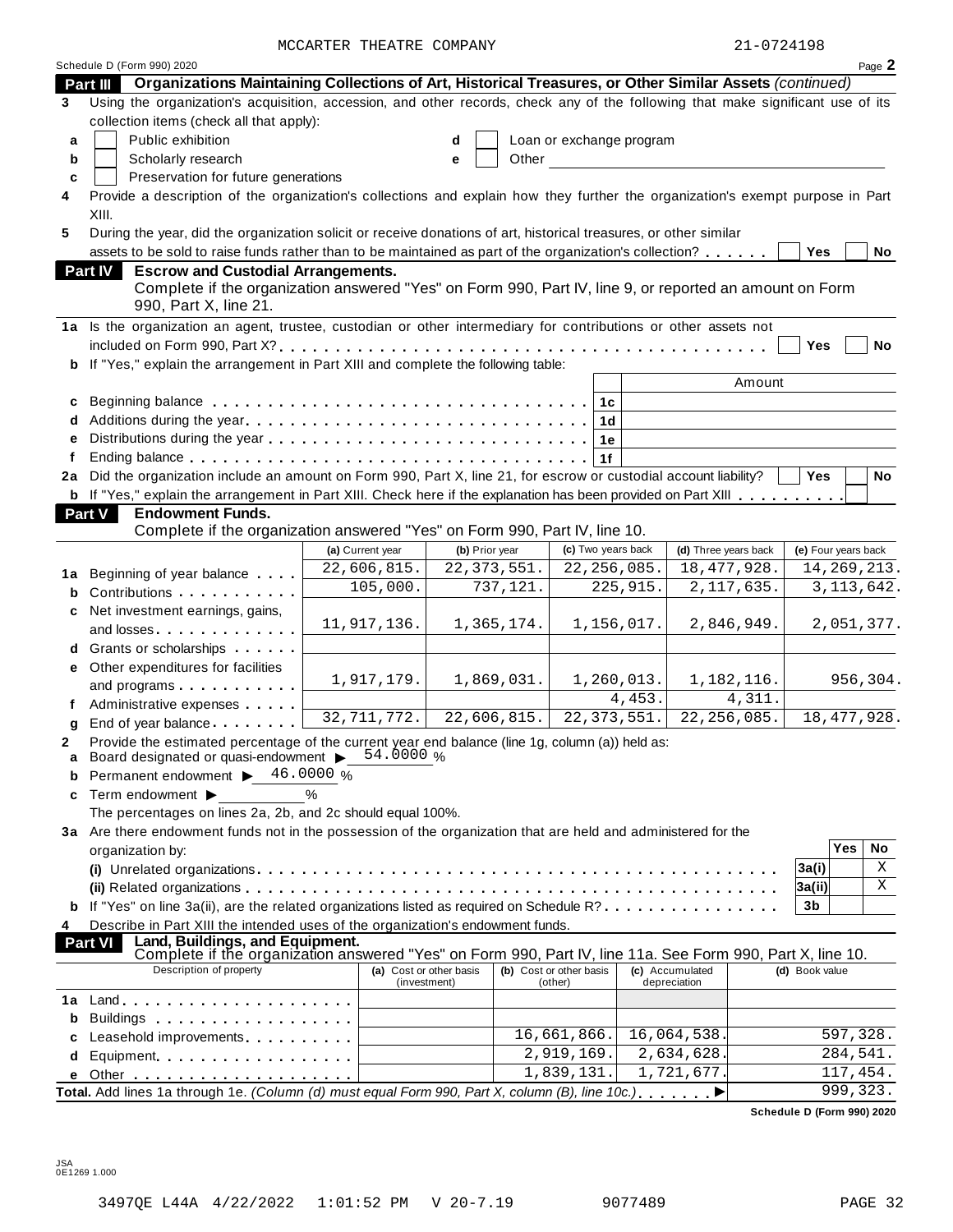MCCARTER THEATRE COMPANY 21-0724198

Schedule D (Form 990) 2020 Page **2**

## Part III Organizations Maintaining Collections of Art, Historical Treasures, or Other Similar Assets *(continued)*

**3** Using the organization's acquisition, accession, and other records, check any of the following that make significant use of its collection items (check all that apply):

- **a** ☐ Public exhibition
- **b** ☐ Scholarly research
- **c** ☐ Preservation for future generations
- **d** ☐ Loan or exchange program
- **e** ☐ Other

**4** Provide a description of the organization's collections and explain how they further the organization's exempt purpose in Part XIII.

**5** During the year, did the organization solicit or receive donations of art, historical treasures, or other similar assets to be sold to raise funds rather than to be maintained as part of the organization's collection? ☐ Yes ☐ No

## Part IV Escrow and Custodial Arrangements.

Complete if the organization answered "Yes" on Form 990, Part IV, line 9, or reported an amount on Form 990, Part X, line 21.

**1a** Is the organization an agent, trustee, custodian or other intermediary for contributions or other assets not included on Form 990, Part X? ☐ Yes ☐ No

**b** If "Yes," explain the arrangement in Part XIII and complete the following table:

| | | | Amount |
|---|---|---|---|
| **c** | Beginning balance | 1c | |
| **d** | Additions during the year | 1d | |
| **e** | Distributions during the year | 1e | |
| **f** | Ending balance | 1f | |

**2a** Did the organization include an amount on Form 990, Part X, line 21, for escrow or custodial account liability? ☐ Yes ☐ No

**b** If "Yes," explain the arrangement in Part XIII. Check here if the explanation has been provided on Part XIII ☐

## Part V Endowment Funds.

Complete if the organization answered "Yes" on Form 990, Part IV, line 10.

| | | (a) Current year | (b) Prior year | (c) Two years back | (d) Three years back | (e) Four years back |
|---|---|---|---|---|---|---|
| **1a** | Beginning of year balance | 22,606,815. | 22,373,551. | 22,256,085. | 18,477,928. | 14,269,213. |
| **b** | Contributions | 105,000. | 737,121. | 225,915. | 2,117,635. | 3,113,642. |
| **c** | Net investment earnings, gains, and losses | 11,917,136. | 1,365,174. | 1,156,017. | 2,846,949. | 2,051,377. |
| **d** | Grants or scholarships | | | | | |
| **e** | Other expenditures for facilities and programs | 1,917,179. | 1,869,031. | 1,260,013. | 1,182,116. | 956,304. |
| **f** | Administrative expenses | | | 4,453. | 4,311. | |
| **g** | End of year balance | 32,711,772. | 22,606,815. | 22,373,551. | 22,256,085. | 18,477,928. |

**2** Provide the estimated percentage of the current year end balance (line 1g, column (a)) held as:

- **a** Board designated or quasi-endowment ▶ 54.0000 %
- **b** Permanent endowment ▶ 46.0000 %
- **c** Term endowment ▶ %

The percentages on lines 2a, 2b, and 2c should equal 100%.

**3a** Are there endowment funds not in the possession of the organization that are held and administered for the organization by:

| | | | Yes | No |
|---|---|---|---|---|
| | **(i)** Unrelated organizations | 3a(i) | | X |
| | **(ii)** Related organizations | 3a(ii) | | X |
| **b** | If "Yes" on line 3a(ii), are the related organizations listed as required on Schedule R? | 3b | | |

**4** Describe in Part XIII the intended uses of the organization's endowment funds.

## Part VI Land, Buildings, and Equipment.

Complete if the organization answered "Yes" on Form 990, Part IV, line 11a. See Form 990, Part X, line 10.

| | Description of property | (a) Cost or other basis (investment) | (b) Cost or other basis (other) | (c) Accumulated depreciation | (d) Book value |
|---|---|---|---|---|---|
| **1a** | Land | | | | |
| **b** | Buildings | | | | |
| **c** | Leasehold improvements | | 16,661,866. | 16,064,538. | 597,328. |
| **d** | Equipment | | 2,919,169. | 2,634,628. | 284,541. |
| **e** | Other | | 1,839,131. | 1,721,677. | 117,454. |
| **Total.** | Add lines 1a through 1e. *(Column (d) must equal Form 990, Part X, column (B), line 10c.)* ▶ | | | | 999,323. |

**Schedule D (Form 990) 2020**

JSA
0E1269 1.000

3497QE L44A 4/22/2022 1:01:52 PM V 20-7.19 9077489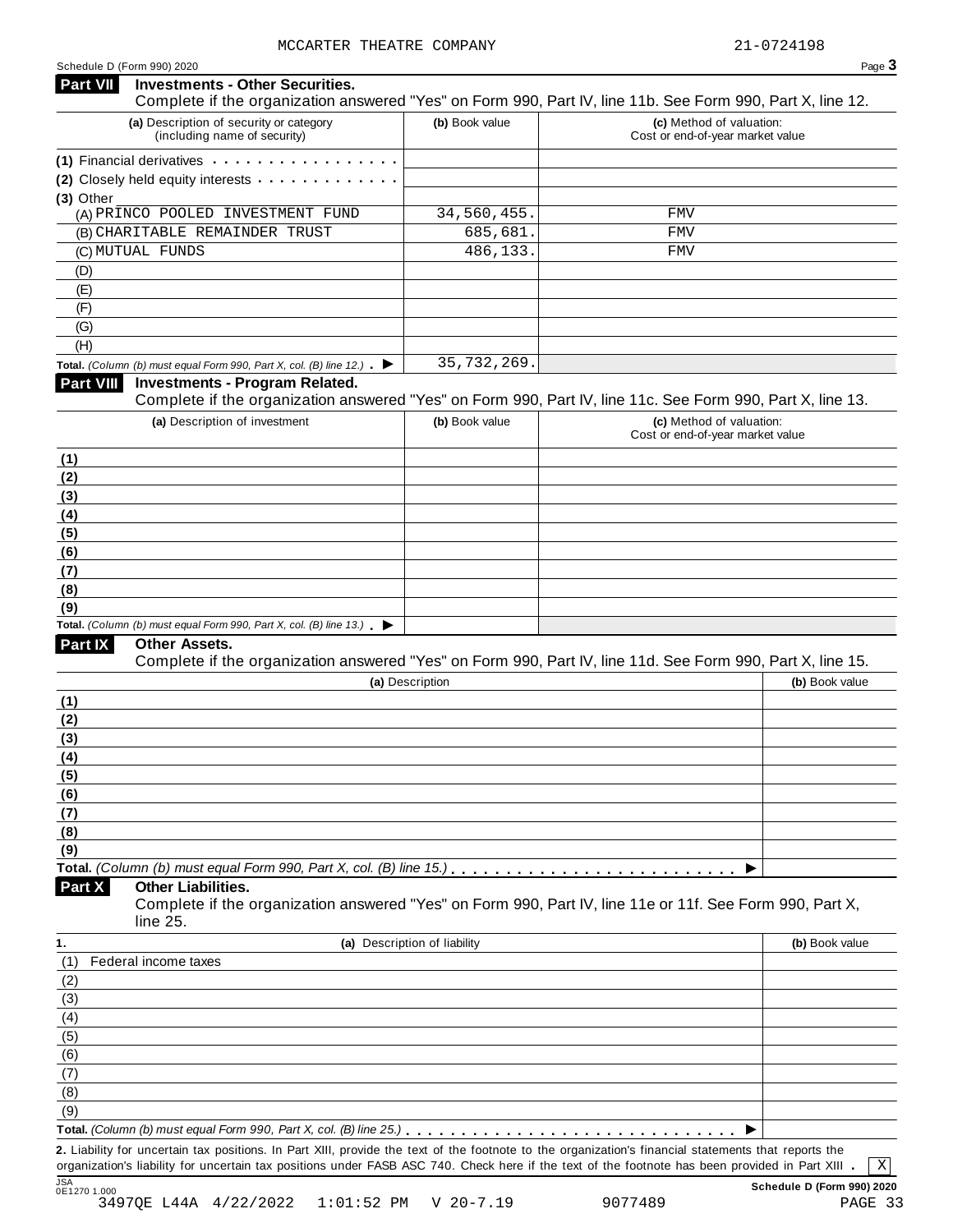MCCARTER THEATRE COMPANY 21-0724198

Schedule D (Form 990) 2020

## Part VII Investments - Other Securities.

Complete if the organization answered "Yes" on Form 990, Part IV, line 11b. See Form 990, Part X, line 12.

| (a) Description of security or category (including name of security) | (b) Book value | (c) Method of valuation: Cost or end-of-year market value |
|---|---|---|
| (1) Financial derivatives | | |
| (2) Closely held equity interests | | |
| (3) Other | | |
| (A) PRINCO POOLED INVESTMENT FUND | 34,560,455. | FMV |
| (B) CHARITABLE REMAINDER TRUST | 685,681. | FMV |
| (C) MUTUAL FUNDS | 486,133. | FMV |
| (D) | | |
| (E) | | |
| (F) | | |
| (G) | | |
| (H) | | |
| **Total.** *(Column (b) must equal Form 990, Part X, col. (B) line 12.)* ▶ | 35,732,269. | |

## Part VIII Investments - Program Related.

Complete if the organization answered "Yes" on Form 990, Part IV, line 11c. See Form 990, Part X, line 13.

| (a) Description of investment | (b) Book value | (c) Method of valuation: Cost or end-of-year market value |
|---|---|---|
| (1) | | |
| (2) | | |
| (3) | | |
| (4) | | |
| (5) | | |
| (6) | | |
| (7) | | |
| (8) | | |
| (9) | | |
| **Total.** *(Column (b) must equal Form 990, Part X, col. (B) line 13.)* ▶ | | |

## Part IX Other Assets.

Complete if the organization answered "Yes" on Form 990, Part IV, line 11d. See Form 990, Part X, line 15.

| (a) Description | (b) Book value |
|---|---|
| (1) | |
| (2) | |
| (3) | |
| (4) | |
| (5) | |
| (6) | |
| (7) | |
| (8) | |
| (9) | |
| **Total.** *(Column (b) must equal Form 990, Part X, col. (B) line 15.)* ▶ | |

## Part X Other Liabilities.

Complete if the organization answered "Yes" on Form 990, Part IV, line 11e or 11f. See Form 990, Part X, line 25.

| 1. (a) Description of liability | (b) Book value |
|---|---|
| (1) Federal income taxes | |
| (2) | |
| (3) | |
| (4) | |
| (5) | |
| (6) | |
| (7) | |
| (8) | |
| (9) | |
| **Total.** *(Column (b) must equal Form 990, Part X, col. (B) line 25.)* ▶ | |

**2.** Liability for uncertain tax positions. In Part XIII, provide the text of the footnote to the organization's financial statements that reports the organization's liability for uncertain tax positions under FASB ASC 740. Check here if the text of the footnote has been provided in Part XIII . [X]

Schedule D (Form 990) 2020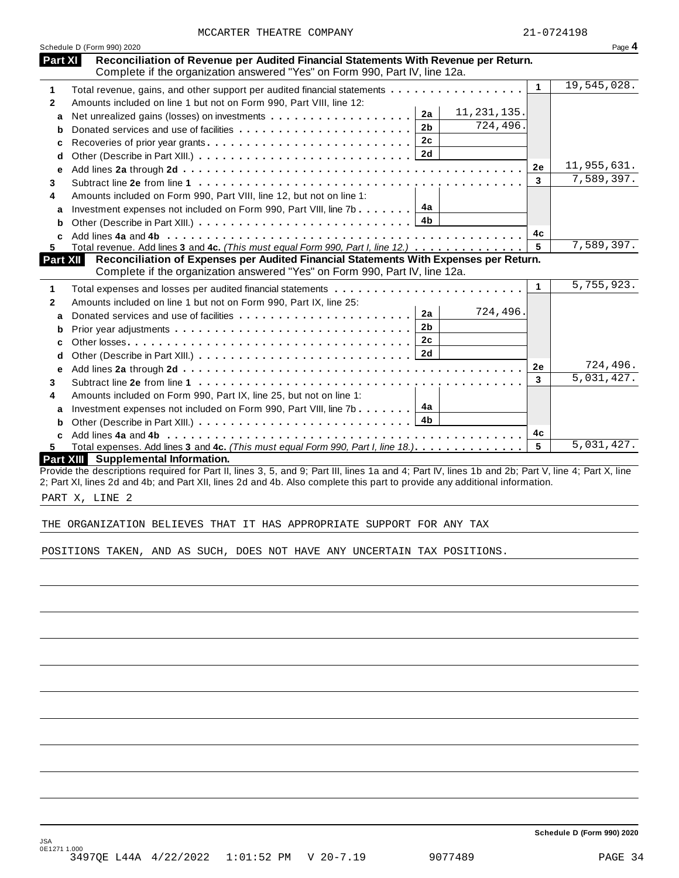MCCARTER THEATRE COMPANY 21-0724198

Schedule D (Form 990) 2020 Page **4**

## Part XI Reconciliation of Revenue per Audited Financial Statements With Revenue per Return.

Complete if the organization answered "Yes" on Form 990, Part IV, line 12a.

| | | | | | |
|---|---|---|---|---|---|
| **1** | Total revenue, gains, and other support per audited financial statements | | | 1 | 19,545,028. |
| **2** | Amounts included on line 1 but not on Form 990, Part VIII, line 12: | | | | |
| a | Net unrealized gains (losses) on investments | 2a | 11,231,135. | | |
| b | Donated services and use of facilities | 2b | 724,496. | | |
| c | Recoveries of prior year grants | 2c | | | |
| d | Other (Describe in Part XIII.) | 2d | | | |
| e | Add lines **2a** through **2d** | | | 2e | 11,955,631. |
| **3** | Subtract line **2e** from line **1** | | | 3 | 7,589,397. |
| **4** | Amounts included on Form 990, Part VIII, line 12, but not on line 1: | | | | |
| a | Investment expenses not included on Form 990, Part VIII, line 7b | 4a | | | |
| b | Other (Describe in Part XIII.) | 4b | | | |
| c | Add lines **4a** and **4b** | | | 4c | |
| **5** | Total revenue. Add lines **3** and **4c.** *(This must equal Form 990, Part I, line 12.)* | | | 5 | 7,589,397. |

## Part XII Reconciliation of Expenses per Audited Financial Statements With Expenses per Return.

Complete if the organization answered "Yes" on Form 990, Part IV, line 12a.

| | | | | | |
|---|---|---|---|---|---|
| **1** | Total expenses and losses per audited financial statements | | | 1 | 5,755,923. |
| **2** | Amounts included on line 1 but not on Form 990, Part IX, line 25: | | | | |
| a | Donated services and use of facilities | 2a | 724,496. | | |
| b | Prior year adjustments | 2b | | | |
| c | Other losses | 2c | | | |
| d | Other (Describe in Part XIII.) | 2d | | | |
| e | Add lines **2a** through **2d** | | | 2e | 724,496. |
| **3** | Subtract line **2e** from line **1** | | | 3 | 5,031,427. |
| **4** | Amounts included on Form 990, Part IX, line 25, but not on line 1: | | | | |
| a | Investment expenses not included on Form 990, Part VIII, line 7b | 4a | | | |
| b | Other (Describe in Part XIII.) | 4b | | | |
| c | Add lines **4a** and **4b** | | | 4c | |
| **5** | Total expenses. Add lines **3** and **4c.** *(This must equal Form 990, Part I, line 18.)* | | | 5 | 5,031,427. |

## Part XIII Supplemental Information.

Provide the descriptions required for Part II, lines 3, 5, and 9; Part III, lines 1a and 4; Part IV, lines 1b and 2b; Part V, line 4; Part X, line 2; Part XI, lines 2d and 4b; and Part XII, lines 2d and 4b. Also complete this part to provide any additional information.

PART X, LINE 2

THE ORGANIZATION BELIEVES THAT IT HAS APPROPRIATE SUPPORT FOR ANY TAX

POSITIONS TAKEN, AND AS SUCH, DOES NOT HAVE ANY UNCERTAIN TAX POSITIONS.

**Schedule D (Form 990) 2020**

JSA
0E1271 1.000
3497QE L44A 4/22/2022 1:01:52 PM V 20-7.19 9077489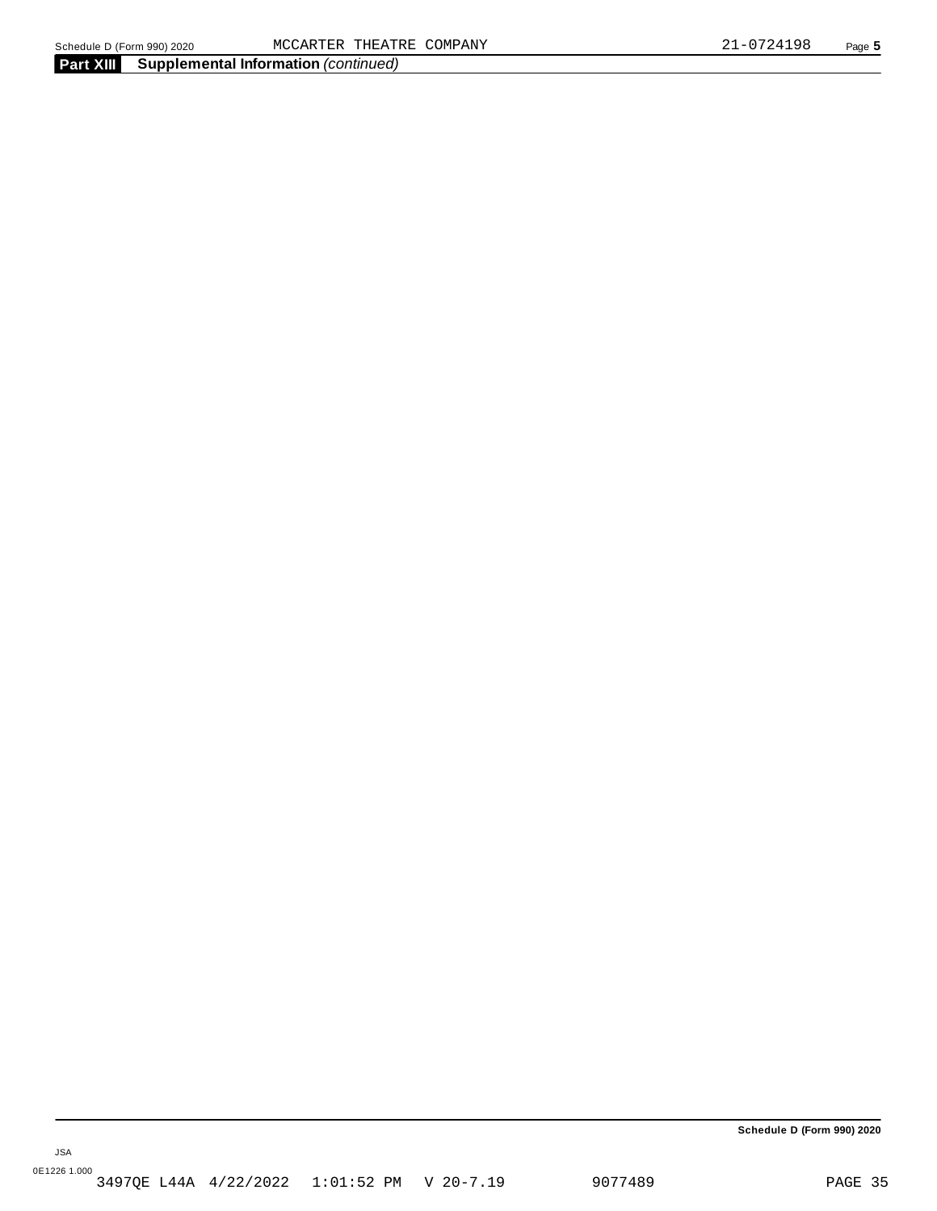## Part XIII Supplemental Information *(continued)*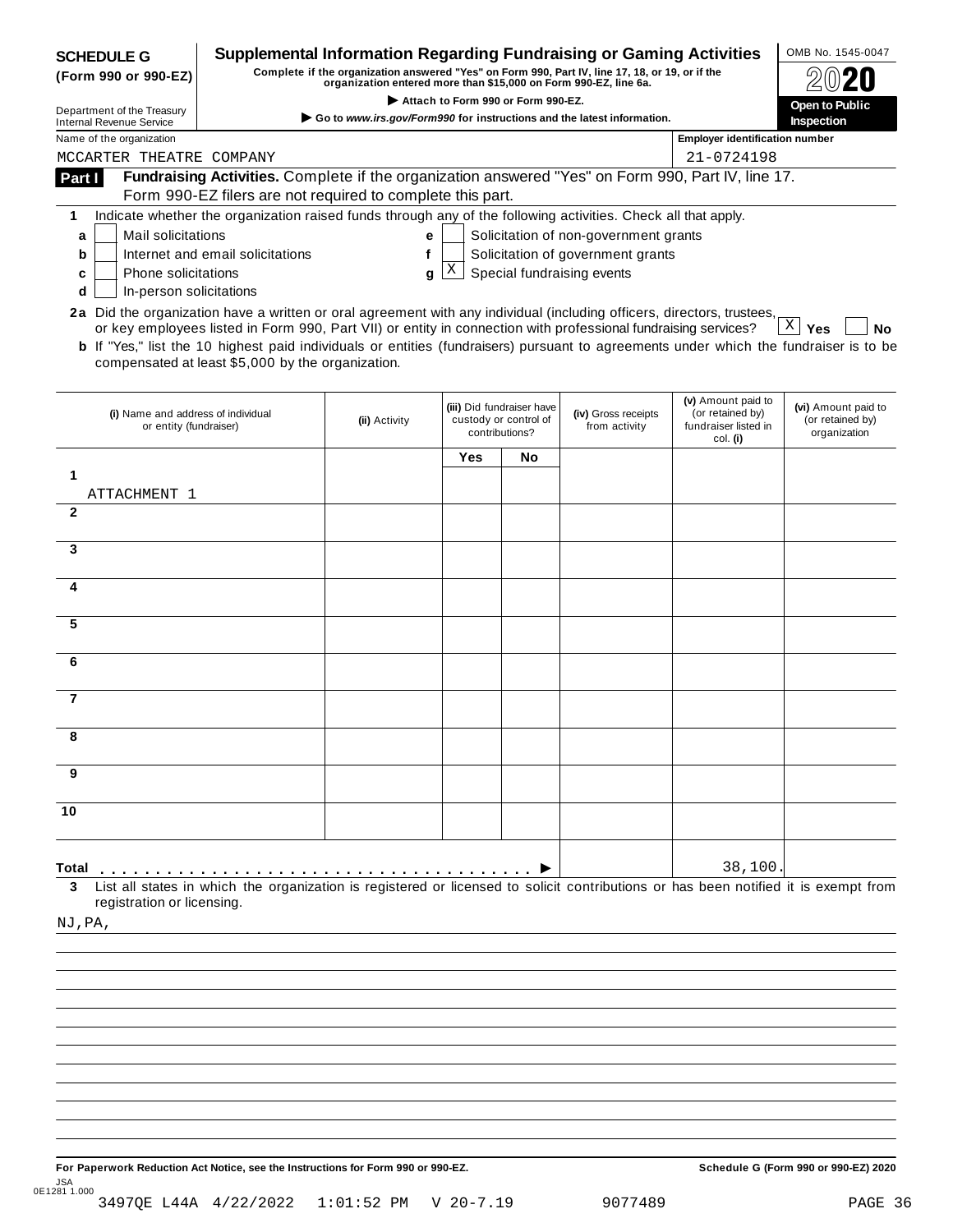**SCHEDULE G**
**(Form 990 or 990-EZ)**

Department of the Treasury
Internal Revenue Service

# Supplemental Information Regarding Fundraising or Gaming Activities

**Complete if the organization answered "Yes" on Form 990, Part IV, line 17, 18, or 19, or if the organization entered more than $15,000 on Form 990-EZ, line 6a.**

▶ Attach to Form 990 or Form 990-EZ.

▶ Go to *www.irs.gov/Form990* for instructions and the latest information.

OMB No. 1545-0047

**2020**

**Open to Public Inspection**

Name of the organization: MCCARTER THEATRE COMPANY

Employer identification number: 21-0724198

**Part I** **Fundraising Activities.** Complete if the organization answered "Yes" on Form 990, Part IV, line 17. Form 990-EZ filers are not required to complete this part.

**1** Indicate whether the organization raised funds through any of the following activities. Check all that apply.

- **a** [ ] Mail solicitations
- **b** [ ] Internet and email solicitations
- **c** [ ] Phone solicitations
- **d** [ ] In-person solicitations
- **e** [ ] Solicitation of non-government grants
- **f** [ ] Solicitation of government grants
- **g** [X] Special fundraising events

**2a** Did the organization have a written or oral agreement with any individual (including officers, directors, trustees, or key employees listed in Form 990, Part VII) or entity in connection with professional fundraising services? [X] **Yes** [ ] **No**

**b** If "Yes," list the 10 highest paid individuals or entities (fundraisers) pursuant to agreements under which the fundraiser is to be compensated at least $5,000 by the organization.

| (i) Name and address of individual or entity (fundraiser) | (ii) Activity | (iii) Did fundraiser have custody or control of contributions? Yes | No | (iv) Gross receipts from activity | (v) Amount paid to (or retained by) fundraiser listed in col. (i) | (vi) Amount paid to (or retained by) organization |
|---|---|---|---|---|---|---|
| 1 ATTACHMENT 1 | | | | | | |
| 2 | | | | | | |
| 3 | | | | | | |
| 4 | | | | | | |
| 5 | | | | | | |
| 6 | | | | | | |
| 7 | | | | | | |
| 8 | | | | | | |
| 9 | | | | | | |
| 10 | | | | | | |
| **Total** ▶ | | | | | 38,100. | |

**3** List all states in which the organization is registered or licensed to solicit contributions or has been notified it is exempt from registration or licensing.

NJ,PA,

**For Paperwork Reduction Act Notice, see the Instructions for Form 990 or 990-EZ.**

**Schedule G (Form 990 or 990-EZ) 2020**

JSA
0E1281 1.000
3497QE L44A 4/22/2022 1:01:52 PM V 20-7.19 9077489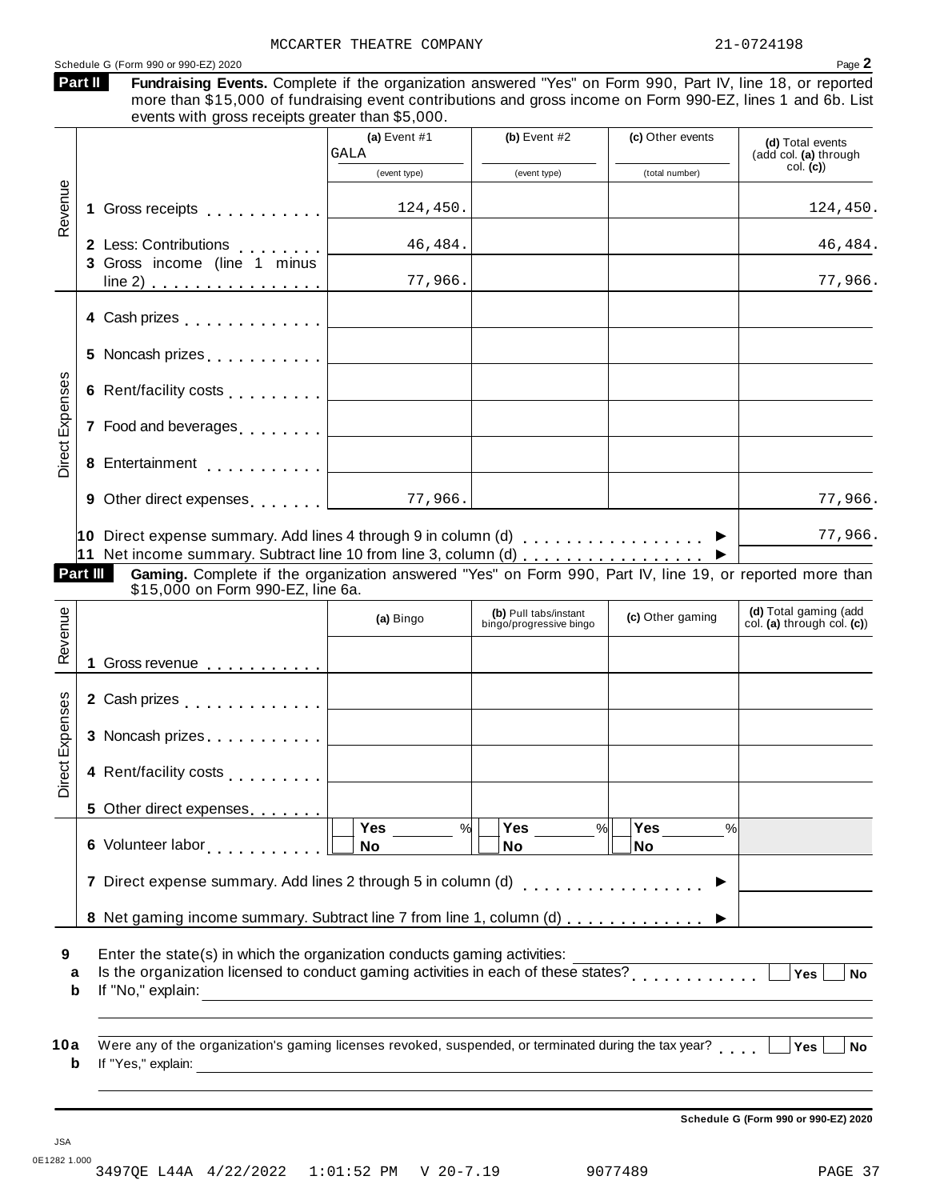MCCARTER THEATRE COMPANY 21-0724198

Schedule G (Form 990 or 990-EZ) 2020

## Part II Fundraising Events.

**Fundraising Events.** Complete if the organization answered "Yes" on Form 990, Part IV, line 18, or reported more than $15,000 of fundraising event contributions and gross income on Form 990-EZ, lines 1 and 6b. List events with gross receipts greater than $5,000.

| | | (a) Event #1 GALA (event type) | (b) Event #2 (event type) | (c) Other events (total number) | (d) Total events (add col. (a) through col. (c)) |
|---|---|---|---|---|---|
| Revenue | 1 Gross receipts | 124,450. | | | 124,450. |
| | 2 Less: Contributions | 46,484. | | | 46,484. |
| | 3 Gross income (line 1 minus line 2) | 77,966. | | | 77,966. |
| Direct Expenses | 4 Cash prizes | | | | |
| | 5 Noncash prizes | | | | |
| | 6 Rent/facility costs | | | | |
| | 7 Food and beverages | | | | |
| | 8 Entertainment | | | | |
| | 9 Other direct expenses | 77,966. | | | 77,966. |

10 Direct expense summary. Add lines 4 through 9 in column (d) ▶ 77,966.

11 Net income summary. Subtract line 10 from line 3, column (d) ▶

## Part III Gaming.

**Gaming.** Complete if the organization answered "Yes" on Form 990, Part IV, line 19, or reported more than $15,000 on Form 990-EZ, line 6a.

| | | (a) Bingo | (b) Pull tabs/instant bingo/progressive bingo | (c) Other gaming | (d) Total gaming (add col. (a) through col. (c)) |
|---|---|---|---|---|---|
| Revenue | 1 Gross revenue | | | | |
| Direct Expenses | 2 Cash prizes | | | | |
| | 3 Noncash prizes | | | | |
| | 4 Rent/facility costs | | | | |
| | 5 Other direct expenses | | | | |
| | 6 Volunteer labor | Yes ____ % No | Yes ____ % No | Yes ____ % No | |

7 Direct expense summary. Add lines 2 through 5 in column (d) ▶

8 Net gaming income summary. Subtract line 7 from line 1, column (d) ▶

9 Enter the state(s) in which the organization conducts gaming activities:

a Is the organization licensed to conduct gaming activities in each of these states? Yes No

b If "No," explain:

10a Were any of the organization's gaming licenses revoked, suspended, or terminated during the tax year? Yes No

b If "Yes," explain:

Schedule G (Form 990 or 990-EZ) 2020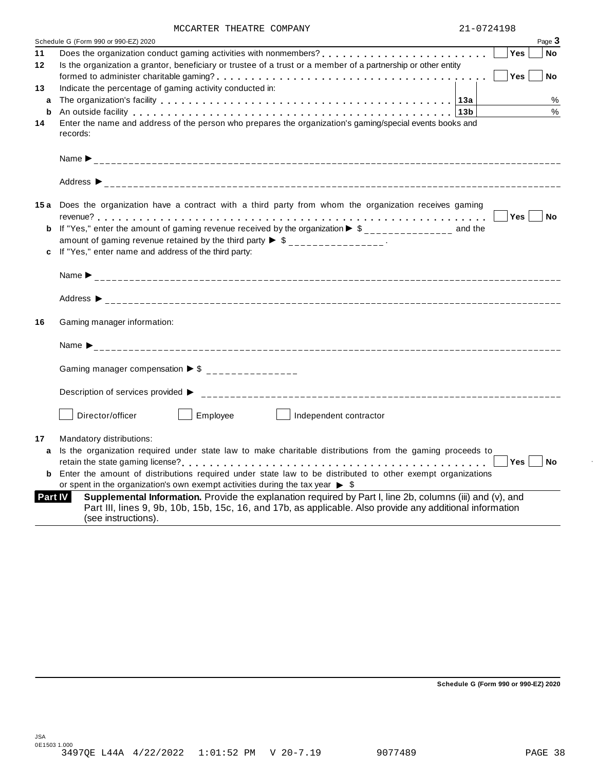MCCARTER THEATRE COMPANY 21-0724198

Schedule G (Form 990 or 990-EZ) 2020 Page **3**

**11** Does the organization conduct gaming activities with nonmembers? . . . . . . . . . . . . . . . . . . . . . . . . ☐ **Yes** ☐ **No**

**12** Is the organization a grantor, beneficiary or trustee of a trust or a member of a partnership or other entity formed to administer charitable gaming? . . . . . . . . . . . . . . . . . . . . . . . . . . . . . . . . . . . . ☐ **Yes** ☐ **No**

**13** Indicate the percentage of gaming activity conducted in:

**a** The organization's facility . . . . . . . . . . . . . . . . . . . . . . . . . . . . . . . . . . . . . . . . . . **13a** %

**b** An outside facility . . . . . . . . . . . . . . . . . . . . . . . . . . . . . . . . . . . . . . . . . . . . . . **13b** %

**14** Enter the name and address of the person who prepares the organization's gaming/special events books and records:

Name ▶ ____________________

Address ▶ ____________________

**15 a** Does the organization have a contract with a third party from whom the organization receives gaming revenue? . . . . . . . . . . . . . . . . . . . . . . . . . . . . . . . . . . . . . . . . . . . . . . . . . . . . . . . . . ☐ **Yes** ☐ **No**

**b** If "Yes," enter the amount of gaming revenue received by the organization ▶ $ ______________ and the amount of gaming revenue retained by the third party ▶ $ ______________ .

**c** If "Yes," enter name and address of the third party:

Name ▶ ____________________

Address ▶ ____________________

**16** Gaming manager information:

Name ▶ ____________________

Gaming manager compensation ▶ $ ______________

Description of services provided ▶ ____________________

☐ Director/officer ☐ Employee ☐ Independent contractor

**17** Mandatory distributions:

**a** Is the organization required under state law to make charitable distributions from the gaming proceeds to retain the state gaming license? . . . . . . . . . . . . . . . . . . . . . . . . . . . . . . . . . . . . . . . . . . . ☐ **Yes** ☐ **No**

**b** Enter the amount of distributions required under state law to be distributed to other exempt organizations or spent in the organization's own exempt activities during the tax year ▶ $

**Part IV** **Supplemental Information.** Provide the explanation required by Part I, line 2b, columns (iii) and (v), and Part III, lines 9, 9b, 10b, 15b, 15c, 16, and 17b, as applicable. Also provide any additional information (see instructions).

**Schedule G (Form 990 or 990-EZ) 2020**

JSA
0E1503 1.000
3497QE L44A 4/22/2022 1:01:52 PM V 20-7.19 9077489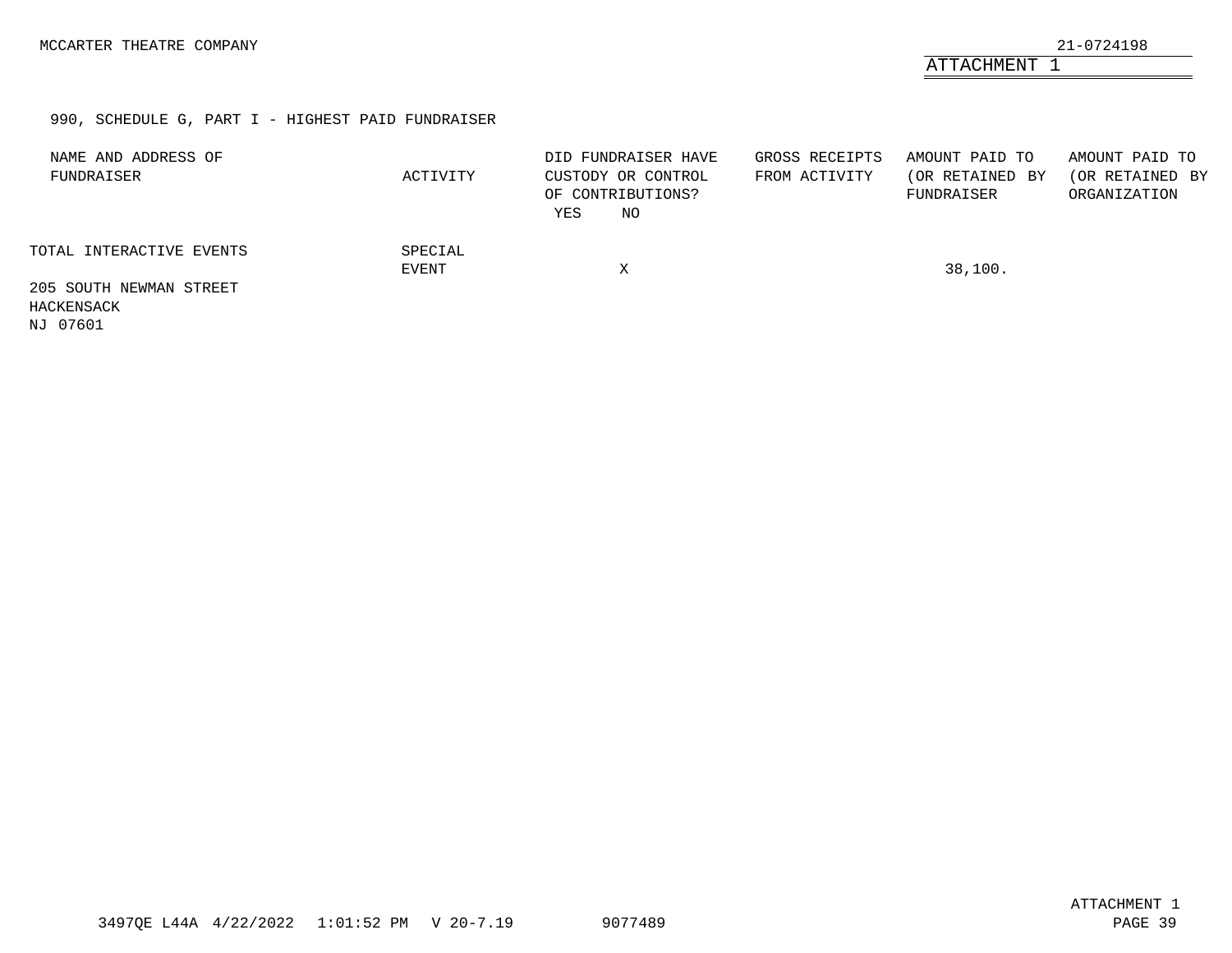## ATTACHMENT 1

### 990, SCHEDULE G, PART I - HIGHEST PAID FUNDRAISER

| NAME AND ADDRESS OF FUNDRAISER | ACTIVITY | DID FUNDRAISER HAVE CUSTODY OR CONTROL OF CONTRIBUTIONS? YES | NO | GROSS RECEIPTS FROM ACTIVITY | AMOUNT PAID TO (OR RETAINED BY FUNDRAISER | AMOUNT PAID TO (OR RETAINED BY ORGANIZATION |
|---|---|---|---|---|---|---|
| TOTAL INTERACTIVE EVENTS 205 SOUTH NEWMAN STREET HACKENSACK NJ 07601 | SPECIAL EVENT | | X | | 38,100. | |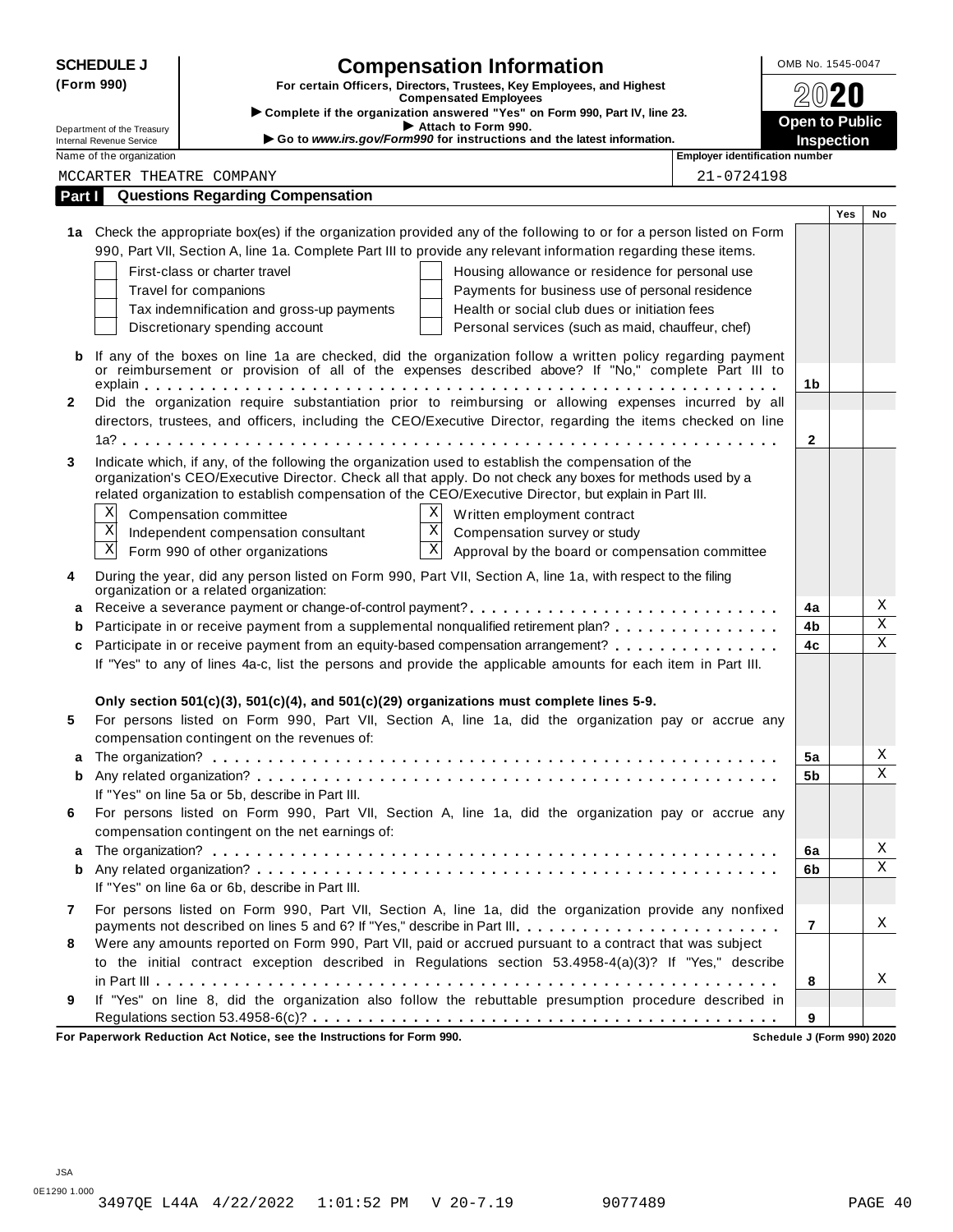**SCHEDULE J (Form 990)**

Department of the Treasury
Internal Revenue Service

# Compensation Information

**For certain Officers, Directors, Trustees, Key Employees, and Highest Compensated Employees**

▶ Complete if the organization answered "Yes" on Form 990, Part IV, line 23.
▶ Attach to Form 990.
▶ Go to www.irs.gov/Form990 for instructions and the latest information.

OMB No. 1545-0047

2020

**Open to Public Inspection**

Name of the organization: MCCARTER THEATRE COMPANY

Employer identification number: 21-0724198

## Part I Questions Regarding Compensation

| | | | Yes | No |
|---|---|---|---|---|
| **1a** | Check the appropriate box(es) if the organization provided any of the following to or for a person listed on Form 990, Part VII, Section A, line 1a. Complete Part III to provide any relevant information regarding these items.<br>☐ First-class or charter travel ☐ Housing allowance or residence for personal use<br>☐ Travel for companions ☐ Payments for business use of personal residence<br>☐ Tax indemnification and gross-up payments ☐ Health or social club dues or initiation fees<br>☐ Discretionary spending account ☐ Personal services (such as maid, chauffeur, chef) | | | |
| **b** | If any of the boxes on line 1a are checked, did the organization follow a written policy regarding payment or reimbursement or provision of all of the expenses described above? If "No," complete Part III to explain | 1b | | |
| **2** | Did the organization require substantiation prior to reimbursing or allowing expenses incurred by all directors, trustees, and officers, including the CEO/Executive Director, regarding the items checked on line 1a? | 2 | | |
| **3** | Indicate which, if any, of the following the organization used to establish the compensation of the organization's CEO/Executive Director. Check all that apply. Do not check any boxes for methods used by a related organization to establish compensation of the CEO/Executive Director, but explain in Part III.<br>☒ Compensation committee ☒ Written employment contract<br>☒ Independent compensation consultant ☒ Compensation survey or study<br>☒ Form 990 of other organizations ☒ Approval by the board or compensation committee | | | |
| **4** | During the year, did any person listed on Form 990, Part VII, Section A, line 1a, with respect to the filing organization or a related organization: | | | |
| **a** | Receive a severance payment or change-of-control payment? | 4a | | X |
| **b** | Participate in or receive payment from a supplemental nonqualified retirement plan? | 4b | | X |
| **c** | Participate in or receive payment from an equity-based compensation arrangement? | 4c | | X |
| | If "Yes" to any of lines 4a-c, list the persons and provide the applicable amounts for each item in Part III. | | | |
| | **Only section 501(c)(3), 501(c)(4), and 501(c)(29) organizations must complete lines 5-9.** | | | |
| **5** | For persons listed on Form 990, Part VII, Section A, line 1a, did the organization pay or accrue any compensation contingent on the revenues of: | | | |
| **a** | The organization? | 5a | | X |
| **b** | Any related organization? | 5b | | X |
| | If "Yes" on line 5a or 5b, describe in Part III. | | | |
| **6** | For persons listed on Form 990, Part VII, Section A, line 1a, did the organization pay or accrue any compensation contingent on the net earnings of: | | | |
| **a** | The organization? | 6a | | X |
| **b** | Any related organization? | 6b | | X |
| | If "Yes" on line 6a or 6b, describe in Part III. | | | |
| **7** | For persons listed on Form 990, Part VII, Section A, line 1a, did the organization provide any nonfixed payments not described on lines 5 and 6? If "Yes," describe in Part III | 7 | | X |
| **8** | Were any amounts reported on Form 990, Part VII, paid or accrued pursuant to a contract that was subject to the initial contract exception described in Regulations section 53.4958-4(a)(3)? If "Yes," describe in Part III | 8 | | X |
| **9** | If "Yes" on line 8, did the organization also follow the rebuttable presumption procedure described in Regulations section 53.4958-6(c)? | 9 | | |

**For Paperwork Reduction Act Notice, see the Instructions for Form 990.** **Schedule J (Form 990) 2020**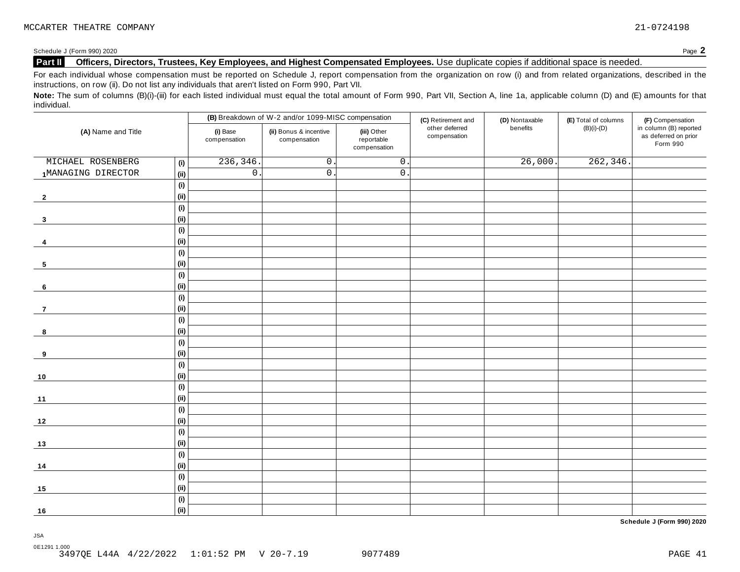MCCARTER THEATRE COMPANY 21-0724198

Schedule J (Form 990) 2020 Page **2**

**Part II Officers, Directors, Trustees, Key Employees, and Highest Compensated Employees.** Use duplicate copies if additional space is needed.

For each individual whose compensation must be reported on Schedule J, report compensation from the organization on row (i) and from related organizations, described in the instructions, on row (ii). Do not list any individuals that aren't listed on Form 990, Part VII.

**Note:** The sum of columns (B)(i)-(iii) for each listed individual must equal the total amount of Form 990, Part VII, Section A, line 1a, applicable column (D) and (E) amounts for that individual.

| (A) Name and Title | | (B) Breakdown of W-2 and/or 1099-MISC compensation | | | (C) Retirement and other deferred compensation | (D) Nontaxable benefits | (E) Total of columns (B)(i)-(D) | (F) Compensation in column (B) reported as deferred on prior Form 990 |
|---|---|---|---|---|---|---|---|---|
| | | (i) Base compensation | (ii) Bonus & incentive compensation | (iii) Other reportable compensation | | | | |
| MICHAEL ROSENBERG | (i) | 236,346. | 0. | 0. | | 26,000. | 262,346. | |
| 1 MANAGING DIRECTOR | (ii) | 0. | 0. | 0. | | | | |
| | (i) | | | | | | | |
| 2 | (ii) | | | | | | | |
| | (i) | | | | | | | |
| 3 | (ii) | | | | | | | |
| | (i) | | | | | | | |
| 4 | (ii) | | | | | | | |
| | (i) | | | | | | | |
| 5 | (ii) | | | | | | | |
| | (i) | | | | | | | |
| 6 | (ii) | | | | | | | |
| | (i) | | | | | | | |
| 7 | (ii) | | | | | | | |
| | (i) | | | | | | | |
| 8 | (ii) | | | | | | | |
| | (i) | | | | | | | |
| 9 | (ii) | | | | | | | |
| | (i) | | | | | | | |
| 10 | (ii) | | | | | | | |
| | (i) | | | | | | | |
| 11 | (ii) | | | | | | | |
| | (i) | | | | | | | |
| 12 | (ii) | | | | | | | |
| | (i) | | | | | | | |
| 13 | (ii) | | | | | | | |
| | (i) | | | | | | | |
| 14 | (ii) | | | | | | | |
| | (i) | | | | | | | |
| 15 | (ii) | | | | | | | |
| | (i) | | | | | | | |
| 16 | (ii) | | | | | | | |

**Schedule J (Form 990) 2020**

JSA
0E1291 1.000
3497QE L44A 4/22/2022 1:01:52 PM V 20-7.19 9077489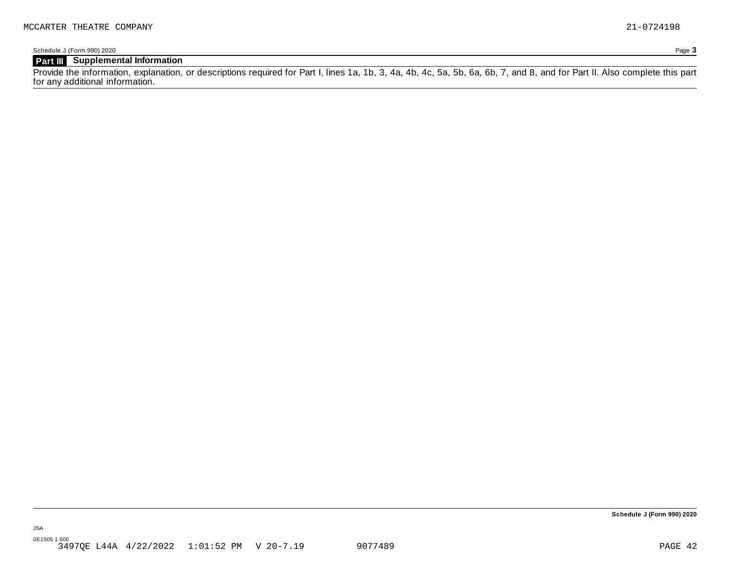Schedule J (Form 990) 2020

## Part III Supplemental Information

Provide the information, explanation, or descriptions required for Part I, lines 1a, 1b, 3, 4a, 4b, 4c, 5a, 5b, 6a, 6b, 7, and 8, and for Part II. Also complete this part for any additional information.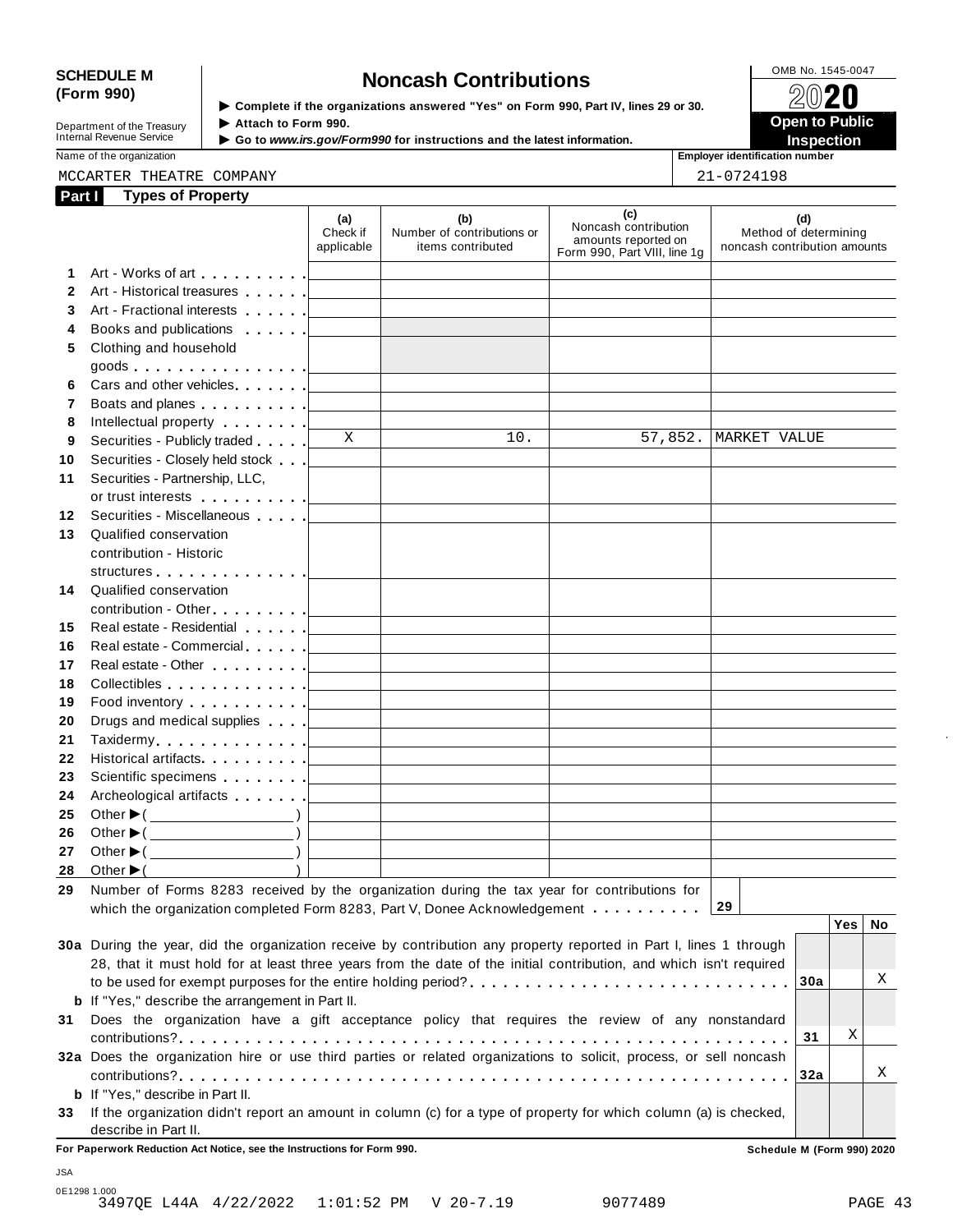**SCHEDULE M (Form 990)**

Department of the Treasury
Internal Revenue Service

# Noncash Contributions

▶ Complete if the organizations answered "Yes" on Form 990, Part IV, lines 29 or 30.
▶ Attach to Form 990.
▶ Go to *www.irs.gov/Form990* for instructions and the latest information.

OMB No. 1545-0047

**2020**

**Open to Public Inspection**

Name of the organization: MCCARTER THEATRE COMPANY

Employer identification number: 21-0724198

**Part I Types of Property**

| | | (a) Check if applicable | (b) Number of contributions or items contributed | (c) Noncash contribution amounts reported on Form 990, Part VIII, line 1g | (d) Method of determining noncash contribution amounts |
|---|---|---|---|---|---|
| 1 | Art - Works of art | | | | |
| 2 | Art - Historical treasures | | | | |
| 3 | Art - Fractional interests | | | | |
| 4 | Books and publications | | | | |
| 5 | Clothing and household goods | | | | |
| 6 | Cars and other vehicles | | | | |
| 7 | Boats and planes | | | | |
| 8 | Intellectual property | | | | |
| 9 | Securities - Publicly traded | X | 10. | 57,852. | MARKET VALUE |
| 10 | Securities - Closely held stock | | | | |
| 11 | Securities - Partnership, LLC, or trust interests | | | | |
| 12 | Securities - Miscellaneous | | | | |
| 13 | Qualified conservation contribution - Historic structures | | | | |
| 14 | Qualified conservation contribution - Other | | | | |
| 15 | Real estate - Residential | | | | |
| 16 | Real estate - Commercial | | | | |
| 17 | Real estate - Other | | | | |
| 18 | Collectibles | | | | |
| 19 | Food inventory | | | | |
| 20 | Drugs and medical supplies | | | | |
| 21 | Taxidermy | | | | |
| 22 | Historical artifacts | | | | |
| 23 | Scientific specimens | | | | |
| 24 | Archeological artifacts | | | | |
| 25 | Other ▶ ( ) | | | | |
| 26 | Other ▶ ( ) | | | | |
| 27 | Other ▶ ( ) | | | | |
| 28 | Other ▶ ( ) | | | | |

**29** Number of Forms 8283 received by the organization during the tax year for contributions for which the organization completed Form 8283, Part V, Donee Acknowledgement . . . . . . . . . . **29**

| | | | Yes | No |
|---|---|---|---|---|
| 30a | During the year, did the organization receive by contribution any property reported in Part I, lines 1 through 28, that it must hold for at least three years from the date of the initial contribution, and which isn't required to be used for exempt purposes for the entire holding period? | 30a | | X |
| b | If "Yes," describe the arrangement in Part II. | | | |
| 31 | Does the organization have a gift acceptance policy that requires the review of any nonstandard contributions? | 31 | X | |
| 32a | Does the organization hire or use third parties or related organizations to solicit, process, or sell noncash contributions? | 32a | | X |
| b | If "Yes," describe in Part II. | | | |
| 33 | If the organization didn't report an amount in column (c) for a type of property for which column (a) is checked, describe in Part II. | | | |

**For Paperwork Reduction Act Notice, see the Instructions for Form 990.** **Schedule M (Form 990) 2020**

JSA
0E1298 1.000
3497QE L44A 4/22/2022 1:01:52 PM V 20-7.19 9077489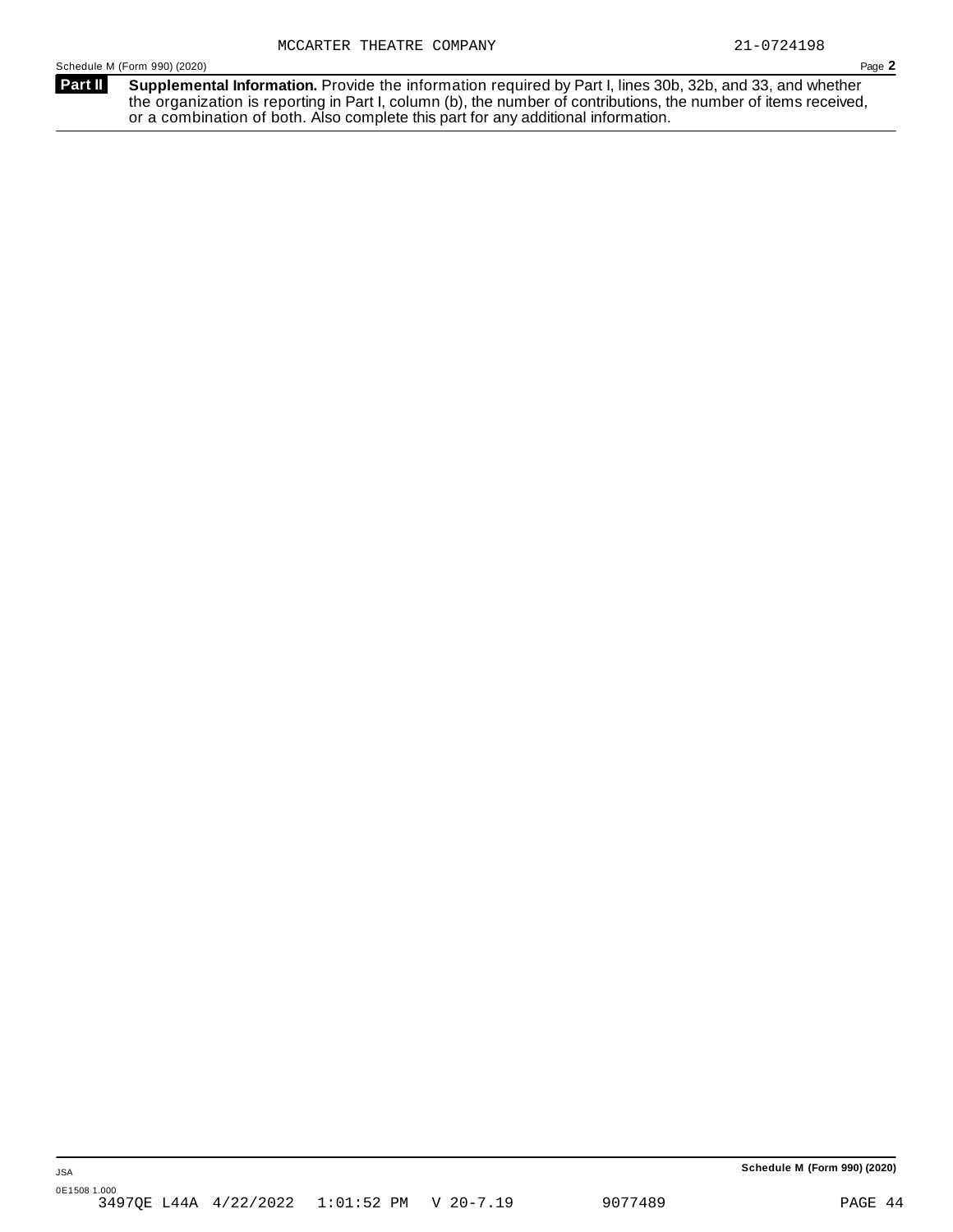MCCARTER THEATRE COMPANY 21-0724198

Schedule M (Form 990) (2020)

**Part II** **Supplemental Information.** Provide the information required by Part I, lines 30b, 32b, and 33, and whether the organization is reporting in Part I, column (b), the number of contributions, the number of items received, or a combination of both. Also complete this part for any additional information.

JSA

0E1508 1.000

3497QE L44A 4/22/2022 1:01:52 PM V 20-7.19 9077489

**Schedule M (Form 990) (2020)**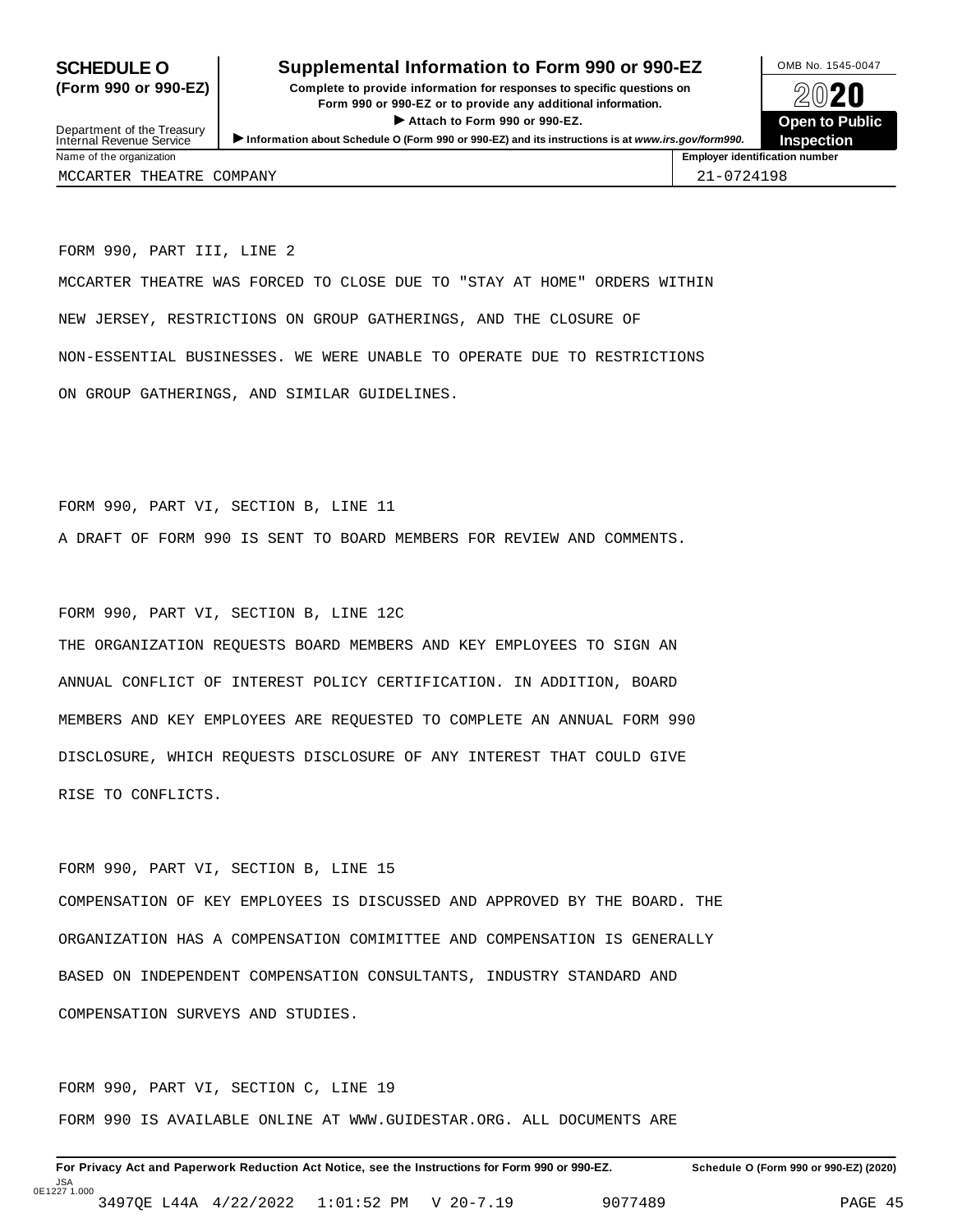**SCHEDULE O (Form 990 or 990-EZ)**

Department of the Treasury
Internal Revenue Service

# Supplemental Information to Form 990 or 990-EZ

**Complete to provide information for responses to specific questions on Form 990 or 990-EZ or to provide any additional information.**

▶ **Attach to Form 990 or 990-EZ.**

▶ **Information about Schedule O (Form 990 or 990-EZ) and its instructions is at *www.irs.gov/form990*.**

OMB No. 1545-0047

**2020**

**Open to Public Inspection**

| Name of the organization | Employer identification number |
|---|---|
| MCCARTER THEATRE COMPANY | 21-0724198 |

FORM 990, PART III, LINE 2

MCCARTER THEATRE WAS FORCED TO CLOSE DUE TO "STAY AT HOME" ORDERS WITHIN NEW JERSEY, RESTRICTIONS ON GROUP GATHERINGS, AND THE CLOSURE OF NON-ESSENTIAL BUSINESSES. WE WERE UNABLE TO OPERATE DUE TO RESTRICTIONS ON GROUP GATHERINGS, AND SIMILAR GUIDELINES.

FORM 990, PART VI, SECTION B, LINE 11

A DRAFT OF FORM 990 IS SENT TO BOARD MEMBERS FOR REVIEW AND COMMENTS.

FORM 990, PART VI, SECTION B, LINE 12C

THE ORGANIZATION REQUESTS BOARD MEMBERS AND KEY EMPLOYEES TO SIGN AN ANNUAL CONFLICT OF INTEREST POLICY CERTIFICATION. IN ADDITION, BOARD MEMBERS AND KEY EMPLOYEES ARE REQUESTED TO COMPLETE AN ANNUAL FORM 990 DISCLOSURE, WHICH REQUESTS DISCLOSURE OF ANY INTEREST THAT COULD GIVE RISE TO CONFLICTS.

FORM 990, PART VI, SECTION B, LINE 15

COMPENSATION OF KEY EMPLOYEES IS DISCUSSED AND APPROVED BY THE BOARD. THE ORGANIZATION HAS A COMPENSATION COMIMITTEE AND COMPENSATION IS GENERALLY BASED ON INDEPENDENT COMPENSATION CONSULTANTS, INDUSTRY STANDARD AND COMPENSATION SURVEYS AND STUDIES.

FORM 990, PART VI, SECTION C, LINE 19

FORM 990 IS AVAILABLE ONLINE AT WWW.GUIDESTAR.ORG. ALL DOCUMENTS ARE

**For Privacy Act and Paperwork Reduction Act Notice, see the Instructions for Form 990 or 990-EZ.** **Schedule O (Form 990 or 990-EZ) (2020)**

JSA
0E1227 1.000
3497QE L44A 4/22/2022 1:01:52 PM V 20-7.19 9077489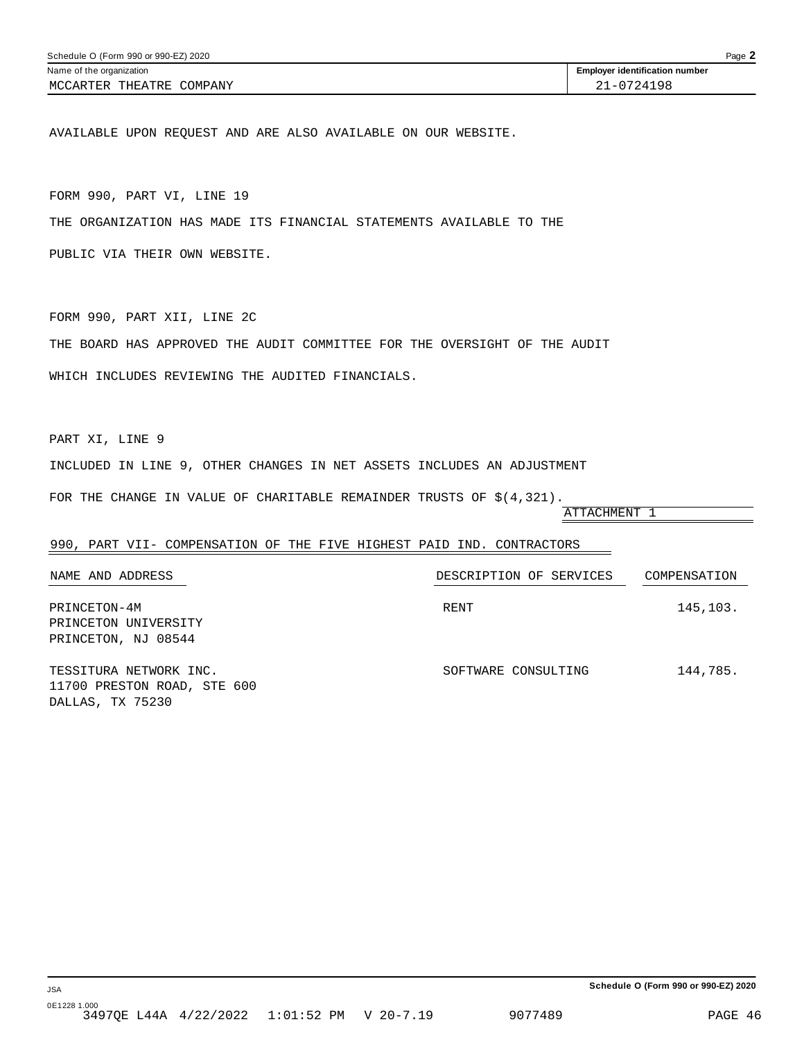Schedule O (Form 990 or 990-EZ) 2020

| Name of the organization | Employer identification number |
|---|---|
| MCCARTER THEATRE COMPANY | 21-0724198 |

AVAILABLE UPON REQUEST AND ARE ALSO AVAILABLE ON OUR WEBSITE.

FORM 990, PART VI, LINE 19

THE ORGANIZATION HAS MADE ITS FINANCIAL STATEMENTS AVAILABLE TO THE PUBLIC VIA THEIR OWN WEBSITE.

FORM 990, PART XII, LINE 2C

THE BOARD HAS APPROVED THE AUDIT COMMITTEE FOR THE OVERSIGHT OF THE AUDIT WHICH INCLUDES REVIEWING THE AUDITED FINANCIALS.

PART XI, LINE 9

INCLUDED IN LINE 9, OTHER CHANGES IN NET ASSETS INCLUDES AN ADJUSTMENT FOR THE CHANGE IN VALUE OF CHARITABLE REMAINDER TRUSTS OF $(4,321).

ATTACHMENT 1

990, PART VII- COMPENSATION OF THE FIVE HIGHEST PAID IND. CONTRACTORS

| NAME AND ADDRESS | DESCRIPTION OF SERVICES | COMPENSATION |
|---|---|---|
| PRINCETON-4M<br>PRINCETON UNIVERSITY<br>PRINCETON, NJ 08544 | RENT | 145,103. |
| TESSITURA NETWORK INC.<br>11700 PRESTON ROAD, STE 600<br>DALLAS, TX 75230 | SOFTWARE CONSULTING | 144,785. |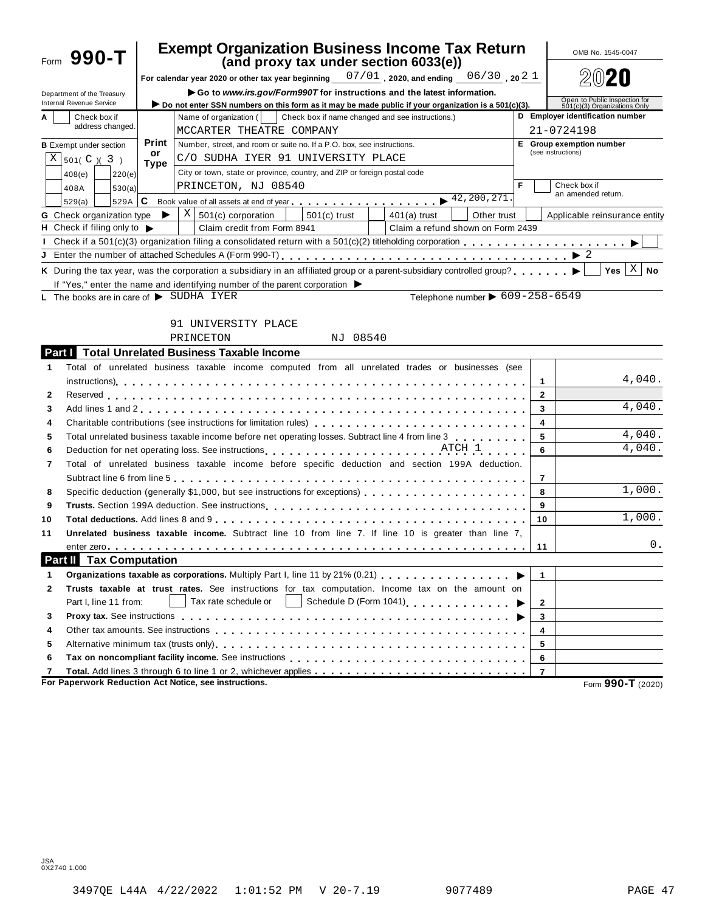# Form 990-T

## Exempt Organization Business Income Tax Return
### (and proxy tax under section 6033(e))

For calendar year 2020 or other tax year beginning 07/01, 2020, and ending 06/30, 20 21

▶ Go to *www.irs.gov/Form990T* for instructions and the latest information.

▶ Do not enter SSN numbers on this form as it may be made public if your organization is a 501(c)(3).

Department of the Treasury
Internal Revenue Service

OMB No. 1545-0047

2020

Open to Public Inspection for 501(c)(3) Organizations Only

| | | |
|---|---|---|
| A ☐ Check box if address changed. | Name of organization ( ☐ Check box if name changed and see instructions.) MCCARTER THEATRE COMPANY | D Employer identification number 21-0724198 |
| B Exempt under section ☒ 501( C )( 3 ) ☐ 408(e) ☐ 220(e) ☐ 408A ☐ 530(a) ☐ 529(a) ☐ 529A | Print or Type — Number, street, and room or suite no. If a P.O. box, see instructions. C/O SUDHA IYER 91 UNIVERSITY PLACE | E Group exemption number (see instructions) |
| | City or town, state or province, country, and ZIP or foreign postal code PRINCETON, NJ 08540 | F ☐ Check box if an amended return. |
| | C Book value of all assets at end of year ▶ 42,200,271. | |

G Check organization type ▶ ☒ 501(c) corporation ☐ 501(c) trust ☐ 401(a) trust ☐ Other trust ☐ Applicable reinsurance entity

H Check if filing only to ▶ ☐ Claim credit from Form 8941 ☐ Claim a refund shown on Form 2439

I Check if a 501(c)(3) organization filing a consolidated return with a 501(c)(2) titleholding corporation ▶ ☐

J Enter the number of attached Schedules A (Form 990-T) ▶ 2

K During the tax year, was the corporation a subsidiary in an affiliated group or a parent-subsidiary controlled group? ▶ ☐ Yes ☒ No

If "Yes," enter the name and identifying number of the parent corporation ▶

L The books are in care of ▶ SUDHA IYER — Telephone number ▶ 609-258-6549

91 UNIVERSITY PLACE
PRINCETON NJ 08540

## Part I Total Unrelated Business Taxable Income

| | | | |
|---|---|---|---|
| 1 | Total of unrelated business taxable income computed from all unrelated trades or businesses (see instructions) | 1 | 4,040. |
| 2 | Reserved | 2 | |
| 3 | Add lines 1 and 2 | 3 | 4,040. |
| 4 | Charitable contributions (see instructions for limitation rules) | 4 | |
| 5 | Total unrelated business taxable income before net operating losses. Subtract line 4 from line 3 | 5 | 4,040. |
| 6 | Deduction for net operating loss. See instructions ATCH 1 | 6 | 4,040. |
| 7 | Total of unrelated business taxable income before specific deduction and section 199A deduction. Subtract line 6 from line 5 | 7 | |
| 8 | Specific deduction (generally $1,000, but see instructions for exceptions) | 8 | 1,000. |
| 9 | **Trusts.** Section 199A deduction. See instructions | 9 | |
| 10 | **Total deductions.** Add lines 8 and 9 | 10 | 1,000. |
| 11 | **Unrelated business taxable income.** Subtract line 10 from line 7. If line 10 is greater than line 7, enter zero | 11 | 0. |

## Part II Tax Computation

| | | | |
|---|---|---|---|
| 1 | **Organizations taxable as corporations.** Multiply Part I, line 11 by 21% (0.21) ▶ | 1 | |
| 2 | **Trusts taxable at trust rates.** See instructions for tax computation. Income tax on the amount on Part I, line 11 from: ☐ Tax rate schedule or ☐ Schedule D (Form 1041) ▶ | 2 | |
| 3 | **Proxy tax.** See instructions ▶ | 3 | |
| 4 | Other tax amounts. See instructions | 4 | |
| 5 | Alternative minimum tax (trusts only) | 5 | |
| 6 | **Tax on noncompliant facility income.** See instructions | 6 | |
| 7 | **Total.** Add lines 3 through 6 to line 1 or 2, whichever applies | 7 | |

**For Paperwork Reduction Act Notice, see instructions.** Form **990-T** (2020)

JSA
0X2740 1.000

3497QE L44A 4/22/2022 1:01:52 PM V 20-7.19 9077489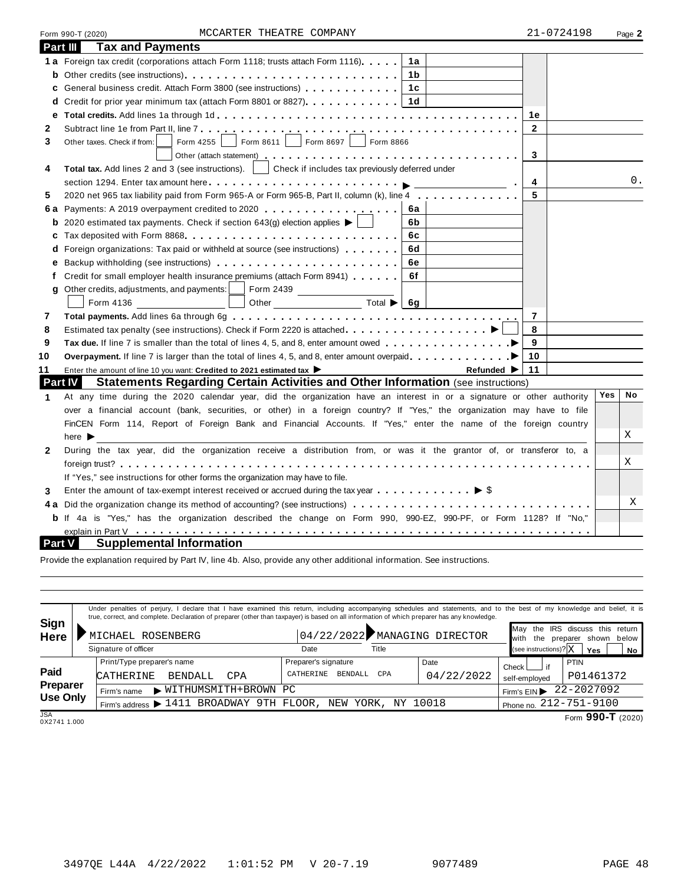Form 990-T (2020) MCCARTER THEATRE COMPANY 21-0724198 Page **2**

## Part III Tax and Payments

| Line | Description | | | Line | Amount |
|---|---|---|---|---|---|
| 1a | Foreign tax credit (corporations attach Form 1118; trusts attach Form 1116) | 1a | | | |
| b | Other credits (see instructions) | 1b | | | |
| c | General business credit. Attach Form 3800 (see instructions) | 1c | | | |
| d | Credit for prior year minimum tax (attach Form 8801 or 8827) | 1d | | | |
| e | **Total credits.** Add lines 1a through 1d | | | 1e | |
| 2 | Subtract line 1e from Part II, line 7 | | | 2 | |
| 3 | Other taxes. Check if from: ☐ Form 4255 ☐ Form 8611 ☐ Form 8697 ☐ Form 8866 ☐ Other (attach statement) | | | 3 | |
| 4 | **Total tax.** Add lines 2 and 3 (see instructions). ☐ Check if includes tax previously deferred under section 1294. Enter tax amount here ▶ | | | 4 | 0. |
| 5 | 2020 net 965 tax liability paid from Form 965-A or Form 965-B, Part II, column (k), line 4 | | | 5 | |
| 6a | Payments: A 2019 overpayment credited to 2020 | 6a | | | |
| b | 2020 estimated tax payments. Check if section 643(g) election applies ▶ ☐ | 6b | | | |
| c | Tax deposited with Form 8868 | 6c | | | |
| d | Foreign organizations: Tax paid or withheld at source (see instructions) | 6d | | | |
| e | Backup withholding (see instructions) | 6e | | | |
| f | Credit for small employer health insurance premiums (attach Form 8941) | 6f | | | |
| g | Other credits, adjustments, and payments: ☐ Form 2439 ☐ Form 4136 ☐ Other Total ▶ | 6g | | | |
| 7 | **Total payments.** Add lines 6a through 6g | | | 7 | |
| 8 | Estimated tax penalty (see instructions). Check if Form 2220 is attached ▶ ☐ | | | 8 | |
| 9 | **Tax due.** If line 7 is smaller than the total of lines 4, 5, and 8, enter amount owed ▶ | | | 9 | |
| 10 | **Overpayment.** If line 7 is larger than the total of lines 4, 5, and 8, enter amount overpaid ▶ | | | 10 | |
| 11 | Enter the amount of line 10 you want: **Credited to 2021 estimated tax** ▶ Refunded ▶ | | | 11 | |

## Part IV Statements Regarding Certain Activities and Other Information (see instructions)

| Line | Question | Yes | No |
|---|---|---|---|
| 1 | At any time during the 2020 calendar year, did the organization have an interest in or a signature or other authority over a financial account (bank, securities, or other) in a foreign country? If "Yes," the organization may have to file FinCEN Form 114, Report of Foreign Bank and Financial Accounts. If "Yes," enter the name of the foreign country here ▶ | | X |
| 2 | During the tax year, did the organization receive a distribution from, or was it the grantor of, or transferor to, a foreign trust? If "Yes," see instructions for other forms the organization may have to file. | | X |
| 3 | Enter the amount of tax-exempt interest received or accrued during the tax year ▶ $ | | |
| 4a | Did the organization change its method of accounting? (see instructions) | | X |
| b | If 4a is "Yes," has the organization described the change on Form 990, 990-EZ, 990-PF, or Form 1128? If "No," explain in Part V | | |

## Part V Supplemental Information

Provide the explanation required by Part IV, line 4b. Also, provide any other additional information. See instructions.

**Sign Here**

Under penalties of perjury, I declare that I have examined this return, including accompanying schedules and statements, and to the best of my knowledge and belief, it is true, correct, and complete. Declaration of preparer (other than taxpayer) is based on all information of which preparer has any knowledge.

| Signature of officer | Date | Title | May the IRS discuss this return with the preparer shown below (see instructions)? |
|---|---|---|---|
| MICHAEL ROSENBERG | 04/22/2022 | MANAGING DIRECTOR | X Yes ☐ No |

**Paid Preparer Use Only**

| Print/Type preparer's name | Preparer's signature | Date | Check ☐ if self-employed | PTIN |
|---|---|---|---|---|
| CATHERINE BENDALL CPA | CATHERINE BENDALL CPA | 04/22/2022 | | P01461372 |

Firm's name ▶ WITHUMSMITH+BROWN PC — Firm's EIN ▶ 22-2027092

Firm's address ▶ 1411 BROADWAY 9TH FLOOR, NEW YORK, NY 10018 — Phone no. 212-751-9100

Form **990-T** (2020)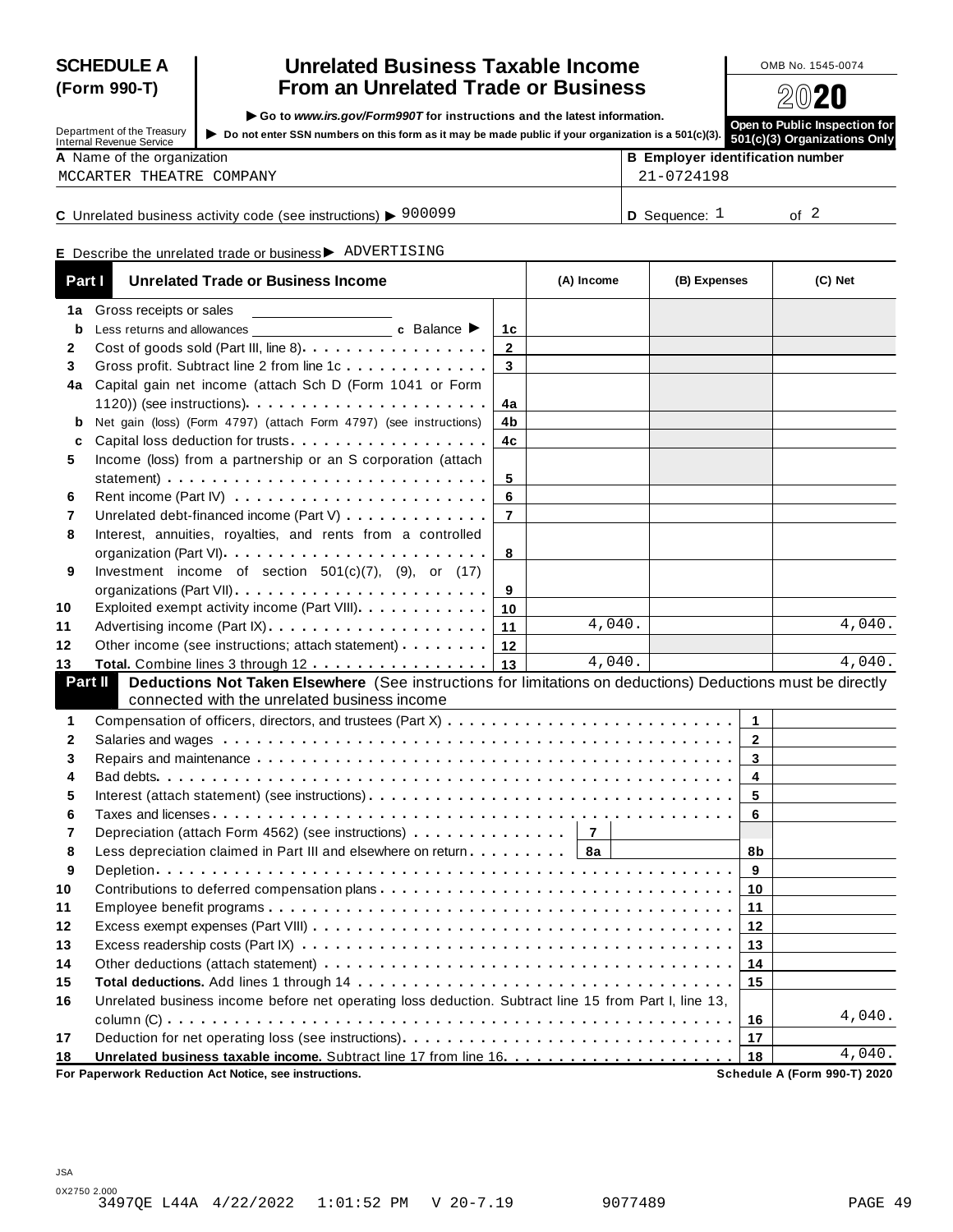**SCHEDULE A (Form 990-T)**

Department of the Treasury
Internal Revenue Service

# Unrelated Business Taxable Income From an Unrelated Trade or Business

▶ Go to *www.irs.gov/Form990T* for instructions and the latest information.

▶ Do not enter SSN numbers on this form as it may be made public if your organization is a 501(c)(3).

OMB No. 1545-0074

2020

Open to Public Inspection for 501(c)(3) Organizations Only

**A** Name of the organization: MCCARTER THEATRE COMPANY

**B Employer identification number**: 21-0724198

**C** Unrelated business activity code (see instructions) ▶ 900099

**D** Sequence: 1 of 2

**E** Describe the unrelated trade or business ▶ ADVERTISING

| Part I | Unrelated Trade or Business Income | | (A) Income | (B) Expenses | (C) Net |
|---|---|---|---|---|---|
| 1a | Gross receipts or sales | | | | |
| b | Less returns and allowances ______ c Balance ▶ | 1c | | | |
| 2 | Cost of goods sold (Part III, line 8) | 2 | | | |
| 3 | Gross profit. Subtract line 2 from line 1c | 3 | | | |
| 4a | Capital gain net income (attach Sch D (Form 1041 or Form 1120)) (see instructions) | 4a | | | |
| b | Net gain (loss) (Form 4797) (attach Form 4797) (see instructions) | 4b | | | |
| c | Capital loss deduction for trusts | 4c | | | |
| 5 | Income (loss) from a partnership or an S corporation (attach statement) | 5 | | | |
| 6 | Rent income (Part IV) | 6 | | | |
| 7 | Unrelated debt-financed income (Part V) | 7 | | | |
| 8 | Interest, annuities, royalties, and rents from a controlled organization (Part VI) | 8 | | | |
| 9 | Investment income of section 501(c)(7), (9), or (17) organizations (Part VII) | 9 | | | |
| 10 | Exploited exempt activity income (Part VIII) | 10 | | | |
| 11 | Advertising income (Part IX) | 11 | 4,040. | | 4,040. |
| 12 | Other income (see instructions; attach statement) | 12 | | | |
| 13 | **Total.** Combine lines 3 through 12 | 13 | 4,040. | | 4,040. |

**Part II — Deductions Not Taken Elsewhere** (See instructions for limitations on deductions) Deductions must be directly connected with the unrelated business income

| | | | |
|---|---|---|---|
| 1 | Compensation of officers, directors, and trustees (Part X) | 1 | |
| 2 | Salaries and wages | 2 | |
| 3 | Repairs and maintenance | 3 | |
| 4 | Bad debts | 4 | |
| 5 | Interest (attach statement) (see instructions) | 5 | |
| 6 | Taxes and licenses | 6 | |
| 7 | Depreciation (attach Form 4562) (see instructions) — 7 | | |
| 8 | Less depreciation claimed in Part III and elsewhere on return — 8a | 8b | |
| 9 | Depletion | 9 | |
| 10 | Contributions to deferred compensation plans | 10 | |
| 11 | Employee benefit programs | 11 | |
| 12 | Excess exempt expenses (Part VIII) | 12 | |
| 13 | Excess readership costs (Part IX) | 13 | |
| 14 | Other deductions (attach statement) | 14 | |
| 15 | **Total deductions.** Add lines 1 through 14 | 15 | |
| 16 | Unrelated business income before net operating loss deduction. Subtract line 15 from Part I, line 13, column (C) | 16 | 4,040. |
| 17 | Deduction for net operating loss (see instructions) | 17 | |
| 18 | **Unrelated business taxable income.** Subtract line 17 from line 16 | 18 | 4,040. |

**For Paperwork Reduction Act Notice, see instructions.** **Schedule A (Form 990-T) 2020**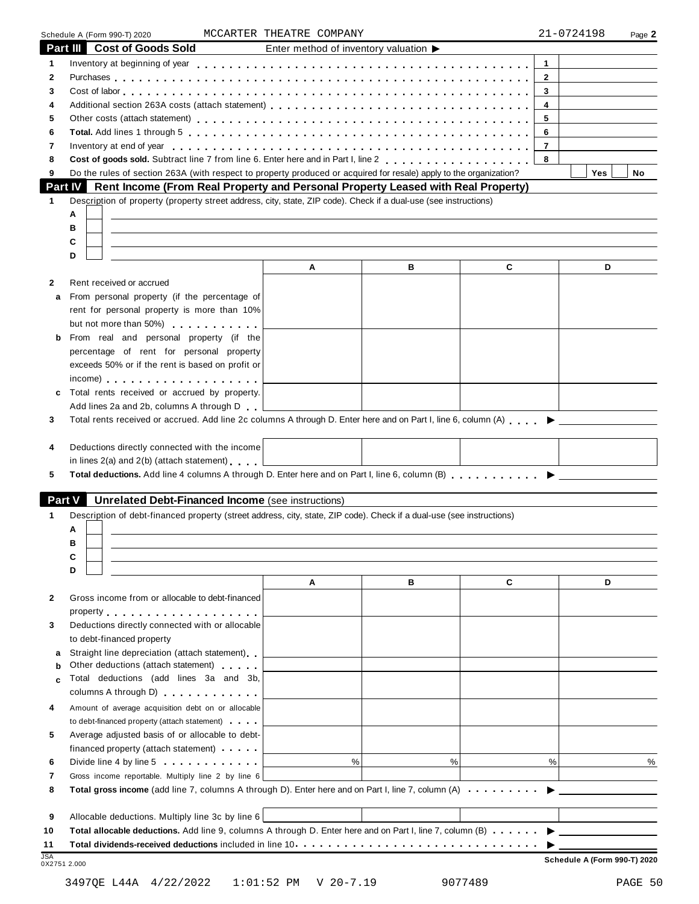Schedule A (Form 990-T) 2020 MCCARTER THEATRE COMPANY 21-0724198 Page **2**

## Part III Cost of Goods Sold

Enter method of inventory valuation ▶

| | | | |
|---|---|---|---|
| 1 | Inventory at beginning of year | 1 | |
| 2 | Purchases | 2 | |
| 3 | Cost of labor | 3 | |
| 4 | Additional section 263A costs (attach statement) | 4 | |
| 5 | Other costs (attach statement) | 5 | |
| 6 | **Total.** Add lines 1 through 5 | 6 | |
| 7 | Inventory at end of year | 7 | |
| 8 | **Cost of goods sold.** Subtract line 7 from line 6. Enter here and in Part I, line 2 | 8 | |
| 9 | Do the rules of section 263A (with respect to property produced or acquired for resale) apply to the organization? | | Yes ☐ No ☐ |

## Part IV Rent Income (From Real Property and Personal Property Leased with Real Property)

**1** Description of property (property street address, city, state, ZIP code). Check if a dual-use (see instructions)

A ☐

B ☐

C ☐

D ☐

| | | A | B | C | D |
|---|---|---|---|---|---|
| 2 | Rent received or accrued | | | | |
| a | From personal property (if the percentage of rent for personal property is more than 10% but not more than 50%) | | | | |
| b | From real and personal property (if the percentage of rent for personal property exceeds 50% or if the rent is based on profit or income) | | | | |
| c | Total rents received or accrued by property. Add lines 2a and 2b, columns A through D | | | | |

**3** Total rents received or accrued. Add line 2c columns A through D. Enter here and on Part I, line 6, column (A) ▶

| | | A | B | C | D |
|---|---|---|---|---|---|
| 4 | Deductions directly connected with the income in lines 2(a) and 2(b) (attach statement) | | | | |

**5** **Total deductions.** Add line 4 columns A through D. Enter here and on Part I, line 6, column (B) ▶

## Part V Unrelated Debt-Financed Income (see instructions)

**1** Description of debt-financed property (street address, city, state, ZIP code). Check if a dual-use (see instructions)

A ☐

B ☐

C ☐

D ☐

| | | A | B | C | D |
|---|---|---|---|---|---|
| 2 | Gross income from or allocable to debt-financed property | | | | |
| 3 | Deductions directly connected with or allocable to debt-financed property | | | | |
| a | Straight line depreciation (attach statement) | | | | |
| b | Other deductions (attach statement) | | | | |
| c | Total deductions (add lines 3a and 3b, columns A through D) | | | | |
| 4 | Amount of average acquisition debt on or allocable to debt-financed property (attach statement) | | | | |
| 5 | Average adjusted basis of or allocable to debt-financed property (attach statement) | | | | |
| 6 | Divide line 4 by line 5 | % | % | % | % |
| 7 | Gross income reportable. Multiply line 2 by line 6 | | | | |

**8** **Total gross income** (add line 7, columns A through D). Enter here and on Part I, line 7, column (A) ▶

| | | A | B | C | D |
|---|---|---|---|---|---|
| 9 | Allocable deductions. Multiply line 3c by line 6 | | | | |

**10** **Total allocable deductions.** Add line 9, columns A through D. Enter here and on Part I, line 7, column (B) ▶

**11** **Total dividends-received deductions** included in line 10 ▶

JSA 0X2751 2.000 **Schedule A (Form 990-T) 2020**

3497QE L44A 4/22/2022 1:01:52 PM V 20-7.19 9077489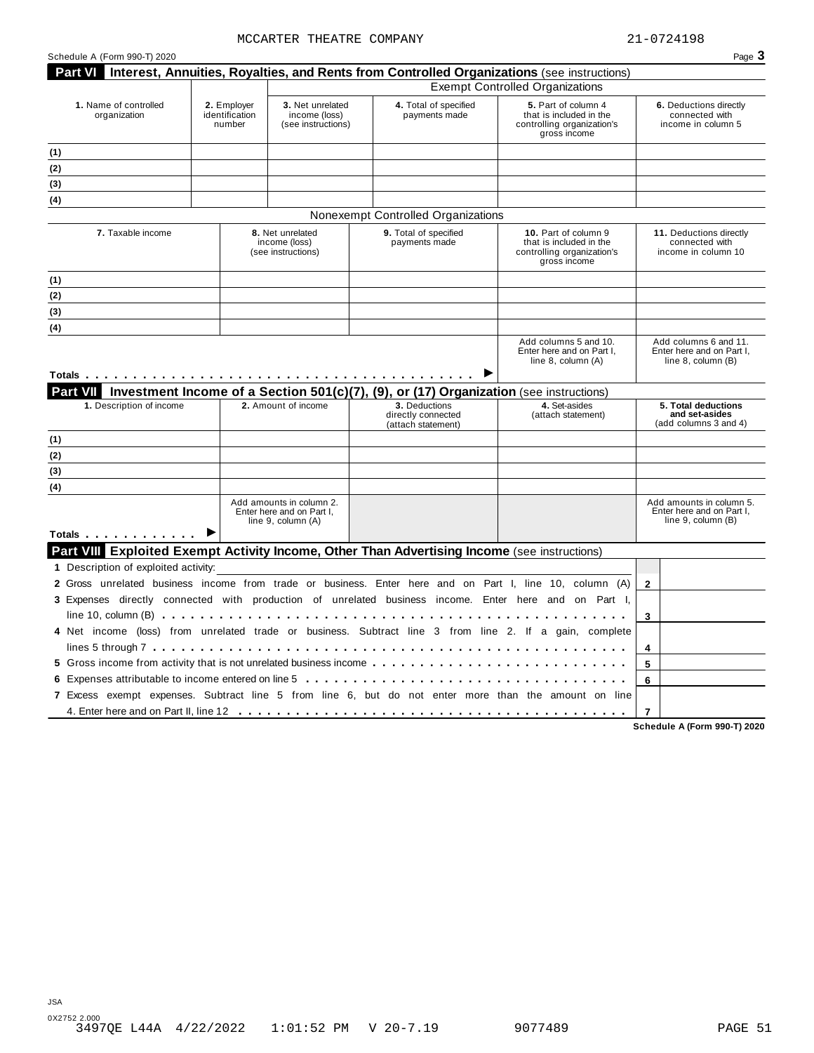MCCARTER THEATRE COMPANY 21-0724198

Schedule A (Form 990-T) 2020 Page **3**

## Part VI Interest, Annuities, Royalties, and Rents from Controlled Organizations (see instructions)

| | | Exempt Controlled Organizations | | | |
|---|---|---|---|---|---|
| **1.** Name of controlled organization | **2.** Employer identification number | **3.** Net unrelated income (loss) (see instructions) | **4.** Total of specified payments made | **5.** Part of column 4 that is included in the controlling organization's gross income | **6.** Deductions directly connected with income in column 5 |
| (1) | | | | | |
| (2) | | | | | |
| (3) | | | | | |
| (4) | | | | | |

Nonexempt Controlled Organizations

| **7.** Taxable income | **8.** Net unrelated income (loss) (see instructions) | **9.** Total of specified payments made | **10.** Part of column 9 that is included in the controlling organization's gross income | **11.** Deductions directly connected with income in column 10 |
|---|---|---|---|---|
| (1) | | | | |
| (2) | | | | |
| (3) | | | | |
| (4) | | | | |
| **Totals** ▶ | | | Add columns 5 and 10. Enter here and on Part I, line 8, column (A) | Add columns 6 and 11. Enter here and on Part I, line 8, column (B) |

## Part VII Investment Income of a Section 501(c)(7), (9), or (17) Organization (see instructions)

| **1.** Description of income | **2.** Amount of income | **3.** Deductions directly connected (attach statement) | **4.** Set-asides (attach statement) | **5. Total deductions and set-asides** (add columns 3 and 4) |
|---|---|---|---|---|
| (1) | | | | |
| (2) | | | | |
| (3) | | | | |
| (4) | | | | |
| **Totals** ▶ | Add amounts in column 2. Enter here and on Part I, line 9, column (A) | | | Add amounts in column 5. Enter here and on Part I, line 9, column (B) |

## Part VIII Exploited Exempt Activity Income, Other Than Advertising Income (see instructions)

| | | |
|---|---|---|
| **1** Description of exploited activity: | | |
| **2** Gross unrelated business income from trade or business. Enter here and on Part I, line 10, column (A) | **2** | |
| **3** Expenses directly connected with production of unrelated business income. Enter here and on Part I, line 10, column (B) | **3** | |
| **4** Net income (loss) from unrelated trade or business. Subtract line 3 from line 2. If a gain, complete lines 5 through 7 | **4** | |
| **5** Gross income from activity that is not unrelated business income | **5** | |
| **6** Expenses attributable to income entered on line 5 | **6** | |
| **7** Excess exempt expenses. Subtract line 5 from line 6, but do not enter more than the amount on line 4. Enter here and on Part II, line 12 | **7** | |

**Schedule A (Form 990-T) 2020**

JSA
0X2752 2.000
3497QE L44A 4/22/2022 1:01:52 PM V 20-7.19 9077489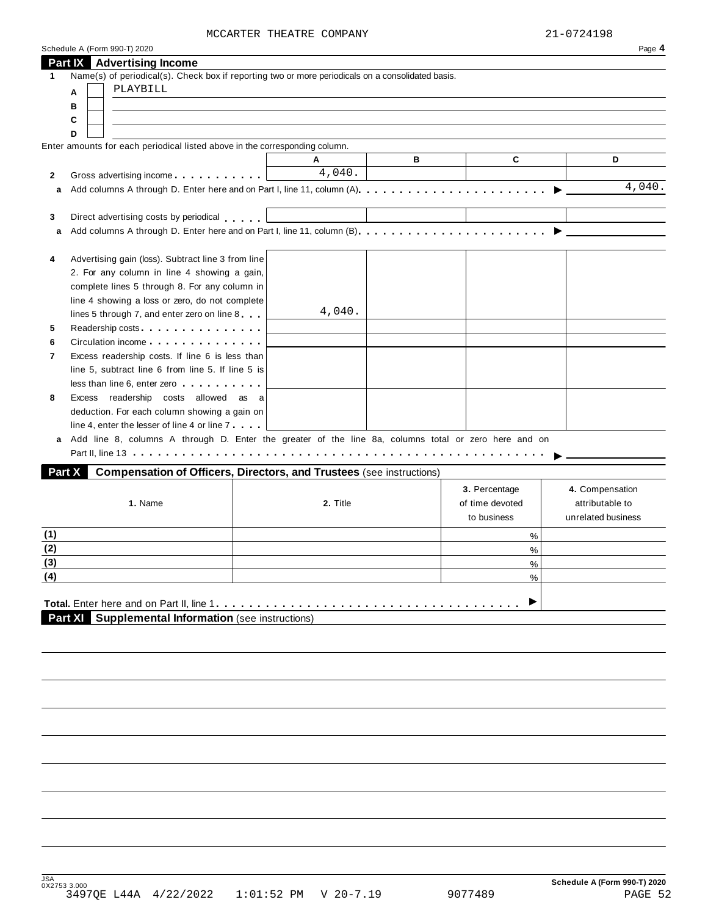MCCARTER THEATRE COMPANY 21-0724198

Schedule A (Form 990-T) 2020 Page **4**

## Part IX Advertising Income

**1** Name(s) of periodical(s). Check box if reporting two or more periodicals on a consolidated basis.

- **A** ☐ PLAYBILL
- **B** ☐
- **C** ☐
- **D** ☐

Enter amounts for each periodical listed above in the corresponding column.

| | | A | B | C | D |
|---|---|---|---|---|---|
| **2** | Gross advertising income | 4,040. | | | |
| **a** | Add columns A through D. Enter here and on Part I, line 11, column (A) ▶ | | | | 4,040. |
| **3** | Direct advertising costs by periodical | | | | |
| **a** | Add columns A through D. Enter here and on Part I, line 11, column (B) ▶ | | | | |
| **4** | Advertising gain (loss). Subtract line 3 from line 2. For any column in line 4 showing a gain, complete lines 5 through 8. For any column in line 4 showing a loss or zero, do not complete lines 5 through 7, and enter zero on line 8 | 4,040. | | | |
| **5** | Readership costs | | | | |
| **6** | Circulation income | | | | |
| **7** | Excess readership costs. If line 6 is less than line 5, subtract line 6 from line 5. If line 5 is less than line 6, enter zero | | | | |
| **8** | Excess readership costs allowed as a deduction. For each column showing a gain on line 4, enter the lesser of line 4 or line 7 | | | | |
| **a** | Add line 8, columns A through D. Enter the greater of the line 8a, columns total or zero here and on Part II, line 13 ▶ | | | | |

## Part X Compensation of Officers, Directors, and Trustees (see instructions)

| | 1. Name | 2. Title | 3. Percentage of time devoted to business | 4. Compensation attributable to unrelated business |
|---|---|---|---|---|
| (1) | | | % | |
| (2) | | | % | |
| (3) | | | % | |
| (4) | | | % | |
| **Total.** Enter here and on Part II, line 1 ▶ | | | | |

## Part XI Supplemental Information (see instructions)

JSA 0X2753 3.000

Schedule A (Form 990-T) 2020

3497QE L44A 4/22/2022 1:01:52 PM V 20-7.19 9077489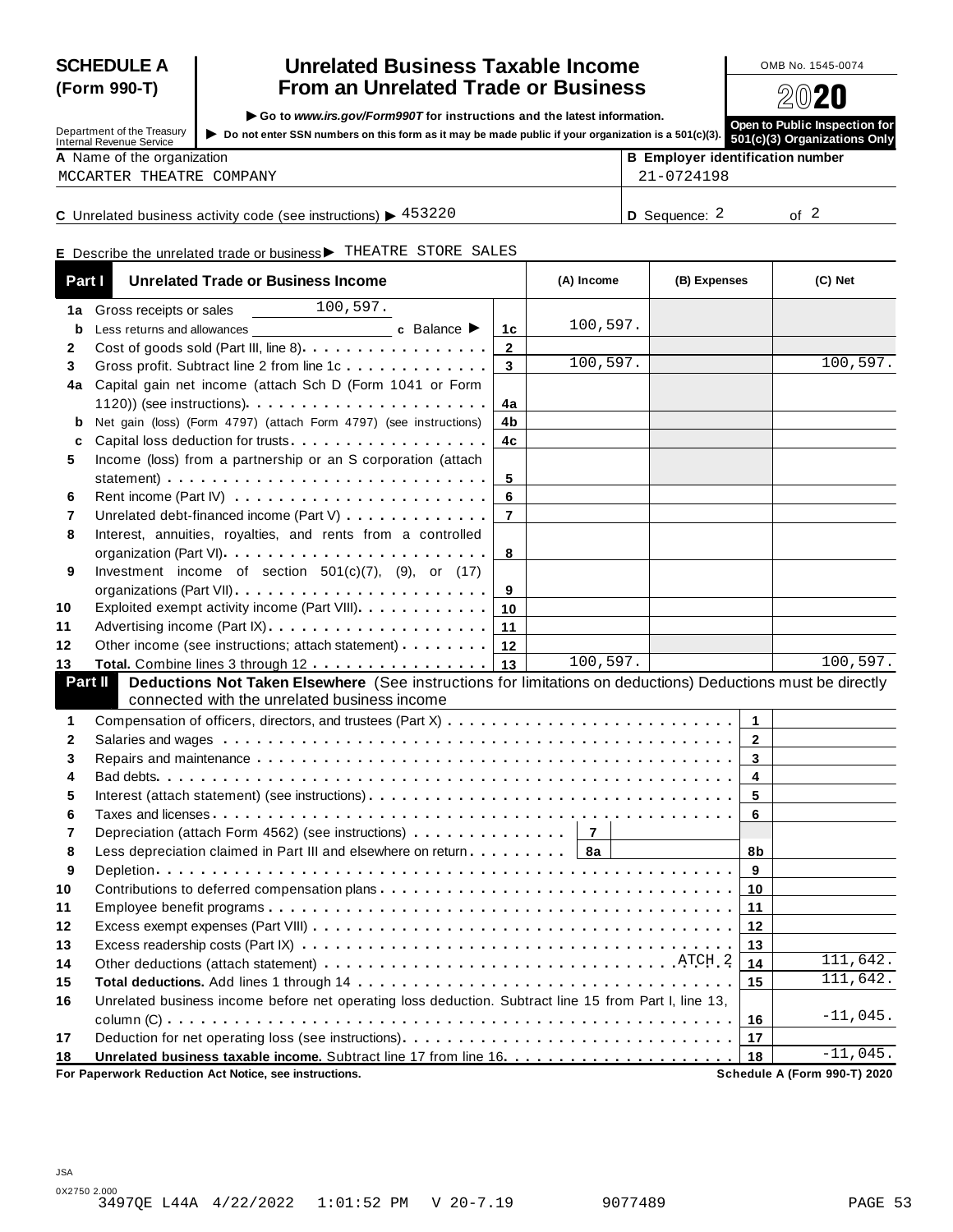# SCHEDULE A (Form 990-T)

## Unrelated Business Taxable Income From an Unrelated Trade or Business

OMB No. 1545-0074

2020

Department of the Treasury
Internal Revenue Service

▶ Go to *www.irs.gov/Form990T* for instructions and the latest information.

▶ Do not enter SSN numbers on this form as it may be made public if your organization is a 501(c)(3).

**Open to Public Inspection for 501(c)(3) Organizations Only**

**A** Name of the organization: MCCARTER THEATRE COMPANY

**B** Employer identification number: 21-0724198

**C** Unrelated business activity code (see instructions) ▶ 453220

**D** Sequence: 2 of 2

**E** Describe the unrelated trade or business ▶ THEATRE STORE SALES

### Part I Unrelated Trade or Business Income

| | | Line | (A) Income | (B) Expenses | (C) Net |
|---|---|---|---|---|---|
| 1a | Gross receipts or sales 100,597. | | | | |
| b | Less returns and allowances ____ c Balance ▶ | 1c | 100,597. | | |
| 2 | Cost of goods sold (Part III, line 8) | 2 | | | |
| 3 | Gross profit. Subtract line 2 from line 1c | 3 | 100,597. | | 100,597. |
| 4a | Capital gain net income (attach Sch D (Form 1041 or Form 1120)) (see instructions) | 4a | | | |
| b | Net gain (loss) (Form 4797) (attach Form 4797) (see instructions) | 4b | | | |
| c | Capital loss deduction for trusts | 4c | | | |
| 5 | Income (loss) from a partnership or an S corporation (attach statement) | 5 | | | |
| 6 | Rent income (Part IV) | 6 | | | |
| 7 | Unrelated debt-financed income (Part V) | 7 | | | |
| 8 | Interest, annuities, royalties, and rents from a controlled organization (Part VI) | 8 | | | |
| 9 | Investment income of section 501(c)(7), (9), or (17) organizations (Part VII) | 9 | | | |
| 10 | Exploited exempt activity income (Part VIII) | 10 | | | |
| 11 | Advertising income (Part IX) | 11 | | | |
| 12 | Other income (see instructions; attach statement) | 12 | | | |
| 13 | **Total.** Combine lines 3 through 12 | 13 | 100,597. | | 100,597. |

### Part II Deductions Not Taken Elsewhere (See instructions for limitations on deductions) Deductions must be directly connected with the unrelated business income

| | | Line | Amount |
|---|---|---|---|
| 1 | Compensation of officers, directors, and trustees (Part X) | 1 | |
| 2 | Salaries and wages | 2 | |
| 3 | Repairs and maintenance | 3 | |
| 4 | Bad debts | 4 | |
| 5 | Interest (attach statement) (see instructions) | 5 | |
| 6 | Taxes and licenses | 6 | |
| 7 | Depreciation (attach Form 4562) (see instructions) — 7 | | |
| 8 | Less depreciation claimed in Part III and elsewhere on return — 8a | 8b | |
| 9 | Depletion | 9 | |
| 10 | Contributions to deferred compensation plans | 10 | |
| 11 | Employee benefit programs | 11 | |
| 12 | Excess exempt expenses (Part VIII) | 12 | |
| 13 | Excess readership costs (Part IX) | 13 | |
| 14 | Other deductions (attach statement) ATCH 2 | 14 | 111,642. |
| 15 | **Total deductions.** Add lines 1 through 14 | 15 | 111,642. |
| 16 | Unrelated business income before net operating loss deduction. Subtract line 15 from Part I, line 13, column (C) | 16 | -11,045. |
| 17 | Deduction for net operating loss (see instructions) | 17 | |
| 18 | **Unrelated business taxable income.** Subtract line 17 from line 16 | 18 | -11,045. |

**For Paperwork Reduction Act Notice, see instructions.** **Schedule A (Form 990-T) 2020**

JSA
0X2750 2.000
3497QE L44A 4/22/2022 1:01:52 PM V 20-7.19 9077489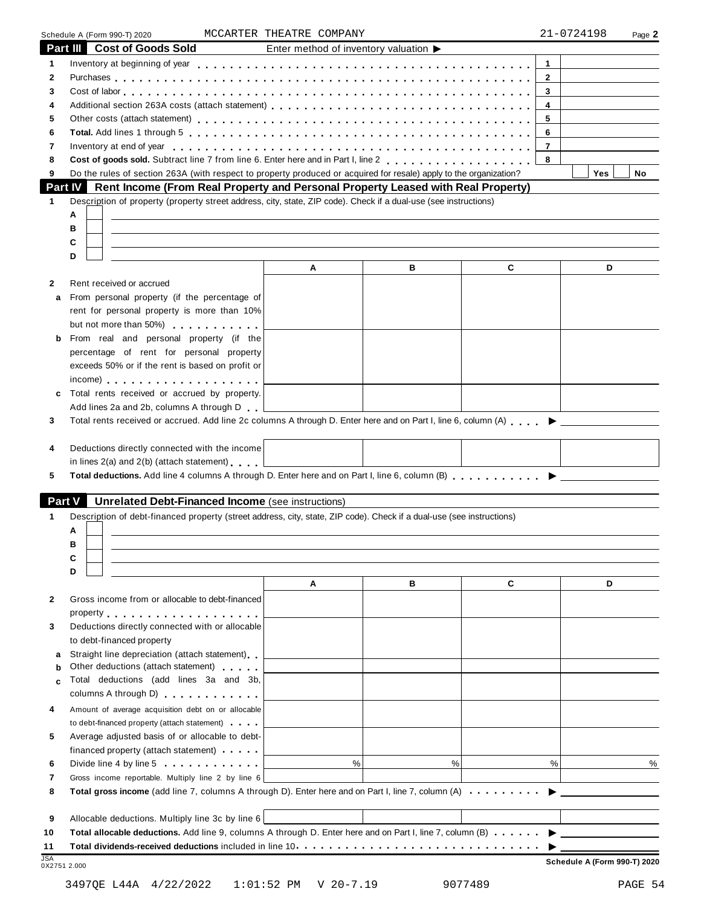Schedule A (Form 990-T) 2020 MCCARTER THEATRE COMPANY 21-0724198 Page **2**

## Part III Cost of Goods Sold

Enter method of inventory valuation ▶

| | | | |
|---|---|---|---|
| 1 | Inventory at beginning of year | 1 | |
| 2 | Purchases | 2 | |
| 3 | Cost of labor | 3 | |
| 4 | Additional section 263A costs (attach statement) | 4 | |
| 5 | Other costs (attach statement) | 5 | |
| 6 | **Total.** Add lines 1 through 5 | 6 | |
| 7 | Inventory at end of year | 7 | |
| 8 | **Cost of goods sold.** Subtract line 7 from line 6. Enter here and in Part I, line 2 | 8 | |
| 9 | Do the rules of section 263A (with respect to property produced or acquired for resale) apply to the organization? | | Yes ☐ No ☐ |

## Part IV Rent Income (From Real Property and Personal Property Leased with Real Property)

1 Description of property (property street address, city, state, ZIP code). Check if a dual-use (see instructions)

A ☐
B ☐
C ☐
D ☐

| | | A | B | C | D |
|---|---|---|---|---|---|
| 2 | Rent received or accrued | | | | |
| a | From personal property (if the percentage of rent for personal property is more than 10% but not more than 50%) | | | | |
| b | From real and personal property (if the percentage of rent for personal property exceeds 50% or if the rent is based on profit or income) | | | | |
| c | Total rents received or accrued by property. Add lines 2a and 2b, columns A through D | | | | |

3 Total rents received or accrued. Add line 2c columns A through D. Enter here and on Part I, line 6, column (A) ▶

| | | A | B | C | D |
|---|---|---|---|---|---|
| 4 | Deductions directly connected with the income in lines 2(a) and 2(b) (attach statement) | | | | |

5 **Total deductions.** Add line 4 columns A through D. Enter here and on Part I, line 6, column (B) ▶

## Part V Unrelated Debt-Financed Income (see instructions)

1 Description of debt-financed property (street address, city, state, ZIP code). Check if a dual-use (see instructions)

A ☐
B ☐
C ☐
D ☐

| | | A | B | C | D |
|---|---|---|---|---|---|
| 2 | Gross income from or allocable to debt-financed property | | | | |
| 3 | Deductions directly connected with or allocable to debt-financed property | | | | |
| a | Straight line depreciation (attach statement) | | | | |
| b | Other deductions (attach statement) | | | | |
| c | Total deductions (add lines 3a and 3b, columns A through D) | | | | |
| 4 | Amount of average acquisition debt on or allocable to debt-financed property (attach statement) | | | | |
| 5 | Average adjusted basis of or allocable to debt-financed property (attach statement) | | | | |
| 6 | Divide line 4 by line 5 | % | % | % | % |
| 7 | Gross income reportable. Multiply line 2 by line 6 | | | | |

8 **Total gross income** (add line 7, columns A through D). Enter here and on Part I, line 7, column (A) ▶

| | | A | B | C | D |
|---|---|---|---|---|---|
| 9 | Allocable deductions. Multiply line 3c by line 6 | | | | |

10 **Total allocable deductions.** Add line 9, columns A through D. Enter here and on Part I, line 7, column (B) ▶

11 **Total dividends-received deductions** included in line 10 ▶

JSA 0X2751 2.000 **Schedule A (Form 990-T) 2020**

3497QE L44A 4/22/2022 1:01:52 PM V 20-7.19 9077489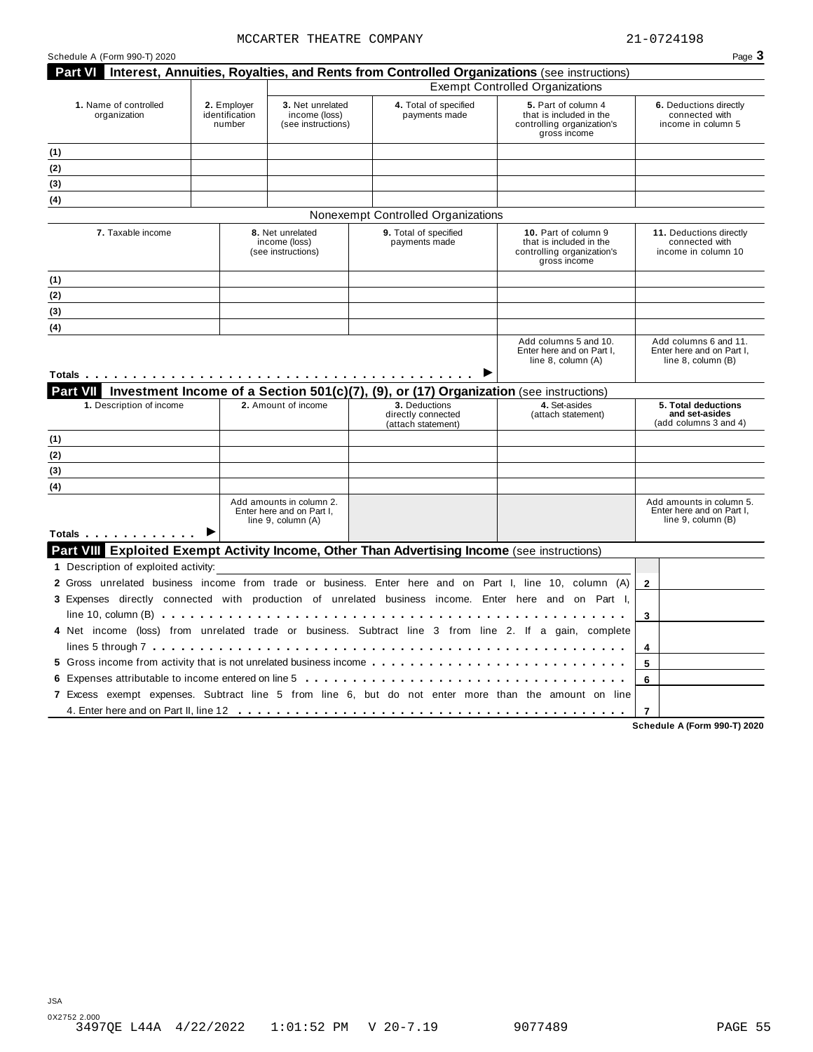MCCARTER THEATRE COMPANY 21-0724198

Schedule A (Form 990-T) 2020 Page **3**

## Part VI Interest, Annuities, Royalties, and Rents from Controlled Organizations (see instructions)

| | | Exempt Controlled Organizations | | | |
|---|---|---|---|---|---|
| **1.** Name of controlled organization | **2.** Employer identification number | **3.** Net unrelated income (loss) (see instructions) | **4.** Total of specified payments made | **5.** Part of column 4 that is included in the controlling organization's gross income | **6.** Deductions directly connected with income in column 5 |
| (1) | | | | | |
| (2) | | | | | |
| (3) | | | | | |
| (4) | | | | | |

Nonexempt Controlled Organizations

| **7.** Taxable income | **8.** Net unrelated income (loss) (see instructions) | **9.** Total of specified payments made | **10.** Part of column 9 that is included in the controlling organization's gross income | **11.** Deductions directly connected with income in column 10 |
|---|---|---|---|---|
| (1) | | | | |
| (2) | | | | |
| (3) | | | | |
| (4) | | | | |
| | | | Add columns 5 and 10. Enter here and on Part I, line 8, column (A) | Add columns 6 and 11. Enter here and on Part I, line 8, column (B) |
| **Totals** . . . . . . . . . . ▶ | | | | |

## Part VII Investment Income of a Section 501(c)(7), (9), or (17) Organization (see instructions)

| **1.** Description of income | **2.** Amount of income | **3.** Deductions directly connected (attach statement) | **4.** Set-asides (attach statement) | **5. Total deductions and set-asides** (add columns 3 and 4) |
|---|---|---|---|---|
| (1) | | | | |
| (2) | | | | |
| (3) | | | | |
| (4) | | | | |
| **Totals** . . . . . . ▶ | Add amounts in column 2. Enter here and on Part I, line 9, column (A) | | | Add amounts in column 5. Enter here and on Part I, line 9, column (B) |

## Part VIII Exploited Exempt Activity Income, Other Than Advertising Income (see instructions)

| | | |
|---|---|---|
| **1** Description of exploited activity: | | |
| **2** Gross unrelated business income from trade or business. Enter here and on Part I, line 10, column (A) | **2** | |
| **3** Expenses directly connected with production of unrelated business income. Enter here and on Part I, line 10, column (B) | **3** | |
| **4** Net income (loss) from unrelated trade or business. Subtract line 3 from line 2. If a gain, complete lines 5 through 7 | **4** | |
| **5** Gross income from activity that is not unrelated business income | **5** | |
| **6** Expenses attributable to income entered on line 5 | **6** | |
| **7** Excess exempt expenses. Subtract line 5 from line 6, but do not enter more than the amount on line 4. Enter here and on Part II, line 12 | **7** | |

**Schedule A (Form 990-T) 2020**

JSA
0X2752 2.000
3497QE L44A 4/22/2022 1:01:52 PM V 20-7.19 9077489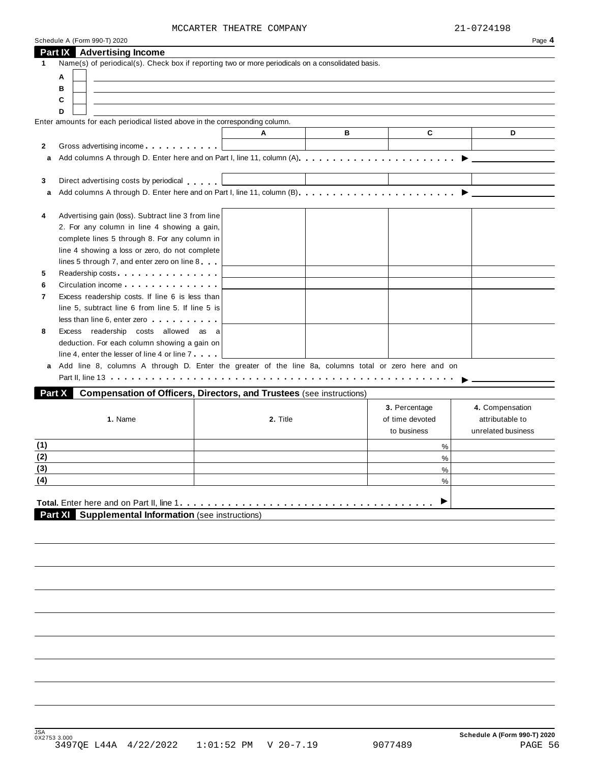MCCARTER THEATRE COMPANY 21-0724198

Schedule A (Form 990-T) 2020 Page **4**

## Part IX Advertising Income

**1** Name(s) of periodical(s). Check box if reporting two or more periodicals on a consolidated basis.

**A** ☐

**B** ☐

**C** ☐

**D** ☐

Enter amounts for each periodical listed above in the corresponding column.

| | A | B | C | D |
|---|---|---|---|---|
| **2** Gross advertising income | | | | |
| **a** Add columns A through D. Enter here and on Part I, line 11, column (A) ▶ | | | | |
| **3** Direct advertising costs by periodical | | | | |
| **a** Add columns A through D. Enter here and on Part I, line 11, column (B) ▶ | | | | |
| **4** Advertising gain (loss). Subtract line 3 from line 2. For any column in line 4 showing a gain, complete lines 5 through 8. For any column in line 4 showing a loss or zero, do not complete lines 5 through 7, and enter zero on line 8 | | | | |
| **5** Readership costs | | | | |
| **6** Circulation income | | | | |
| **7** Excess readership costs. If line 6 is less than line 5, subtract line 6 from line 5. If line 5 is less than line 6, enter zero | | | | |
| **8** Excess readership costs allowed as a deduction. For each column showing a gain on line 4, enter the lesser of line 4 or line 7 | | | | |
| **a** Add line 8, columns A through D. Enter the greater of the line 8a, columns total or zero here and on Part II, line 13 ▶ | | | | |

## Part X Compensation of Officers, Directors, and Trustees (see instructions)

| | 1. Name | 2. Title | 3. Percentage of time devoted to business | 4. Compensation attributable to unrelated business |
|---|---|---|---|---|
| (1) | | | % | |
| (2) | | | % | |
| (3) | | | % | |
| (4) | | | % | |
| **Total.** Enter here and on Part II, line 1 ▶ | | | | |

## Part XI Supplemental Information (see instructions)

JSA 0X2753 3.000

**Schedule A (Form 990-T) 2020**

3497QE L44A 4/22/2022 1:01:52 PM V 20-7.19 9077489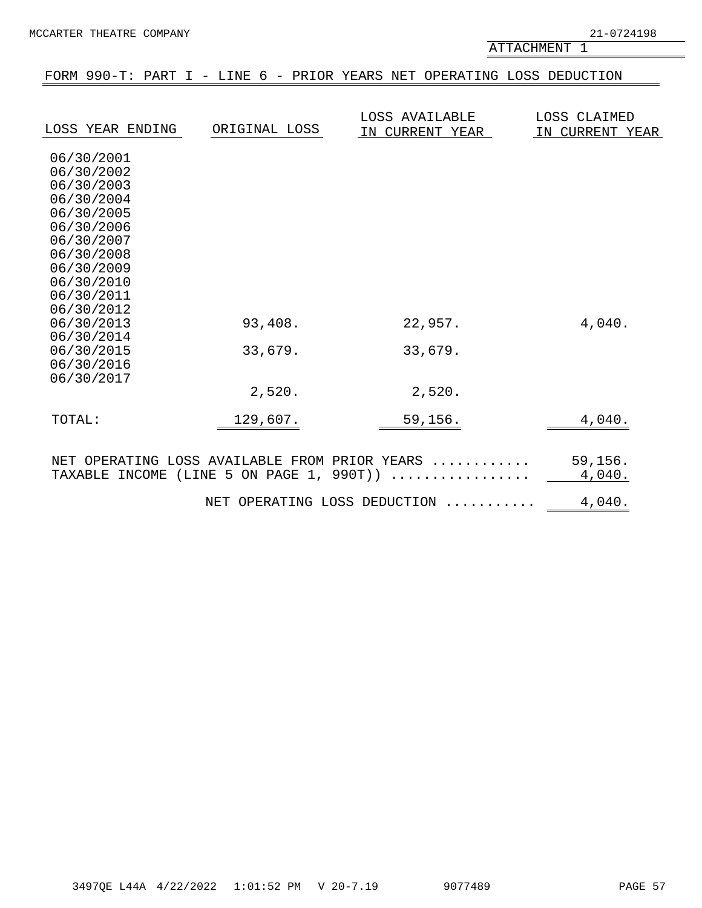MCCARTER THEATRE COMPANY 21-0724198

ATTACHMENT 1

## FORM 990-T: PART I - LINE 6 - PRIOR YEARS NET OPERATING LOSS DEDUCTION

| LOSS YEAR ENDING | ORIGINAL LOSS | LOSS AVAILABLE IN CURRENT YEAR | LOSS CLAIMED IN CURRENT YEAR |
|---|---|---|---|
| 06/30/2001 | | | |
| 06/30/2002 | | | |
| 06/30/2003 | | | |
| 06/30/2004 | | | |
| 06/30/2005 | | | |
| 06/30/2006 | | | |
| 06/30/2007 | | | |
| 06/30/2008 | | | |
| 06/30/2009 | | | |
| 06/30/2010 | | | |
| 06/30/2011 | | | |
| 06/30/2012 | | | |
| 06/30/2013 | 93,408. | 22,957. | 4,040. |
| 06/30/2014 | | | |
| 06/30/2015 | 33,679. | 33,679. | |
| 06/30/2016 | | | |
| 06/30/2017 | | | |
| | 2,520. | 2,520. | |
| TOTAL: | 129,607. | 59,156. | 4,040. |

| | |
|---|---|
| NET OPERATING LOSS AVAILABLE FROM PRIOR YEARS ........... | 59,156. |
| TAXABLE INCOME (LINE 5 ON PAGE 1, 990T)) ................ | 4,040. |
| NET OPERATING LOSS DEDUCTION .......... | 4,040. |

3497QE L44A 4/22/2022 1:01:52 PM V 20-7.19 9077489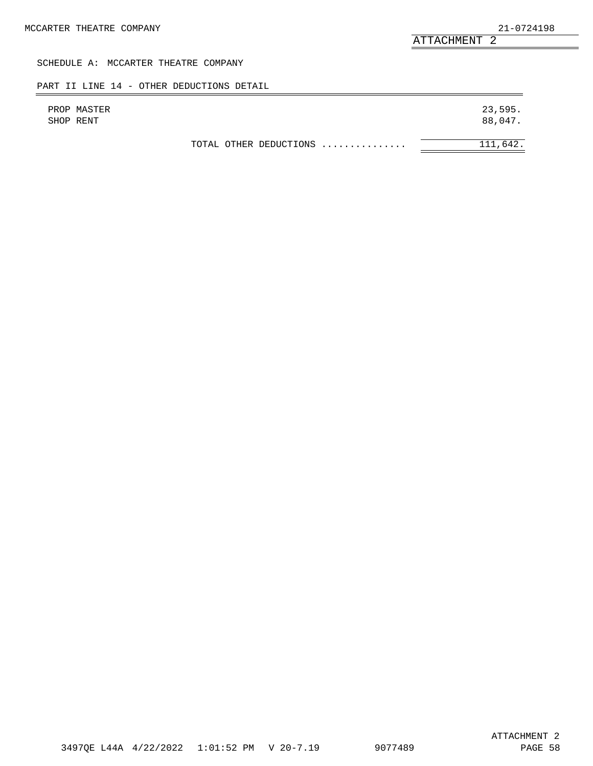ATTACHMENT 2

SCHEDULE A: MCCARTER THEATRE COMPANY

PART II LINE 14 - OTHER DEDUCTIONS DETAIL

| | |
|---|---|
| PROP MASTER | 23,595. |
| SHOP RENT | 88,047. |
| TOTAL OTHER DEDUCTIONS .............. | 111,642. |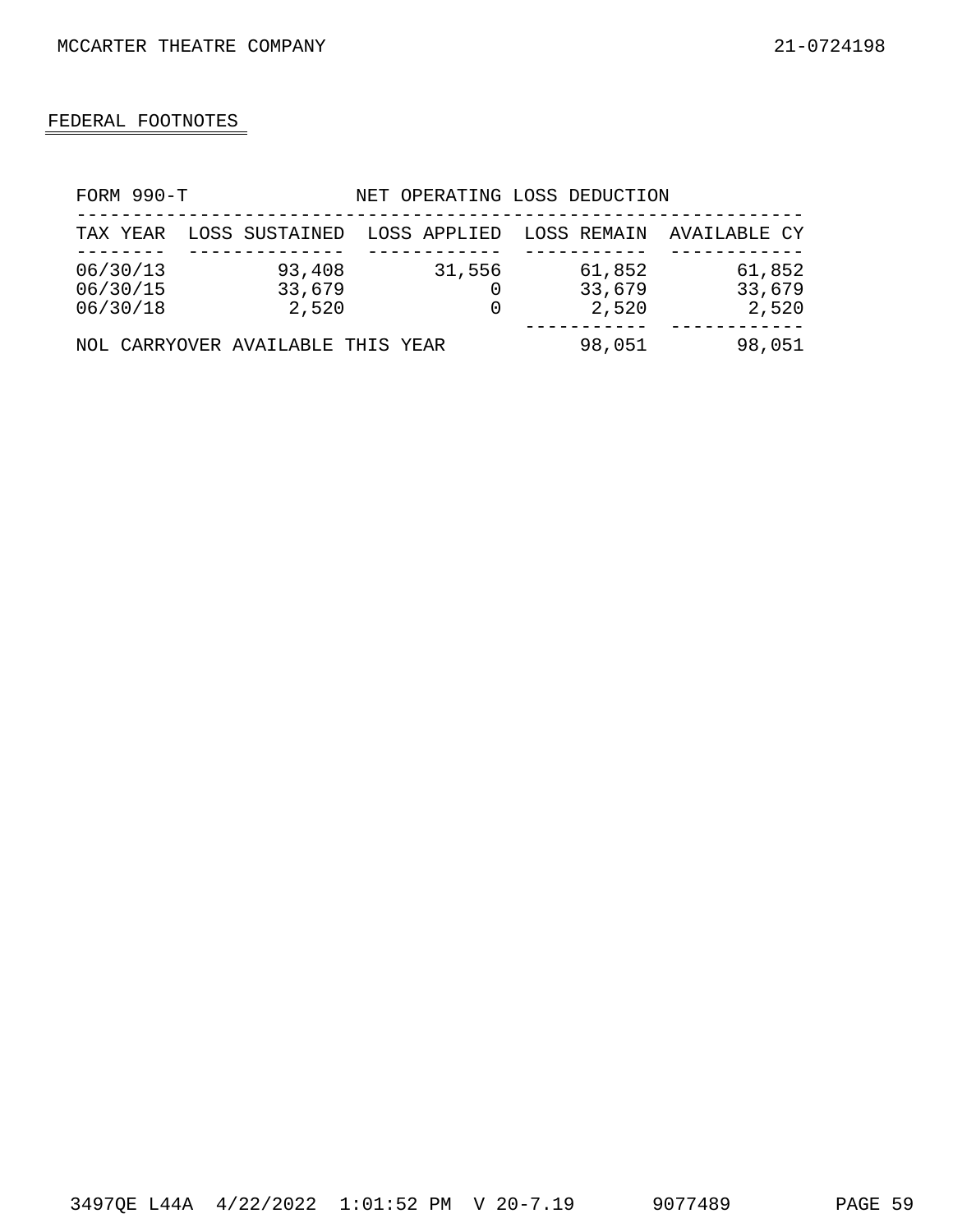MCCARTER THEATRE COMPANY 21-0724198

## FEDERAL FOOTNOTES

FORM 990-T NET OPERATING LOSS DEDUCTION

| TAX YEAR | LOSS SUSTAINED | LOSS APPLIED | LOSS REMAIN | AVAILABLE CY |
|---|---|---|---|---|
| 06/30/13 | 93,408 | 31,556 | 61,852 | 61,852 |
| 06/30/15 | 33,679 | 0 | 33,679 | 33,679 |
| 06/30/18 | 2,520 | 0 | 2,520 | 2,520 |
| NOL CARRYOVER AVAILABLE THIS YEAR | | | 98,051 | 98,051 |

3497QE L44A 4/22/2022 1:01:52 PM V 20-7.19 9077489